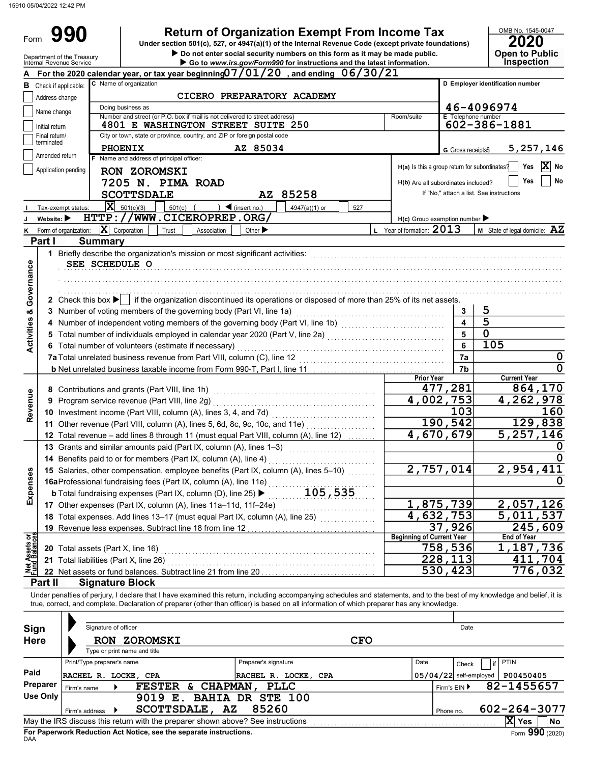15910 05/04/2022 12:42 PM

Form **990**

# Return of Organization Exempt From Income Tax

Under section 501(c), 527, or 4947(a)(1) of the Internal Revenue Code (except private foundations)

▶ Do not enter social security numbers on this form as it may be made public.

▶ Go to *www.irs.gov/Form990* for instructions and the latest information.

OMB No. 1545-0047

**2020**

**Open to Public Inspection**

Department of the Treasury
Internal Revenue Service

**A** For the 2020 calendar year, or tax year beginning 07/01/20 , and ending 06/30/21

**B** Check if applicable:
- [ ] Address change
- [ ] Name change
- [ ] Initial return
- [ ] Final return/terminated
- [ ] Amended return
- [ ] Application pending

**C** Name of organization: CICERO PREPARATORY ACADEMY

Doing business as

Number and street (or P.O. box if mail is not delivered to street address): 4801 E WASHINGTON STREET SUITE 250 — Room/suite

City or town, state or province, country, and ZIP or foreign postal code: PHOENIX AZ 85034

**D** Employer identification number: 46-4096974

**E** Telephone number: 602-386-1881

**G** Gross receipts$ 5,257,146

**F** Name and address of principal officer:
RON ZOROMSKI
7205 N. PIMA ROAD
SCOTTSDALE AZ 85258

H(a) Is this a group return for subordinates? [ ] Yes [X] No

H(b) Are all subordinates included? [ ] Yes [ ] No
If "No," attach a list. See instructions

**I** Tax-exempt status: [X] 501(c)(3) [ ] 501(c) ( ) ◀ (insert no.) [ ] 4947(a)(1) or [ ] 527

**J** Website: ▶ HTTP://WWW.CICEROPREP.ORG/

H(c) Group exemption number ▶

**K** Form of organization: [X] Corporation [ ] Trust [ ] Association [ ] Other ▶

**L** Year of formation: 2013

**M** State of legal domicile: AZ

## Part I Summary

**Activities & Governance**

1 Briefly describe the organization's mission or most significant activities:
SEE SCHEDULE O

2 Check this box ▶ [ ] if the organization discontinued its operations or disposed of more than 25% of its net assets.

| | | | |
|---|---|---|---|
| 3 | Number of voting members of the governing body (Part VI, line 1a) | 3 | 5 |
| 4 | Number of independent voting members of the governing body (Part VI, line 1b) | 4 | 5 |
| 5 | Total number of individuals employed in calendar year 2020 (Part V, line 2a) | 5 | 0 |
| 6 | Total number of volunteers (estimate if necessary) | 6 | 105 |
| 7a | Total unrelated business revenue from Part VIII, column (C), line 12 | 7a | 0 |
| b | Net unrelated business taxable income from Form 990-T, Part I, line 11 | 7b | 0 |

| | | | Prior Year | Current Year |
|---|---|---|---|---|
| **Revenue** | 8 | Contributions and grants (Part VIII, line 1h) | 477,281 | 864,170 |
| | 9 | Program service revenue (Part VIII, line 2g) | 4,002,753 | 4,262,978 |
| | 10 | Investment income (Part VIII, column (A), lines 3, 4, and 7d) | 103 | 160 |
| | 11 | Other revenue (Part VIII, column (A), lines 5, 6d, 8c, 9c, 10c, and 11e) | 190,542 | 129,838 |
| | 12 | Total revenue – add lines 8 through 11 (must equal Part VIII, column (A), line 12) | 4,670,679 | 5,257,146 |
| **Expenses** | 13 | Grants and similar amounts paid (Part IX, column (A), lines 1–3) | | 0 |
| | 14 | Benefits paid to or for members (Part IX, column (A), line 4) | | 0 |
| | 15 | Salaries, other compensation, employee benefits (Part IX, column (A), lines 5–10) | 2,757,014 | 2,954,411 |
| | 16a | Professional fundraising fees (Part IX, column (A), line 11e) | | 0 |
| | b | Total fundraising expenses (Part IX, column (D), line 25) ▶ 105,535 | | |
| | 17 | Other expenses (Part IX, column (A), lines 11a–11d, 11f–24e) | 1,875,739 | 2,057,126 |
| | 18 | Total expenses. Add lines 13–17 (must equal Part IX, column (A), line 25) | 4,632,753 | 5,011,537 |
| | 19 | Revenue less expenses. Subtract line 18 from line 12 | 37,926 | 245,609 |
| | | | **Beginning of Current Year** | **End of Year** |
| **Net Assets or Fund Balances** | 20 | Total assets (Part X, line 16) | 758,536 | 1,187,736 |
| | 21 | Total liabilities (Part X, line 26) | 228,113 | 411,704 |
| | 22 | Net assets or fund balances. Subtract line 21 from line 20 | 530,423 | 776,032 |

## Part II Signature Block

Under penalties of perjury, I declare that I have examined this return, including accompanying schedules and statements, and to the best of my knowledge and belief, it is true, correct, and complete. Declaration of preparer (other than officer) is based on all information of which preparer has any knowledge.

**Sign Here**

Signature of officer ▶ Date

RON ZOROMSKI CFO
Type or print name and title

**Paid Preparer Use Only**

| Print/Type preparer's name | Preparer's signature | Date | Check [ ] if self-employed | PTIN |
|---|---|---|---|---|
| RACHEL R. LOCKE, CPA | RACHEL R. LOCKE, CPA | 05/04/22 | | P00450405 |

Firm's name ▶ FESTER & CHAPMAN, PLLC — Firm's EIN ▶ 82-1455657

Firm's address ▶ 9019 E. BAHIA DR STE 100, SCOTTSDALE, AZ 85260 — Phone no. 602-264-3077

May the IRS discuss this return with the preparer shown above? See instructions [X] Yes [ ] No

**For Paperwork Reduction Act Notice, see the separate instructions.**

DAA

Form **990** (2020)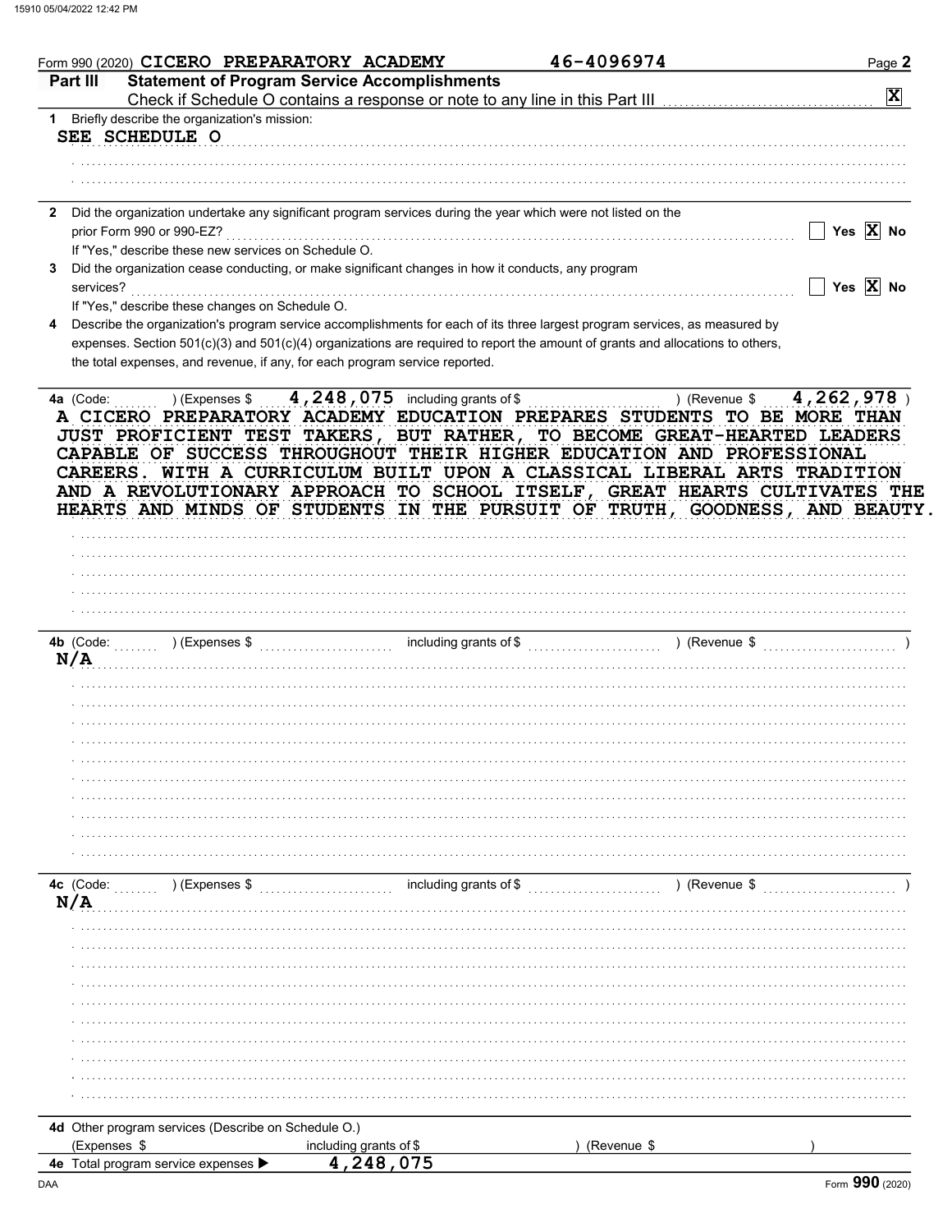Form 990 (2020) CICERO PREPARATORY ACADEMY 46-4096974 Page 2

## Part III Statement of Program Service Accomplishments

Check if Schedule O contains a response or note to any line in this Part III ..... [X]

**1** Briefly describe the organization's mission:

SEE SCHEDULE O

**2** Did the organization undertake any significant program services during the year which were not listed on the prior Form 990 or 990-EZ? ..... [ ] Yes [X] No

If "Yes," describe these new services on Schedule O.

**3** Did the organization cease conducting, or make significant changes in how it conducts, any program services? ..... [ ] Yes [X] No

If "Yes," describe these changes on Schedule O.

**4** Describe the organization's program service accomplishments for each of its three largest program services, as measured by expenses. Section 501(c)(3) and 501(c)(4) organizations are required to report the amount of grants and allocations to others, the total expenses, and revenue, if any, for each program service reported.

**4a** (Code: ) (Expenses $ 4,248,075 including grants of $ ) (Revenue $ 4,262,978 )

A CICERO PREPARATORY ACADEMY EDUCATION PREPARES STUDENTS TO BE MORE THAN JUST PROFICIENT TEST TAKERS, BUT RATHER, TO BECOME GREAT-HEARTED LEADERS CAPABLE OF SUCCESS THROUGHOUT THEIR HIGHER EDUCATION AND PROFESSIONAL CAREERS. WITH A CURRICULUM BUILT UPON A CLASSICAL LIBERAL ARTS TRADITION AND A REVOLUTIONARY APPROACH TO SCHOOL ITSELF, GREAT HEARTS CULTIVATES THE HEARTS AND MINDS OF STUDENTS IN THE PURSUIT OF TRUTH, GOODNESS, AND BEAUTY.

**4b** (Code: ) (Expenses $ including grants of $ ) (Revenue $ )

N/A

**4c** (Code: ) (Expenses $ including grants of $ ) (Revenue $ )

N/A

**4d** Other program services (Describe on Schedule O.)

(Expenses $ including grants of $ ) (Revenue $ )

**4e** Total program service expenses ▶ 4,248,075

DAA Form 990 (2020)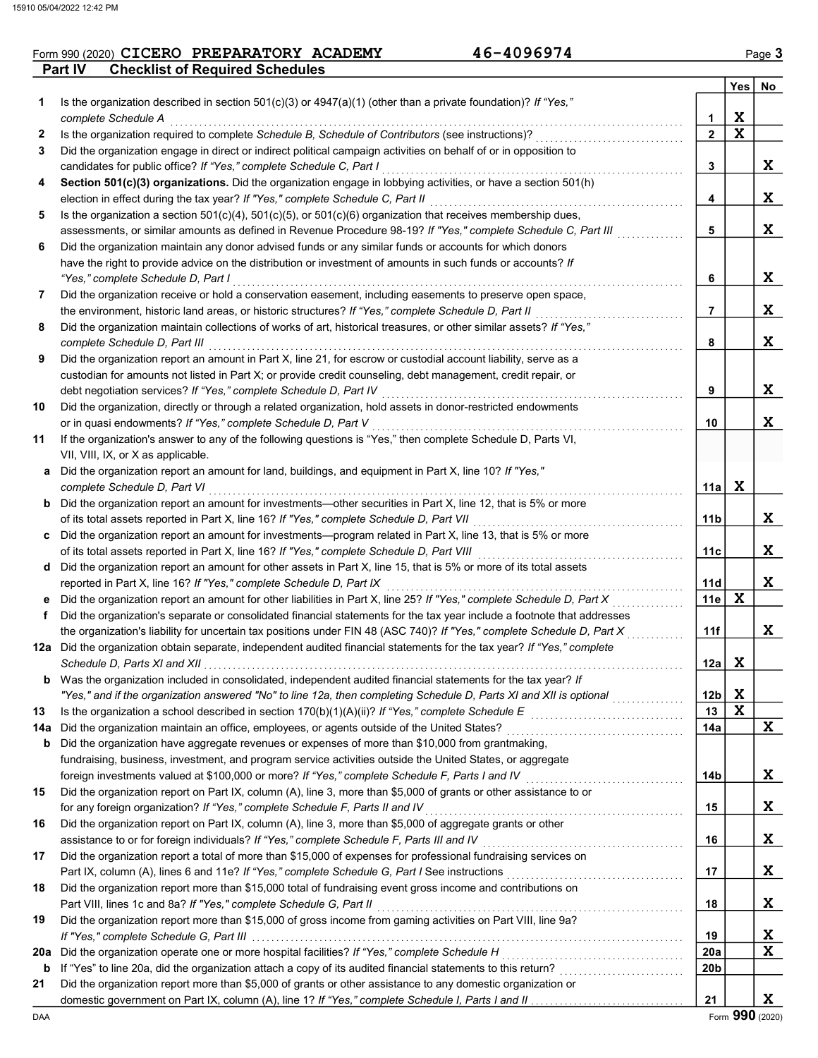Form 990 (2020) CICERO PREPARATORY ACADEMY 46-4096974 Page 3

## Part IV Checklist of Required Schedules

| | | | Yes | No |
|---|---|---|---|---|
| 1 | Is the organization described in section 501(c)(3) or 4947(a)(1) (other than a private foundation)? *If "Yes," complete Schedule A* | 1 | X | |
| 2 | Is the organization required to complete *Schedule B, Schedule of Contributors* (see instructions)? | 2 | X | |
| 3 | Did the organization engage in direct or indirect political campaign activities on behalf of or in opposition to candidates for public office? *If "Yes," complete Schedule C, Part I* | 3 | | X |
| 4 | **Section 501(c)(3) organizations.** Did the organization engage in lobbying activities, or have a section 501(h) election in effect during the tax year? *If "Yes," complete Schedule C, Part II* | 4 | | X |
| 5 | Is the organization a section 501(c)(4), 501(c)(5), or 501(c)(6) organization that receives membership dues, assessments, or similar amounts as defined in Revenue Procedure 98-19? *If "Yes," complete Schedule C, Part III* | 5 | | X |
| 6 | Did the organization maintain any donor advised funds or any similar funds or accounts for which donors have the right to provide advice on the distribution or investment of amounts in such funds or accounts? *If "Yes," complete Schedule D, Part I* | 6 | | X |
| 7 | Did the organization receive or hold a conservation easement, including easements to preserve open space, the environment, historic land areas, or historic structures? *If "Yes," complete Schedule D, Part II* | 7 | | X |
| 8 | Did the organization maintain collections of works of art, historical treasures, or other similar assets? *If "Yes," complete Schedule D, Part III* | 8 | | X |
| 9 | Did the organization report an amount in Part X, line 21, for escrow or custodial account liability, serve as a custodian for amounts not listed in Part X; or provide credit counseling, debt management, credit repair, or debt negotiation services? *If "Yes," complete Schedule D, Part IV* | 9 | | X |
| 10 | Did the organization, directly or through a related organization, hold assets in donor-restricted endowments or in quasi endowments? *If "Yes," complete Schedule D, Part V* | 10 | | X |
| 11 | If the organization's answer to any of the following questions is "Yes," then complete Schedule D, Parts VI, VII, VIII, IX, or X as applicable. | | | |
| a | Did the organization report an amount for land, buildings, and equipment in Part X, line 10? *If "Yes," complete Schedule D, Part VI* | 11a | X | |
| b | Did the organization report an amount for investments—other securities in Part X, line 12, that is 5% or more of its total assets reported in Part X, line 16? *If "Yes," complete Schedule D, Part VII* | 11b | | X |
| c | Did the organization report an amount for investments—program related in Part X, line 13, that is 5% or more of its total assets reported in Part X, line 16? *If "Yes," complete Schedule D, Part VIII* | 11c | | X |
| d | Did the organization report an amount for other assets in Part X, line 15, that is 5% or more of its total assets reported in Part X, line 16? *If "Yes," complete Schedule D, Part IX* | 11d | | X |
| e | Did the organization report an amount for other liabilities in Part X, line 25? *If "Yes," complete Schedule D, Part X* | 11e | X | |
| f | Did the organization's separate or consolidated financial statements for the tax year include a footnote that addresses the organization's liability for uncertain tax positions under FIN 48 (ASC 740)? *If "Yes," complete Schedule D, Part X* | 11f | | X |
| 12a | Did the organization obtain separate, independent audited financial statements for the tax year? *If "Yes," complete Schedule D, Parts XI and XII* | 12a | X | |
| b | Was the organization included in consolidated, independent audited financial statements for the tax year? *If "Yes," and if the organization answered "No" to line 12a, then completing Schedule D, Parts XI and XII is optional* | 12b | X | |
| 13 | Is the organization a school described in section 170(b)(1)(A)(ii)? *If "Yes," complete Schedule E* | 13 | X | |
| 14a | Did the organization maintain an office, employees, or agents outside of the United States? | 14a | | X |
| b | Did the organization have aggregate revenues or expenses of more than $10,000 from grantmaking, fundraising, business, investment, and program service activities outside the United States, or aggregate foreign investments valued at $100,000 or more? *If "Yes," complete Schedule F, Parts I and IV* | 14b | | X |
| 15 | Did the organization report on Part IX, column (A), line 3, more than $5,000 of grants or other assistance to or for any foreign organization? *If "Yes," complete Schedule F, Parts II and IV* | 15 | | X |
| 16 | Did the organization report on Part IX, column (A), line 3, more than $5,000 of aggregate grants or other assistance to or for foreign individuals? *If "Yes," complete Schedule F, Parts III and IV* | 16 | | X |
| 17 | Did the organization report a total of more than $15,000 of expenses for professional fundraising services on Part IX, column (A), lines 6 and 11e? *If "Yes," complete Schedule G, Part I* See instructions | 17 | | X |
| 18 | Did the organization report more than $15,000 total of fundraising event gross income and contributions on Part VIII, lines 1c and 8a? *If "Yes," complete Schedule G, Part II* | 18 | | X |
| 19 | Did the organization report more than $15,000 of gross income from gaming activities on Part VIII, line 9a? *If "Yes," complete Schedule G, Part III* | 19 | | X |
| 20a | Did the organization operate one or more hospital facilities? *If "Yes," complete Schedule H* | 20a | | X |
| b | If "Yes" to line 20a, did the organization attach a copy of its audited financial statements to this return? | 20b | | |
| 21 | Did the organization report more than $5,000 of grants or other assistance to any domestic organization or domestic government on Part IX, column (A), line 1? *If "Yes," complete Schedule I, Parts I and II* | 21 | | X |

Form **990** (2020)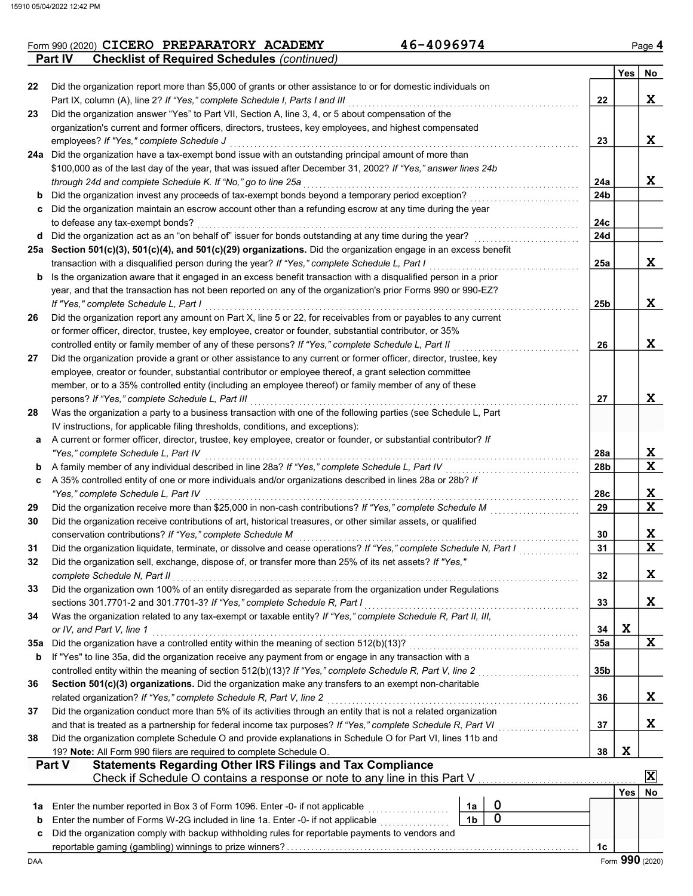Form 990 (2020) CICERO PREPARATORY ACADEMY 46-4096974 Page 4

**Part IV Checklist of Required Schedules** *(continued)*

| | | | Yes | No |
|---|---|---|---|---|
| 22 | Did the organization report more than $5,000 of grants or other assistance to or for domestic individuals on Part IX, column (A), line 2? *If "Yes," complete Schedule I, Parts I and III* | 22 | | X |
| 23 | Did the organization answer "Yes" to Part VII, Section A, line 3, 4, or 5 about compensation of the organization's current and former officers, directors, trustees, key employees, and highest compensated employees? *If "Yes," complete Schedule J* | 23 | | X |
| 24a | Did the organization have a tax-exempt bond issue with an outstanding principal amount of more than $100,000 as of the last day of the year, that was issued after December 31, 2002? *If "Yes," answer lines 24b through 24d and complete Schedule K. If "No," go to line 25a* | 24a | | X |
| b | Did the organization invest any proceeds of tax-exempt bonds beyond a temporary period exception? | 24b | | |
| c | Did the organization maintain an escrow account other than a refunding escrow at any time during the year to defease any tax-exempt bonds? | 24c | | |
| d | Did the organization act as an "on behalf of" issuer for bonds outstanding at any time during the year? | 24d | | |
| 25a | **Section 501(c)(3), 501(c)(4), and 501(c)(29) organizations.** Did the organization engage in an excess benefit transaction with a disqualified person during the year? *If "Yes," complete Schedule L, Part I* | 25a | | X |
| b | Is the organization aware that it engaged in an excess benefit transaction with a disqualified person in a prior year, and that the transaction has not been reported on any of the organization's prior Forms 990 or 990-EZ? *If "Yes," complete Schedule L, Part I* | 25b | | X |
| 26 | Did the organization report any amount on Part X, line 5 or 22, for receivables from or payables to any current or former officer, director, trustee, key employee, creator or founder, substantial contributor, or 35% controlled entity or family member of any of these persons? *If "Yes," complete Schedule L, Part II* | 26 | | X |
| 27 | Did the organization provide a grant or other assistance to any current or former officer, director, trustee, key employee, creator or founder, substantial contributor or employee thereof, a grant selection committee member, or to a 35% controlled entity (including an employee thereof) or family member of any of these persons? *If "Yes," complete Schedule L, Part III* | 27 | | X |
| 28 | Was the organization a party to a business transaction with one of the following parties (see Schedule L, Part IV instructions, for applicable filing thresholds, conditions, and exceptions): | | | |
| a | A current or former officer, director, trustee, key employee, creator or founder, or substantial contributor? *If "Yes," complete Schedule L, Part IV* | 28a | | X |
| b | A family member of any individual described in line 28a? *If "Yes," complete Schedule L, Part IV* | 28b | | X |
| c | A 35% controlled entity of one or more individuals and/or organizations described in lines 28a or 28b? *If "Yes," complete Schedule L, Part IV* | 28c | | X |
| 29 | Did the organization receive more than $25,000 in non-cash contributions? *If "Yes," complete Schedule M* | 29 | | X |
| 30 | Did the organization receive contributions of art, historical treasures, or other similar assets, or qualified conservation contributions? *If "Yes," complete Schedule M* | 30 | | X |
| 31 | Did the organization liquidate, terminate, or dissolve and cease operations? *If "Yes," complete Schedule N, Part I* | 31 | | X |
| 32 | Did the organization sell, exchange, dispose of, or transfer more than 25% of its net assets? *If "Yes," complete Schedule N, Part II* | 32 | | X |
| 33 | Did the organization own 100% of an entity disregarded as separate from the organization under Regulations sections 301.7701-2 and 301.7701-3? *If "Yes," complete Schedule R, Part I* | 33 | | X |
| 34 | Was the organization related to any tax-exempt or taxable entity? *If "Yes," complete Schedule R, Part II, III, or IV, and Part V, line 1* | 34 | X | |
| 35a | Did the organization have a controlled entity within the meaning of section 512(b)(13)? | 35a | | X |
| b | If "Yes" to line 35a, did the organization receive any payment from or engage in any transaction with a controlled entity within the meaning of section 512(b)(13)? *If "Yes," complete Schedule R, Part V, line 2* | 35b | | |
| 36 | **Section 501(c)(3) organizations.** Did the organization make any transfers to an exempt non-charitable related organization? *If "Yes," complete Schedule R, Part V, line 2* | 36 | | X |
| 37 | Did the organization conduct more than 5% of its activities through an entity that is not a related organization and that is treated as a partnership for federal income tax purposes? *If "Yes," complete Schedule R, Part VI* | 37 | | X |
| 38 | Did the organization complete Schedule O and provide explanations in Schedule O for Part VI, lines 11b and 19? **Note:** All Form 990 filers are required to complete Schedule O. | 38 | X | |

**Part V Statements Regarding Other IRS Filings and Tax Compliance**

Check if Schedule O contains a response or note to any line in this Part V [X]

| | | | | | Yes | No |
|---|---|---|---|---|---|---|
| 1a | Enter the number reported in Box 3 of Form 1096. Enter -0- if not applicable | 1a | 0 | | | |
| b | Enter the number of Forms W-2G included in line 1a. Enter -0- if not applicable | 1b | 0 | | | |
| c | Did the organization comply with backup withholding rules for reportable payments to vendors and reportable gaming (gambling) winnings to prize winners? | | | 1c | | |

Form **990** (2020)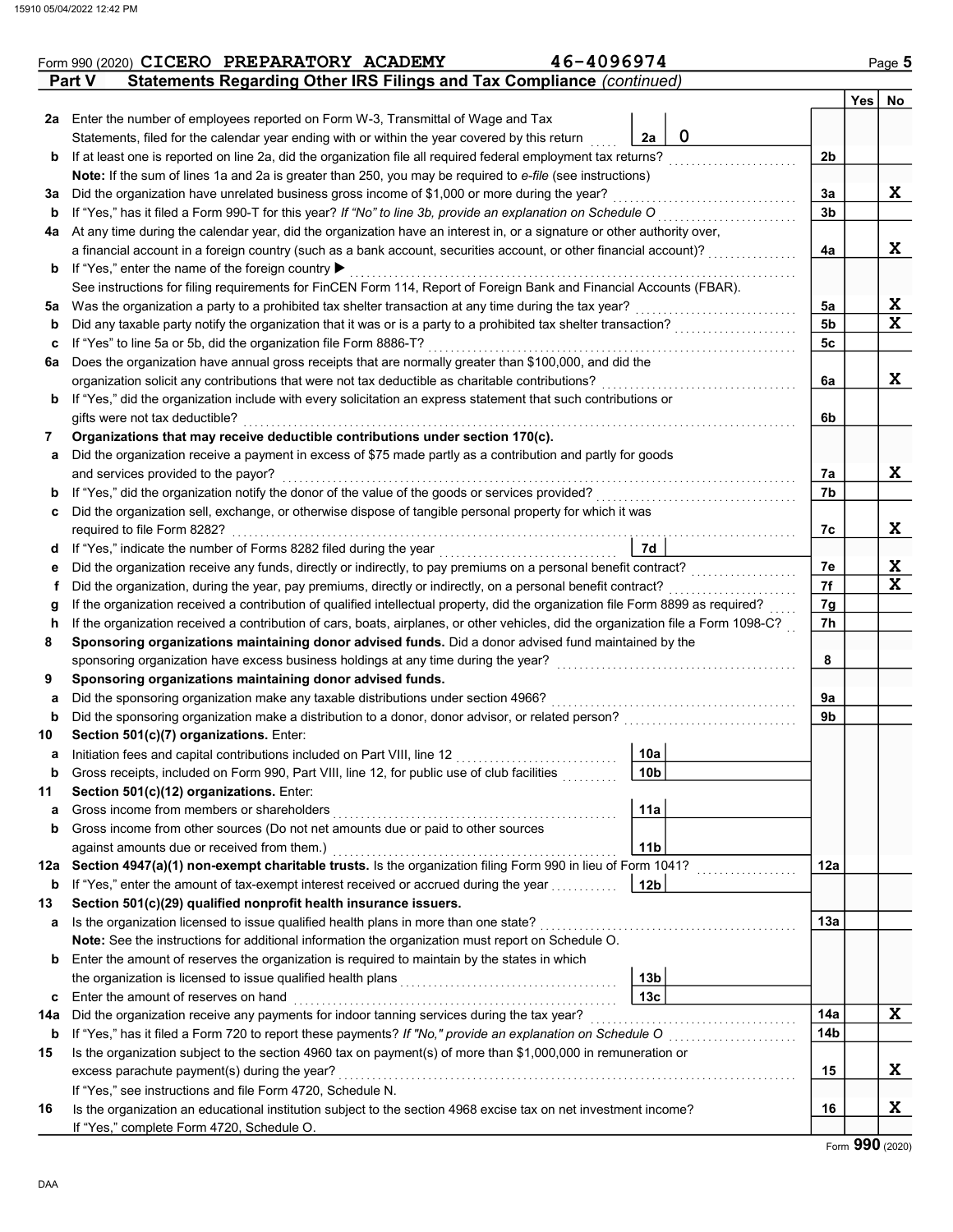Form 990 (2020) CICERO PREPARATORY ACADEMY 46-4096974

## Part V Statements Regarding Other IRS Filings and Tax Compliance *(continued)*

| | | | | Yes | No |
|---|---|---|---|---|---|
| **2a** | Enter the number of employees reported on Form W-3, Transmittal of Wage and Tax Statements, filed for the calendar year ending with or within the year covered by this return | 2a 0 | | | |
| **b** | If at least one is reported on line 2a, did the organization file all required federal employment tax returns? | | 2b | | |
| | **Note:** If the sum of lines 1a and 2a is greater than 250, you may be required to *e-file* (see instructions) | | | | |
| **3a** | Did the organization have unrelated business gross income of $1,000 or more during the year? | | 3a | | X |
| **b** | If "Yes," has it filed a Form 990-T for this year? *If "No" to line 3b, provide an explanation on Schedule O* | | 3b | | |
| **4a** | At any time during the calendar year, did the organization have an interest in, or a signature or other authority over, a financial account in a foreign country (such as a bank account, securities account, or other financial account)? | | 4a | | X |
| **b** | If "Yes," enter the name of the foreign country ▶ | | | | |
| | See instructions for filing requirements for FinCEN Form 114, Report of Foreign Bank and Financial Accounts (FBAR). | | | | |
| **5a** | Was the organization a party to a prohibited tax shelter transaction at any time during the tax year? | | 5a | | X |
| **b** | Did any taxable party notify the organization that it was or is a party to a prohibited tax shelter transaction? | | 5b | | X |
| **c** | If "Yes" to line 5a or 5b, did the organization file Form 8886-T? | | 5c | | |
| **6a** | Does the organization have annual gross receipts that are normally greater than $100,000, and did the organization solicit any contributions that were not tax deductible as charitable contributions? | | 6a | | X |
| **b** | If "Yes," did the organization include with every solicitation an express statement that such contributions or gifts were not tax deductible? | | 6b | | |
| **7** | **Organizations that may receive deductible contributions under section 170(c).** | | | | |
| **a** | Did the organization receive a payment in excess of $75 made partly as a contribution and partly for goods and services provided to the payor? | | 7a | | X |
| **b** | If "Yes," did the organization notify the donor of the value of the goods or services provided? | | 7b | | |
| **c** | Did the organization sell, exchange, or otherwise dispose of tangible personal property for which it was required to file Form 8282? | | 7c | | X |
| **d** | If "Yes," indicate the number of Forms 8282 filed during the year | 7d | | | |
| **e** | Did the organization receive any funds, directly or indirectly, to pay premiums on a personal benefit contract? | | 7e | | X |
| **f** | Did the organization, during the year, pay premiums, directly or indirectly, on a personal benefit contract? | | 7f | | X |
| **g** | If the organization received a contribution of qualified intellectual property, did the organization file Form 8899 as required? | | 7g | | |
| **h** | If the organization received a contribution of cars, boats, airplanes, or other vehicles, did the organization file a Form 1098-C? | | 7h | | |
| **8** | **Sponsoring organizations maintaining donor advised funds.** Did a donor advised fund maintained by the sponsoring organization have excess business holdings at any time during the year? | | 8 | | |
| **9** | **Sponsoring organizations maintaining donor advised funds.** | | | | |
| **a** | Did the sponsoring organization make any taxable distributions under section 4966? | | 9a | | |
| **b** | Did the sponsoring organization make a distribution to a donor, donor advisor, or related person? | | 9b | | |
| **10** | **Section 501(c)(7) organizations.** Enter: | | | | |
| **a** | Initiation fees and capital contributions included on Part VIII, line 12 | 10a | | | |
| **b** | Gross receipts, included on Form 990, Part VIII, line 12, for public use of club facilities | 10b | | | |
| **11** | **Section 501(c)(12) organizations.** Enter: | | | | |
| **a** | Gross income from members or shareholders | 11a | | | |
| **b** | Gross income from other sources (Do not net amounts due or paid to other sources against amounts due or received from them.) | 11b | | | |
| **12a** | **Section 4947(a)(1) non-exempt charitable trusts.** Is the organization filing Form 990 in lieu of Form 1041? | | 12a | | |
| **b** | If "Yes," enter the amount of tax-exempt interest received or accrued during the year | 12b | | | |
| **13** | **Section 501(c)(29) qualified nonprofit health insurance issuers.** | | | | |
| **a** | Is the organization licensed to issue qualified health plans in more than one state? | | 13a | | |
| | **Note:** See the instructions for additional information the organization must report on Schedule O. | | | | |
| **b** | Enter the amount of reserves the organization is required to maintain by the states in which the organization is licensed to issue qualified health plans | 13b | | | |
| **c** | Enter the amount of reserves on hand | 13c | | | |
| **14a** | Did the organization receive any payments for indoor tanning services during the tax year? | | 14a | | X |
| **b** | If "Yes," has it filed a Form 720 to report these payments? *If "No," provide an explanation on Schedule O* | | 14b | | |
| **15** | Is the organization subject to the section 4960 tax on payment(s) of more than $1,000,000 in remuneration or excess parachute payment(s) during the year? | | 15 | | X |
| | If "Yes," see instructions and file Form 4720, Schedule N. | | | | |
| **16** | Is the organization an educational institution subject to the section 4968 excise tax on net investment income? | | 16 | | X |
| | If "Yes," complete Form 4720, Schedule O. | | | | |

Form **990** (2020)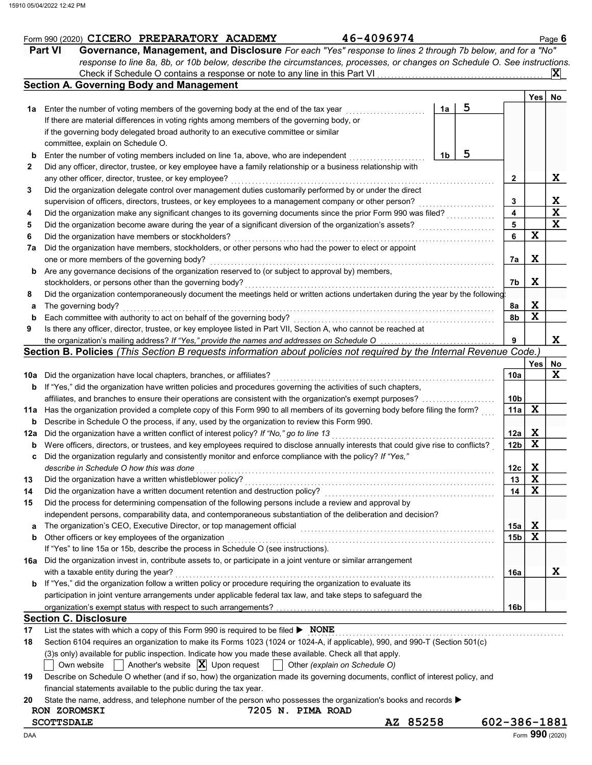Form 990 (2020) CICERO PREPARATORY ACADEMY 46-4096974 Page 6

## Part VI Governance, Management, and Disclosure

*For each "Yes" response to lines 2 through 7b below, and for a "No" response to line 8a, 8b, or 10b below, describe the circumstances, processes, or changes on Schedule O. See instructions.*

Check if Schedule O contains a response or note to any line in this Part VI ... [X]

### Section A. Governing Body and Management

| | | | | Yes | No |
|---|---|---|---|---|---|
| 1a | Enter the number of voting members of the governing body at the end of the tax year | 1a | 5 | | |
| | If there are material differences in voting rights among members of the governing body, or if the governing body delegated broad authority to an executive committee or similar committee, explain on Schedule O. | | | | |
| b | Enter the number of voting members included on line 1a, above, who are independent | 1b | 5 | | |
| 2 | Did any officer, director, trustee, or key employee have a family relationship or a business relationship with any other officer, director, trustee, or key employee? | 2 | | | X |
| 3 | Did the organization delegate control over management duties customarily performed by or under the direct supervision of officers, directors, trustees, or key employees to a management company or other person? | 3 | | | X |
| 4 | Did the organization make any significant changes to its governing documents since the prior Form 990 was filed? | 4 | | | X |
| 5 | Did the organization become aware during the year of a significant diversion of the organization's assets? | 5 | | | X |
| 6 | Did the organization have members or stockholders? | 6 | | X | |
| 7a | Did the organization have members, stockholders, or other persons who had the power to elect or appoint one or more members of the governing body? | 7a | | X | |
| b | Are any governance decisions of the organization reserved to (or subject to approval by) members, stockholders, or persons other than the governing body? | 7b | | X | |
| 8 | Did the organization contemporaneously document the meetings held or written actions undertaken during the year by the following: | | | | |
| a | The governing body? | 8a | | X | |
| b | Each committee with authority to act on behalf of the governing body? | 8b | | X | |
| 9 | Is there any officer, director, trustee, or key employee listed in Part VII, Section A, who cannot be reached at the organization's mailing address? *If "Yes," provide the names and addresses on Schedule O* | 9 | | | X |

### Section B. Policies *(This Section B requests information about policies not required by the Internal Revenue Code.)*

| | | | Yes | No |
|---|---|---|---|---|
| 10a | Did the organization have local chapters, branches, or affiliates? | 10a | | X |
| b | If "Yes," did the organization have written policies and procedures governing the activities of such chapters, affiliates, and branches to ensure their operations are consistent with the organization's exempt purposes? | 10b | | |
| 11a | Has the organization provided a complete copy of this Form 990 to all members of its governing body before filing the form? | 11a | X | |
| b | Describe in Schedule O the process, if any, used by the organization to review this Form 990. | | | |
| 12a | Did the organization have a written conflict of interest policy? *If "No," go to line 13* | 12a | X | |
| b | Were officers, directors, or trustees, and key employees required to disclose annually interests that could give rise to conflicts? | 12b | X | |
| c | Did the organization regularly and consistently monitor and enforce compliance with the policy? *If "Yes," describe in Schedule O how this was done* | 12c | X | |
| 13 | Did the organization have a written whistleblower policy? | 13 | X | |
| 14 | Did the organization have a written document retention and destruction policy? | 14 | X | |
| 15 | Did the process for determining compensation of the following persons include a review and approval by independent persons, comparability data, and contemporaneous substantiation of the deliberation and decision? | | | |
| a | The organization's CEO, Executive Director, or top management official | 15a | X | |
| b | Other officers or key employees of the organization | 15b | X | |
| | If "Yes" to line 15a or 15b, describe the process in Schedule O (see instructions). | | | |
| 16a | Did the organization invest in, contribute assets to, or participate in a joint venture or similar arrangement with a taxable entity during the year? | 16a | | X |
| b | If "Yes," did the organization follow a written policy or procedure requiring the organization to evaluate its participation in joint venture arrangements under applicable federal tax law, and take steps to safeguard the organization's exempt status with respect to such arrangements? | 16b | | |

### Section C. Disclosure

17 List the states with which a copy of this Form 990 is required to be filed ▶ NONE

18 Section 6104 requires an organization to make its Forms 1023 (1024 or 1024-A, if applicable), 990, and 990-T (Section 501(c)(3)s only) available for public inspection. Indicate how you made these available. Check all that apply.

[ ] Own website [ ] Another's website [X] Upon request [ ] Other *(explain on Schedule O)*

19 Describe on Schedule O whether (and if so, how) the organization made its governing documents, conflict of interest policy, and financial statements available to the public during the tax year.

20 State the name, address, and telephone number of the person who possesses the organization's books and records ▶

RON ZOROMSKI 7205 N. PIMA ROAD
SCOTTSDALE AZ 85258 602-386-1881

Form 990 (2020)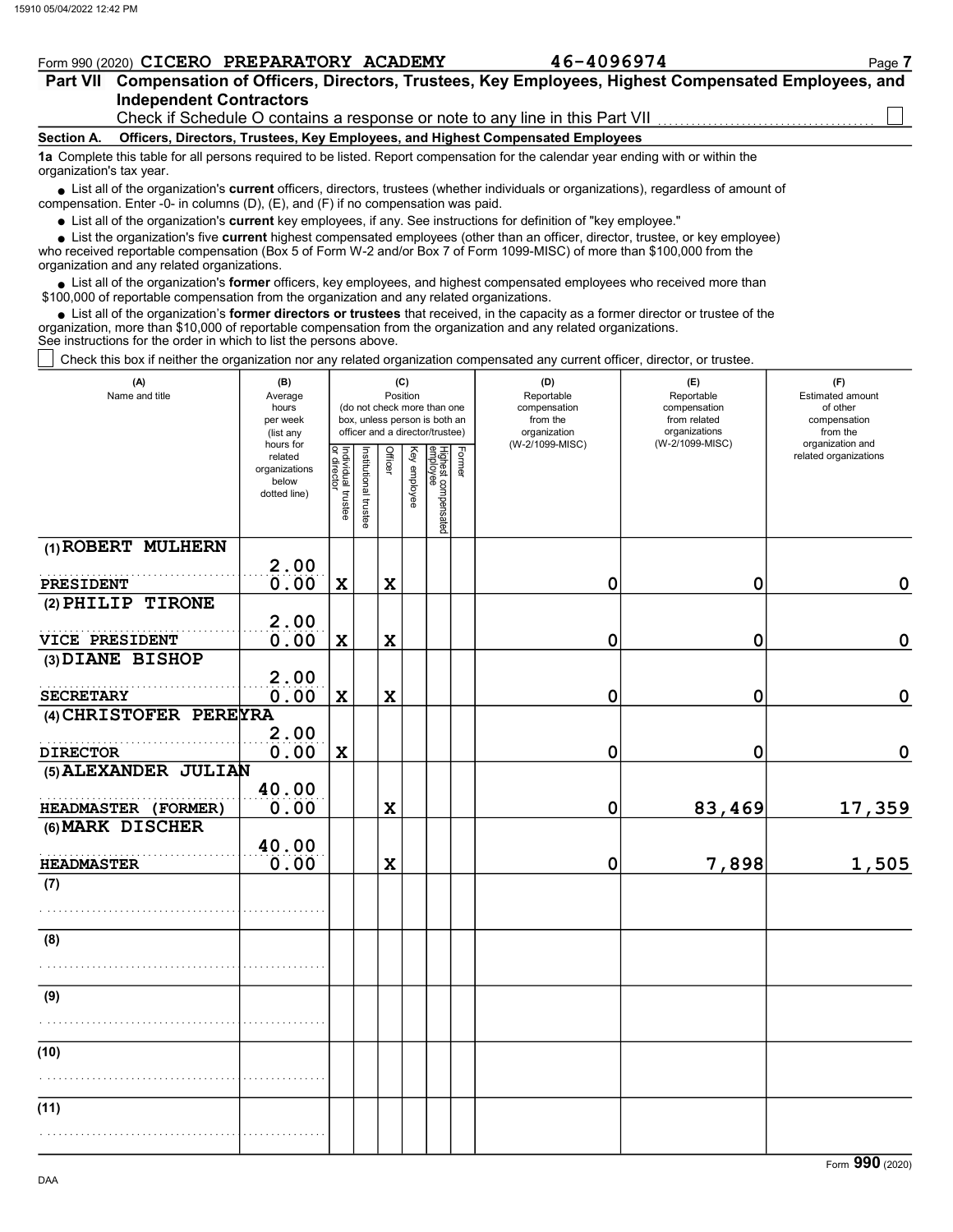Form 990 (2020) **CICERO PREPARATORY ACADEMY** **46-4096974**

## Part VII Compensation of Officers, Directors, Trustees, Key Employees, Highest Compensated Employees, and Independent Contractors

Check if Schedule O contains a response or note to any line in this Part VII ☐

### Section A. Officers, Directors, Trustees, Key Employees, and Highest Compensated Employees

**1a** Complete this table for all persons required to be listed. Report compensation for the calendar year ending with or within the organization's tax year.

- List all of the organization's **current** officers, directors, trustees (whether individuals or organizations), regardless of amount of compensation. Enter -0- in columns (D), (E), and (F) if no compensation was paid.
- List all of the organization's **current** key employees, if any. See instructions for definition of "key employee."
- List the organization's five **current** highest compensated employees (other than an officer, director, trustee, or key employee) who received reportable compensation (Box 5 of Form W-2 and/or Box 7 of Form 1099-MISC) of more than $100,000 from the organization and any related organizations.
- List all of the organization's **former** officers, key employees, and highest compensated employees who received more than $100,000 of reportable compensation from the organization and any related organizations.
- List all of the organization's **former directors or trustees** that received, in the capacity as a former director or trustee of the organization, more than $10,000 of reportable compensation from the organization and any related organizations.

See instructions for the order in which to list the persons above.

☐ Check this box if neither the organization nor any related organization compensated any current officer, director, or trustee.

| (A) Name and title | (B) Average hours per week (list any hours for related organizations below dotted line) | (C) Position: Individual trustee or director | Institutional trustee | Officer | Key employee | Highest compensated employee | Former | (D) Reportable compensation from the organization (W-2/1099-MISC) | (E) Reportable compensation from related organizations (W-2/1099-MISC) | (F) Estimated amount of other compensation from the organization and related organizations |
|---|---|---|---|---|---|---|---|---|---|---|
| (1) ROBERT MULHERN<br>PRESIDENT | 2.00<br>0.00 | X | | X | | | | 0 | 0 | 0 |
| (2) PHILIP TIRONE<br>VICE PRESIDENT | 2.00<br>0.00 | X | | X | | | | 0 | 0 | 0 |
| (3) DIANE BISHOP<br>SECRETARY | 2.00<br>0.00 | X | | X | | | | 0 | 0 | 0 |
| (4) CHRISTOFER PEREYRA<br>DIRECTOR | 2.00<br>0.00 | X | | | | | | 0 | 0 | 0 |
| (5) ALEXANDER JULIAN<br>HEADMASTER (FORMER) | 40.00<br>0.00 | | | X | | | | 0 | 83,469 | 17,359 |
| (6) MARK DISCHER<br>HEADMASTER | 40.00<br>0.00 | | | X | | | | 0 | 7,898 | 1,505 |
| (7) | | | | | | | | | | |
| (8) | | | | | | | | | | |
| (9) | | | | | | | | | | |
| (10) | | | | | | | | | | |
| (11) | | | | | | | | | | |

Form **990** (2020)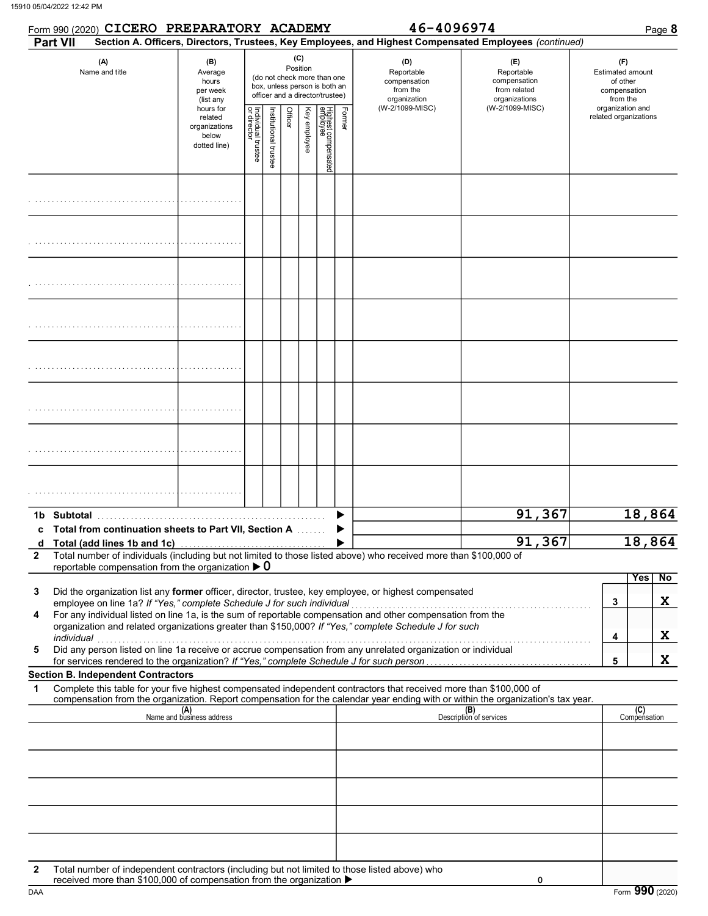Form 990 (2020) **CICERO PREPARATORY ACADEMY** **46-4096974** Page **8**

**Part VII** **Section A. Officers, Directors, Trustees, Key Employees, and Highest Compensated Employees** *(continued)*

| (A) Name and title | (B) Average hours per week (list any hours for related organizations below dotted line) | (C) Position (do not check more than one box, unless person is both an officer and a director/trustee): Individual trustee or director | Institutional trustee | Officer | Key employee | Highest compensated employee | Former | (D) Reportable compensation from the organization (W-2/1099-MISC) | (E) Reportable compensation from related organizations (W-2/1099-MISC) | (F) Estimated amount of other compensation from the organization and related organizations |
|---|---|---|---|---|---|---|---|---|---|---|
| | | | | | | | | | | |
| | | | | | | | | | | |
| | | | | | | | | | | |
| | | | | | | | | | | |
| | | | | | | | | | | |
| | | | | | | | | | | |
| | | | | | | | | | | |
| | | | | | | | | | | |
| **1b Subtotal** | | | | | | | | | 91,367 | 18,864 |
| **c Total from continuation sheets to Part VII, Section A** | | | | | | | | | | |
| **d Total (add lines 1b and 1c)** | | | | | | | | | 91,367 | 18,864 |

**2** Total number of individuals (including but not limited to those listed above) who received more than $100,000 of reportable compensation from the organization ▶ 0

| | | Yes | No |
|---|---|---|---|
| **3** Did the organization list any **former** officer, director, trustee, key employee, or highest compensated employee on line 1a? *If "Yes," complete Schedule J for such individual* | 3 | | X |
| **4** For any individual listed on line 1a, is the sum of reportable compensation and other compensation from the organization and related organizations greater than $150,000? *If "Yes," complete Schedule J for such individual* | 4 | | X |
| **5** Did any person listed on line 1a receive or accrue compensation from any unrelated organization or individual for services rendered to the organization? *If "Yes," complete Schedule J for such person* | 5 | | X |

**Section B. Independent Contractors**

**1** Complete this table for your five highest compensated independent contractors that received more than $100,000 of compensation from the organization. Report compensation for the calendar year ending with or within the organization's tax year.

| (A) Name and business address | (B) Description of services | (C) Compensation |
|---|---|---|
| | | |
| | | |
| | | |
| | | |
| | | |

**2** Total number of independent contractors (including but not limited to those listed above) who received more than $100,000 of compensation from the organization ▶ 0

DAA Form **990** (2020)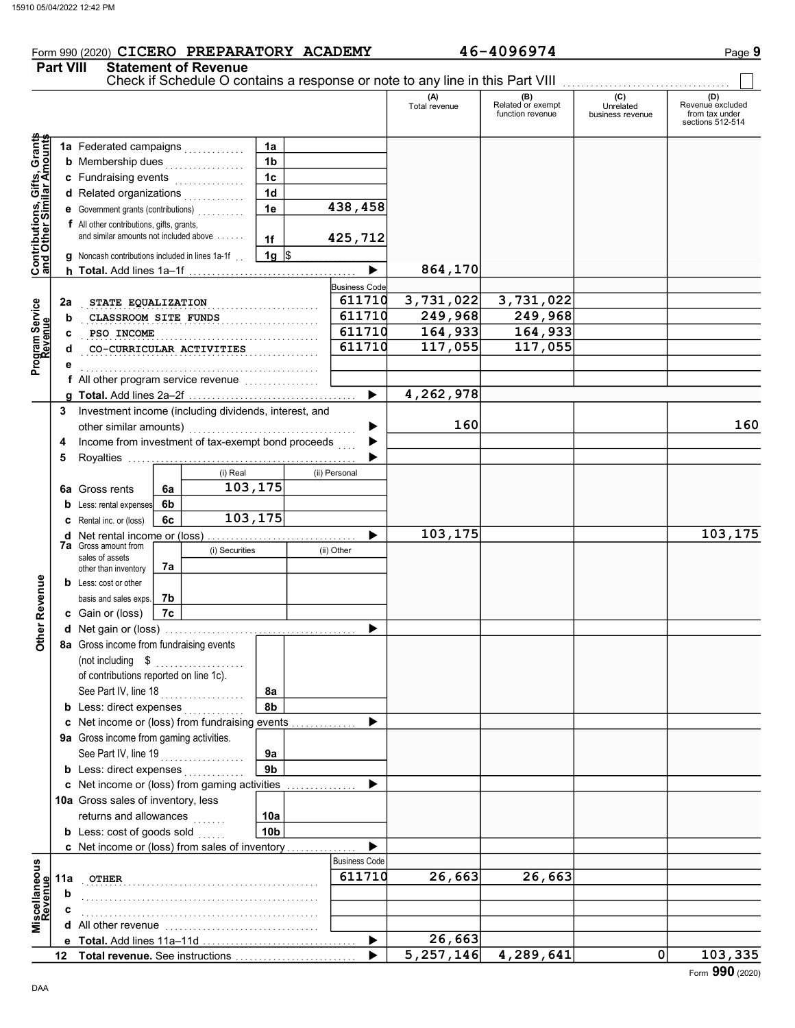Form 990 (2020) CICERO PREPARATORY ACADEMY 46-4096974 Page 9

## Part VIII Statement of Revenue

Check if Schedule O contains a response or note to any line in this Part VIII ☐

| | | | | (A) Total revenue | (B) Related or exempt function revenue | (C) Unrelated business revenue | (D) Revenue excluded from tax under sections 512-514 |
|---|---|---|---|---|---|---|---|
| **Contributions, Gifts, Grants and Other Similar Amounts** | 1a Federated campaigns | 1a | | | | | |
| | b Membership dues | 1b | | | | | |
| | c Fundraising events | 1c | | | | | |
| | d Related organizations | 1d | | | | | |
| | e Government grants (contributions) | 1e | 438,458 | | | | |
| | f All other contributions, gifts, grants, and similar amounts not included above | 1f | 425,712 | | | | |
| | g Noncash contributions included in lines 1a-1f | 1g | $ | | | | |
| | h **Total.** Add lines 1a–1f | | ▶ | 864,170 | | | |
| **Program Service Revenue** | | | Business Code | | | | |
| | 2a STATE EQUALIZATION | | 611710 | 3,731,022 | 3,731,022 | | |
| | b CLASSROOM SITE FUNDS | | 611710 | 249,968 | 249,968 | | |
| | c PSO INCOME | | 611710 | 164,933 | 164,933 | | |
| | d CO-CURRICULAR ACTIVITIES | | 611710 | 117,055 | 117,055 | | |
| | e | | | | | | |
| | f All other program service revenue | | | | | | |
| | g **Total.** Add lines 2a–2f | | ▶ | 4,262,978 | | | |
| **Other Revenue** | 3 Investment income (including dividends, interest, and other similar amounts) | | ▶ | 160 | | | 160 |
| | 4 Income from investment of tax-exempt bond proceeds | | ▶ | | | | |
| | 5 Royalties | | ▶ | | | | |
| | | (i) Real | (ii) Personal | | | | |
| | 6a Gross rents (6a) | 103,175 | | | | | |
| | b Less: rental expenses (6b) | | | | | | |
| | c Rental inc. or (loss) (6c) | 103,175 | | | | | |
| | d Net rental income or (loss) | | ▶ | 103,175 | | | 103,175 |
| | | (i) Securities | (ii) Other | | | | |
| | 7a Gross amount from sales of assets other than inventory (7a) | | | | | | |
| | b Less: cost or other basis and sales exps. (7b) | | | | | | |
| | c Gain or (loss) (7c) | | | | | | |
| | d Net gain or (loss) | | ▶ | | | | |
| | 8a Gross income from fundraising events (not including $ of contributions reported on line 1c). See Part IV, line 18 | 8a | | | | | |
| | b Less: direct expenses | 8b | | | | | |
| | c Net income or (loss) from fundraising events | | ▶ | | | | |
| | 9a Gross income from gaming activities. See Part IV, line 19 | 9a | | | | | |
| | b Less: direct expenses | 9b | | | | | |
| | c Net income or (loss) from gaming activities | | ▶ | | | | |
| | 10a Gross sales of inventory, less returns and allowances | 10a | | | | | |
| | b Less: cost of goods sold | 10b | | | | | |
| | c Net income or (loss) from sales of inventory | | ▶ | | | | |
| **Miscellaneous Revenue** | | | Business Code | | | | |
| | 11a OTHER | | 611710 | 26,663 | 26,663 | | |
| | b | | | | | | |
| | c | | | | | | |
| | d All other revenue | | | | | | |
| | e **Total.** Add lines 11a–11d | | ▶ | 26,663 | | | |
| | 12 **Total revenue.** See instructions | | ▶ | 5,257,146 | 4,289,641 | 0 | 103,335 |

Form **990** (2020)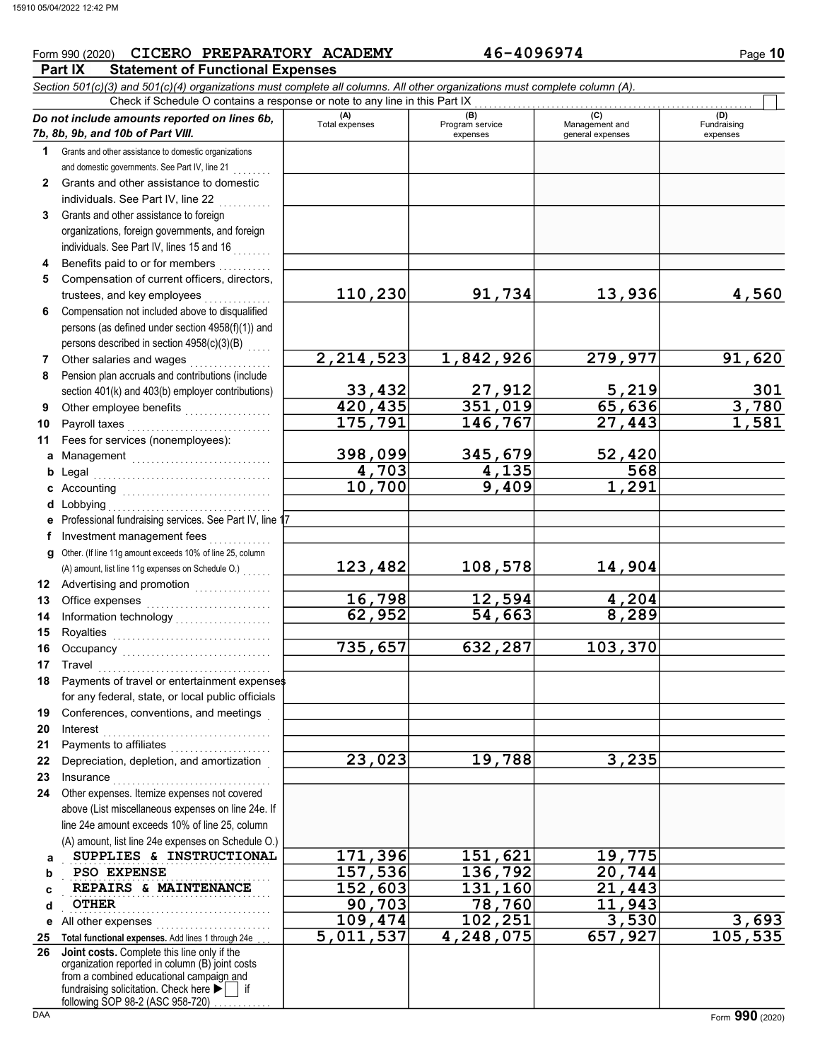Form 990 (2020) CICERO PREPARATORY ACADEMY 46-4096974

## Part IX Statement of Functional Expenses

*Section 501(c)(3) and 501(c)(4) organizations must complete all columns. All other organizations must complete column (A).*

Check if Schedule O contains a response or note to any line in this Part IX ☐

| *Do not include amounts reported on lines 6b, 7b, 8b, 9b, and 10b of Part VIII.* | (A) Total expenses | (B) Program service expenses | (C) Management and general expenses | (D) Fundraising expenses |
|---|---|---|---|---|
| **1** Grants and other assistance to domestic organizations and domestic governments. See Part IV, line 21 | | | | |
| **2** Grants and other assistance to domestic individuals. See Part IV, line 22 | | | | |
| **3** Grants and other assistance to foreign organizations, foreign governments, and foreign individuals. See Part IV, lines 15 and 16 | | | | |
| **4** Benefits paid to or for members | | | | |
| **5** Compensation of current officers, directors, trustees, and key employees | 110,230 | 91,734 | 13,936 | 4,560 |
| **6** Compensation not included above to disqualified persons (as defined under section 4958(f)(1)) and persons described in section 4958(c)(3)(B) | | | | |
| **7** Other salaries and wages | 2,214,523 | 1,842,926 | 279,977 | 91,620 |
| **8** Pension plan accruals and contributions (include section 401(k) and 403(b) employer contributions) | 33,432 | 27,912 | 5,219 | 301 |
| **9** Other employee benefits | 420,435 | 351,019 | 65,636 | 3,780 |
| **10** Payroll taxes | 175,791 | 146,767 | 27,443 | 1,581 |
| **11** Fees for services (nonemployees): | | | | |
| **a** Management | 398,099 | 345,679 | 52,420 | |
| **b** Legal | 4,703 | 4,135 | 568 | |
| **c** Accounting | 10,700 | 9,409 | 1,291 | |
| **d** Lobbying | | | | |
| **e** Professional fundraising services. See Part IV, line 17 | | | | |
| **f** Investment management fees | | | | |
| **g** Other. (If line 11g amount exceeds 10% of line 25, column (A) amount, list line 11g expenses on Schedule O.) | 123,482 | 108,578 | 14,904 | |
| **12** Advertising and promotion | | | | |
| **13** Office expenses | 16,798 | 12,594 | 4,204 | |
| **14** Information technology | 62,952 | 54,663 | 8,289 | |
| **15** Royalties | | | | |
| **16** Occupancy | 735,657 | 632,287 | 103,370 | |
| **17** Travel | | | | |
| **18** Payments of travel or entertainment expenses for any federal, state, or local public officials | | | | |
| **19** Conferences, conventions, and meetings | | | | |
| **20** Interest | | | | |
| **21** Payments to affiliates | | | | |
| **22** Depreciation, depletion, and amortization | 23,023 | 19,788 | 3,235 | |
| **23** Insurance | | | | |
| **24** Other expenses. Itemize expenses not covered above (List miscellaneous expenses on line 24e. If line 24e amount exceeds 10% of line 25, column (A) amount, list line 24e expenses on Schedule O.) | | | | |
| **a** SUPPLIES & INSTRUCTIONAL | 171,396 | 151,621 | 19,775 | |
| **b** PSO EXPENSE | 157,536 | 136,792 | 20,744 | |
| **c** REPAIRS & MAINTENANCE | 152,603 | 131,160 | 21,443 | |
| **d** OTHER | 90,703 | 78,760 | 11,943 | |
| **e** All other expenses | 109,474 | 102,251 | 3,530 | 3,693 |
| **25 Total functional expenses.** Add lines 1 through 24e | 5,011,537 | 4,248,075 | 657,927 | 105,535 |
| **26 Joint costs.** Complete this line only if the organization reported in column (B) joint costs from a combined educational campaign and fundraising solicitation. Check here ▶ ☐ if following SOP 98-2 (ASC 958-720) | | | | |

Form **990** (2020)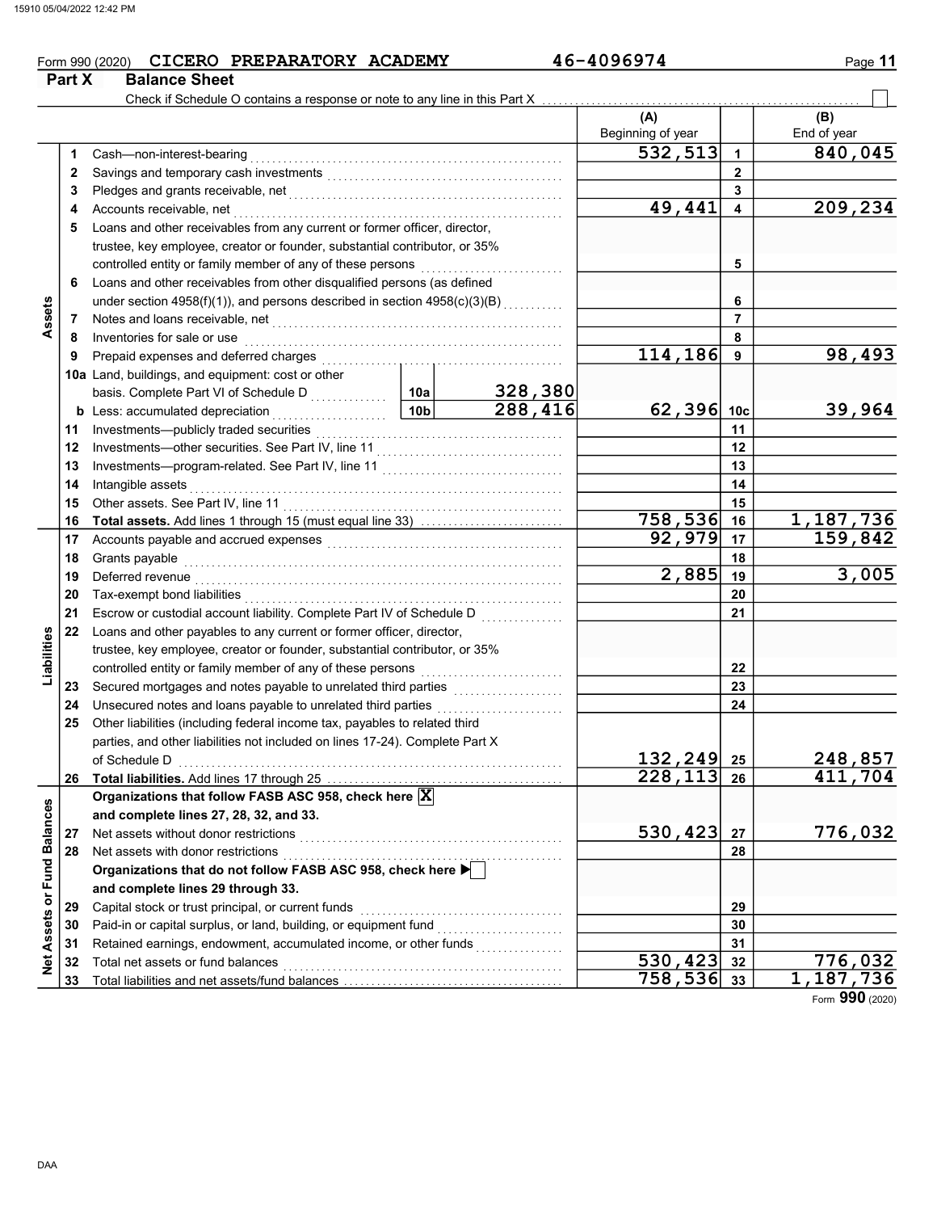Form 990 (2020) CICERO PREPARATORY ACADEMY 46-4096974

## Part X Balance Sheet

Check if Schedule O contains a response or note to any line in this Part X . . . . . . ☐

| Section | Line | Description | | | (A) Beginning of year | Line | (B) End of year |
|---|---|---|---|---|---|---|---|
| Assets | 1 | Cash—non-interest-bearing | | | 532,513 | 1 | 840,045 |
| | 2 | Savings and temporary cash investments | | | | 2 | |
| | 3 | Pledges and grants receivable, net | | | | 3 | |
| | 4 | Accounts receivable, net | | | 49,441 | 4 | 209,234 |
| | 5 | Loans and other receivables from any current or former officer, director, trustee, key employee, creator or founder, substantial contributor, or 35% controlled entity or family member of any of these persons | | | | 5 | |
| | 6 | Loans and other receivables from other disqualified persons (as defined under section 4958(f)(1)), and persons described in section 4958(c)(3)(B) | | | | 6 | |
| | 7 | Notes and loans receivable, net | | | | 7 | |
| | 8 | Inventories for sale or use | | | | 8 | |
| | 9 | Prepaid expenses and deferred charges | | | 114,186 | 9 | 98,493 |
| | 10a | Land, buildings, and equipment: cost or other basis. Complete Part VI of Schedule D | 10a | 328,380 | | | |
| | b | Less: accumulated depreciation | 10b | 288,416 | 62,396 | 10c | 39,964 |
| | 11 | Investments—publicly traded securities | | | | 11 | |
| | 12 | Investments—other securities. See Part IV, line 11 | | | | 12 | |
| | 13 | Investments—program-related. See Part IV, line 11 | | | | 13 | |
| | 14 | Intangible assets | | | | 14 | |
| | 15 | Other assets. See Part IV, line 11 | | | | 15 | |
| | 16 | **Total assets.** Add lines 1 through 15 (must equal line 33) | | | 758,536 | 16 | 1,187,736 |
| Liabilities | 17 | Accounts payable and accrued expenses | | | 92,979 | 17 | 159,842 |
| | 18 | Grants payable | | | | 18 | |
| | 19 | Deferred revenue | | | 2,885 | 19 | 3,005 |
| | 20 | Tax-exempt bond liabilities | | | | 20 | |
| | 21 | Escrow or custodial account liability. Complete Part IV of Schedule D | | | | 21 | |
| | 22 | Loans and other payables to any current or former officer, director, trustee, key employee, creator or founder, substantial contributor, or 35% controlled entity or family member of any of these persons | | | | 22 | |
| | 23 | Secured mortgages and notes payable to unrelated third parties | | | | 23 | |
| | 24 | Unsecured notes and loans payable to unrelated third parties | | | | 24 | |
| | 25 | Other liabilities (including federal income tax, payables to related third parties, and other liabilities not included on lines 17-24). Complete Part X of Schedule D | | | 132,249 | 25 | 248,857 |
| | 26 | **Total liabilities.** Add lines 17 through 25 | | | 228,113 | 26 | 411,704 |
| Net Assets or Fund Balances | | **Organizations that follow FASB ASC 958, check here** ☒ **and complete lines 27, 28, 32, and 33.** | | | | | |
| | 27 | Net assets without donor restrictions | | | 530,423 | 27 | 776,032 |
| | 28 | Net assets with donor restrictions | | | | 28 | |
| | | **Organizations that do not follow FASB ASC 958, check here** ☐ **and complete lines 29 through 33.** | | | | | |
| | 29 | Capital stock or trust principal, or current funds | | | | 29 | |
| | 30 | Paid-in or capital surplus, or land, building, or equipment fund | | | | 30 | |
| | 31 | Retained earnings, endowment, accumulated income, or other funds | | | | 31 | |
| | 32 | Total net assets or fund balances | | | 530,423 | 32 | 776,032 |
| | 33 | Total liabilities and net assets/fund balances | | | 758,536 | 33 | 1,187,736 |

Form **990** (2020)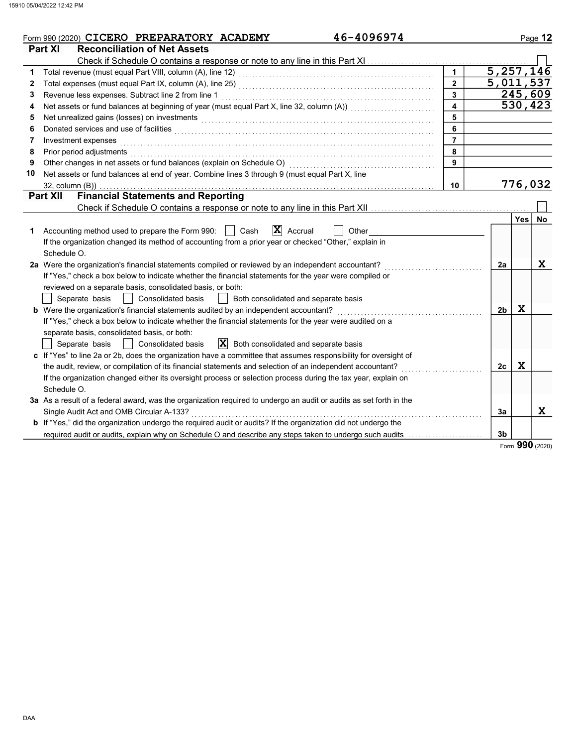Form 990 (2020) CICERO PREPARATORY ACADEMY 46-4096974 Page 12

## Part XI Reconciliation of Net Assets

Check if Schedule O contains a response or note to any line in this Part XI ☐

| | | | |
|---|---|---|---|
| 1 | Total revenue (must equal Part VIII, column (A), line 12) | 1 | 5,257,146 |
| 2 | Total expenses (must equal Part IX, column (A), line 25) | 2 | 5,011,537 |
| 3 | Revenue less expenses. Subtract line 2 from line 1 | 3 | 245,609 |
| 4 | Net assets or fund balances at beginning of year (must equal Part X, line 32, column (A)) | 4 | 530,423 |
| 5 | Net unrealized gains (losses) on investments | 5 | |
| 6 | Donated services and use of facilities | 6 | |
| 7 | Investment expenses | 7 | |
| 8 | Prior period adjustments | 8 | |
| 9 | Other changes in net assets or fund balances (explain on Schedule O) | 9 | |
| 10 | Net assets or fund balances at end of year. Combine lines 3 through 9 (must equal Part X, line 32, column (B)) | 10 | 776,032 |

## Part XII Financial Statements and Reporting

Check if Schedule O contains a response or note to any line in this Part XII ☐

| | | | Yes | No |
|---|---|---|---|---|
| 1 | Accounting method used to prepare the Form 990: ☐ Cash ☒ Accrual ☐ Other<br>If the organization changed its method of accounting from a prior year or checked "Other," explain in Schedule O. | | | |
| 2a | Were the organization's financial statements compiled or reviewed by an independent accountant?<br>If "Yes," check a box below to indicate whether the financial statements for the year were compiled or reviewed on a separate basis, consolidated basis, or both:<br>☐ Separate basis ☐ Consolidated basis ☐ Both consolidated and separate basis | 2a | | X |
| b | Were the organization's financial statements audited by an independent accountant?<br>If "Yes," check a box below to indicate whether the financial statements for the year were audited on a separate basis, consolidated basis, or both:<br>☐ Separate basis ☐ Consolidated basis ☒ Both consolidated and separate basis | 2b | X | |
| c | If "Yes" to line 2a or 2b, does the organization have a committee that assumes responsibility for oversight of the audit, review, or compilation of its financial statements and selection of an independent accountant?<br>If the organization changed either its oversight process or selection process during the tax year, explain on Schedule O. | 2c | X | |
| 3a | As a result of a federal award, was the organization required to undergo an audit or audits as set forth in the Single Audit Act and OMB Circular A-133? | 3a | | X |
| b | If "Yes," did the organization undergo the required audit or audits? If the organization did not undergo the required audit or audits, explain why on Schedule O and describe any steps taken to undergo such audits | 3b | | |

Form **990** (2020)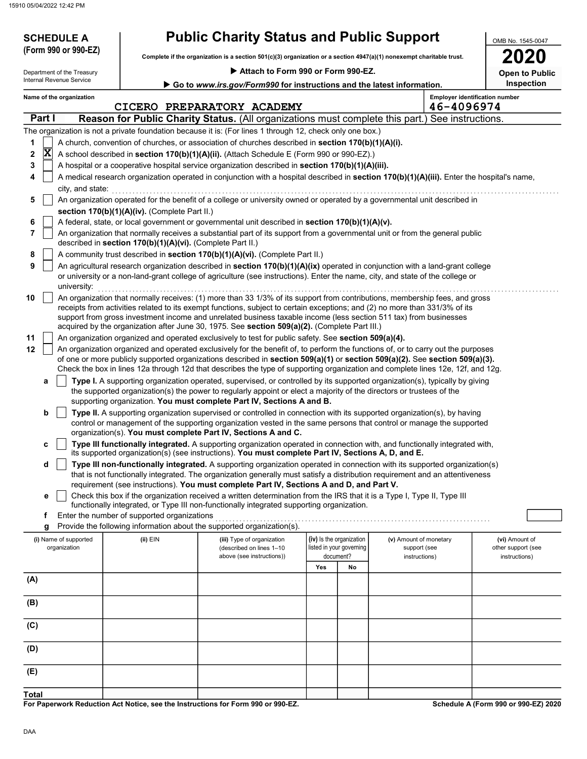**SCHEDULE A (Form 990 or 990-EZ)**

Department of the Treasury
Internal Revenue Service

# Public Charity Status and Public Support

**Complete if the organization is a section 501(c)(3) organization or a section 4947(a)(1) nonexempt charitable trust.**

▶ **Attach to Form 990 or Form 990-EZ.**

▶ **Go to *www.irs.gov/Form990* for instructions and the latest information.**

OMB No. 1545-0047

**2020**

**Open to Public Inspection**

Name of the organization: CICERO PREPARATORY ACADEMY

Employer identification number: 46-4096974

## Part I Reason for Public Charity Status. (All organizations must complete this part.) See instructions.

The organization is not a private foundation because it is: (For lines 1 through 12, check only one box.)

1 [ ] A church, convention of churches, or association of churches described in **section 170(b)(1)(A)(i).**

2 [X] A school described in **section 170(b)(1)(A)(ii).** (Attach Schedule E (Form 990 or 990-EZ).)

3 [ ] A hospital or a cooperative hospital service organization described in **section 170(b)(1)(A)(iii).**

4 [ ] A medical research organization operated in conjunction with a hospital described in **section 170(b)(1)(A)(iii).** Enter the hospital's name, city, and state:

5 [ ] An organization operated for the benefit of a college or university owned or operated by a governmental unit described in **section 170(b)(1)(A)(iv).** (Complete Part II.)

6 [ ] A federal, state, or local government or governmental unit described in **section 170(b)(1)(A)(v).**

7 [ ] An organization that normally receives a substantial part of its support from a governmental unit or from the general public described in **section 170(b)(1)(A)(vi).** (Complete Part II.)

8 [ ] A community trust described in **section 170(b)(1)(A)(vi).** (Complete Part II.)

9 [ ] An agricultural research organization described in **section 170(b)(1)(A)(ix)** operated in conjunction with a land-grant college or university or a non-land-grant college of agriculture (see instructions). Enter the name, city, and state of the college or university:

10 [ ] An organization that normally receives: (1) more than 33 1/3% of its support from contributions, membership fees, and gross receipts from activities related to its exempt functions, subject to certain exceptions; and (2) no more than 331/3% of its support from gross investment income and unrelated business taxable income (less section 511 tax) from businesses acquired by the organization after June 30, 1975. See **section 509(a)(2).** (Complete Part III.)

11 [ ] An organization organized and operated exclusively to test for public safety. See **section 509(a)(4).**

12 [ ] An organization organized and operated exclusively for the benefit of, to perform the functions of, or to carry out the purposes of one or more publicly supported organizations described in **section 509(a)(1)** or **section 509(a)(2).** See **section 509(a)(3).** Check the box in lines 12a through 12d that describes the type of supporting organization and complete lines 12e, 12f, and 12g.

a [ ] **Type I.** A supporting organization operated, supervised, or controlled by its supported organization(s), typically by giving the supported organization(s) the power to regularly appoint or elect a majority of the directors or trustees of the supporting organization. **You must complete Part IV, Sections A and B.**

b [ ] **Type II.** A supporting organization supervised or controlled in connection with its supported organization(s), by having control or management of the supporting organization vested in the same persons that control or manage the supported organization(s). **You must complete Part IV, Sections A and C.**

c [ ] **Type III functionally integrated.** A supporting organization operated in connection with, and functionally integrated with, its supported organization(s) (see instructions). **You must complete Part IV, Sections A, D, and E.**

d [ ] **Type III non-functionally integrated.** A supporting organization operated in connection with its supported organization(s) that is not functionally integrated. The organization generally must satisfy a distribution requirement and an attentiveness requirement (see instructions). **You must complete Part IV, Sections A and D, and Part V.**

e [ ] Check this box if the organization received a written determination from the IRS that it is a Type I, Type II, Type III functionally integrated, or Type III non-functionally integrated supporting organization.

f Enter the number of supported organizations

g Provide the following information about the supported organization(s).

| (i) Name of supported organization | (ii) EIN | (iii) Type of organization (described on lines 1–10 above (see instructions)) | (iv) Is the organization listed in your governing document? Yes | No | (v) Amount of monetary support (see instructions) | (vi) Amount of other support (see instructions) |
|---|---|---|---|---|---|---|
| (A) | | | | | | |
| (B) | | | | | | |
| (C) | | | | | | |
| (D) | | | | | | |
| (E) | | | | | | |
| Total | | | | | | |

**For Paperwork Reduction Act Notice, see the Instructions for Form 990 or 990-EZ.** **Schedule A (Form 990 or 990-EZ) 2020**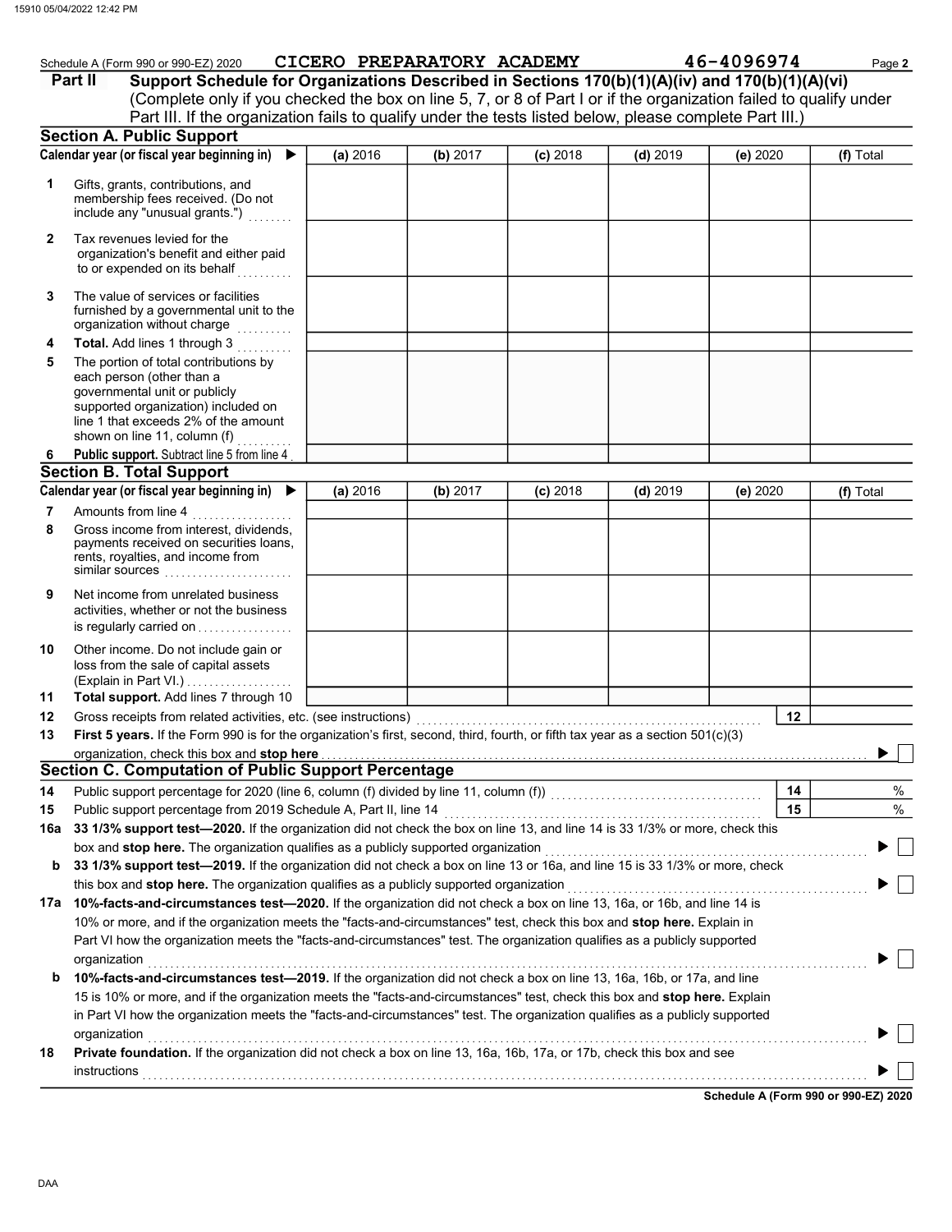Schedule A (Form 990 or 990-EZ) 2020 CICERO PREPARATORY ACADEMY 46-4096974

## Part II Support Schedule for Organizations Described in Sections 170(b)(1)(A)(iv) and 170(b)(1)(A)(vi)

(Complete only if you checked the box on line 5, 7, or 8 of Part I or if the organization failed to qualify under Part III. If the organization fails to qualify under the tests listed below, please complete Part III.)

### Section A. Public Support

| Calendar year (or fiscal year beginning in) ▶ | (a) 2016 | (b) 2017 | (c) 2018 | (d) 2019 | (e) 2020 | (f) Total |
|---|---|---|---|---|---|---|
| **1** Gifts, grants, contributions, and membership fees received. (Do not include any "unusual grants.") | | | | | | |
| **2** Tax revenues levied for the organization's benefit and either paid to or expended on its behalf | | | | | | |
| **3** The value of services or facilities furnished by a governmental unit to the organization without charge | | | | | | |
| **4** **Total.** Add lines 1 through 3 | | | | | | |
| **5** The portion of total contributions by each person (other than a governmental unit or publicly supported organization) included on line 1 that exceeds 2% of the amount shown on line 11, column (f) | | | | | | |
| **6** **Public support.** Subtract line 5 from line 4 | | | | | | |

### Section B. Total Support

| Calendar year (or fiscal year beginning in) ▶ | (a) 2016 | (b) 2017 | (c) 2018 | (d) 2019 | (e) 2020 | (f) Total |
|---|---|---|---|---|---|---|
| **7** Amounts from line 4 | | | | | | |
| **8** Gross income from interest, dividends, payments received on securities loans, rents, royalties, and income from similar sources | | | | | | |
| **9** Net income from unrelated business activities, whether or not the business is regularly carried on | | | | | | |
| **10** Other income. Do not include gain or loss from the sale of capital assets (Explain in Part VI.) | | | | | | |
| **11** **Total support.** Add lines 7 through 10 | | | | | | |

**12** Gross receipts from related activities, etc. (see instructions) | **12** |

**13** **First 5 years.** If the Form 990 is for the organization's first, second, third, fourth, or fifth tax year as a section 501(c)(3) organization, check this box and **stop here** ▶ ☐

### Section C. Computation of Public Support Percentage

**14** Public support percentage for 2020 (line 6, column (f) divided by line 11, column (f)) | **14** | %

**15** Public support percentage from 2019 Schedule A, Part II, line 14 | **15** | %

**16a** **33 1/3% support test—2020.** If the organization did not check the box on line 13, and line 14 is 33 1/3% or more, check this box and **stop here.** The organization qualifies as a publicly supported organization ▶ ☐

**b** **33 1/3% support test—2019.** If the organization did not check a box on line 13 or 16a, and line 15 is 33 1/3% or more, check this box and **stop here.** The organization qualifies as a publicly supported organization ▶ ☐

**17a** **10%-facts-and-circumstances test—2020.** If the organization did not check a box on line 13, 16a, or 16b, and line 14 is 10% or more, and if the organization meets the "facts-and-circumstances" test, check this box and **stop here.** Explain in Part VI how the organization meets the "facts-and-circumstances" test. The organization qualifies as a publicly supported organization ▶ ☐

**b** **10%-facts-and-circumstances test—2019.** If the organization did not check a box on line 13, 16a, 16b, or 17a, and line 15 is 10% or more, and if the organization meets the "facts-and-circumstances" test, check this box and **stop here.** Explain in Part VI how the organization meets the "facts-and-circumstances" test. The organization qualifies as a publicly supported organization ▶ ☐

**18** **Private foundation.** If the organization did not check a box on line 13, 16a, 16b, 17a, or 17b, check this box and see instructions ▶ ☐

**Schedule A (Form 990 or 990-EZ) 2020**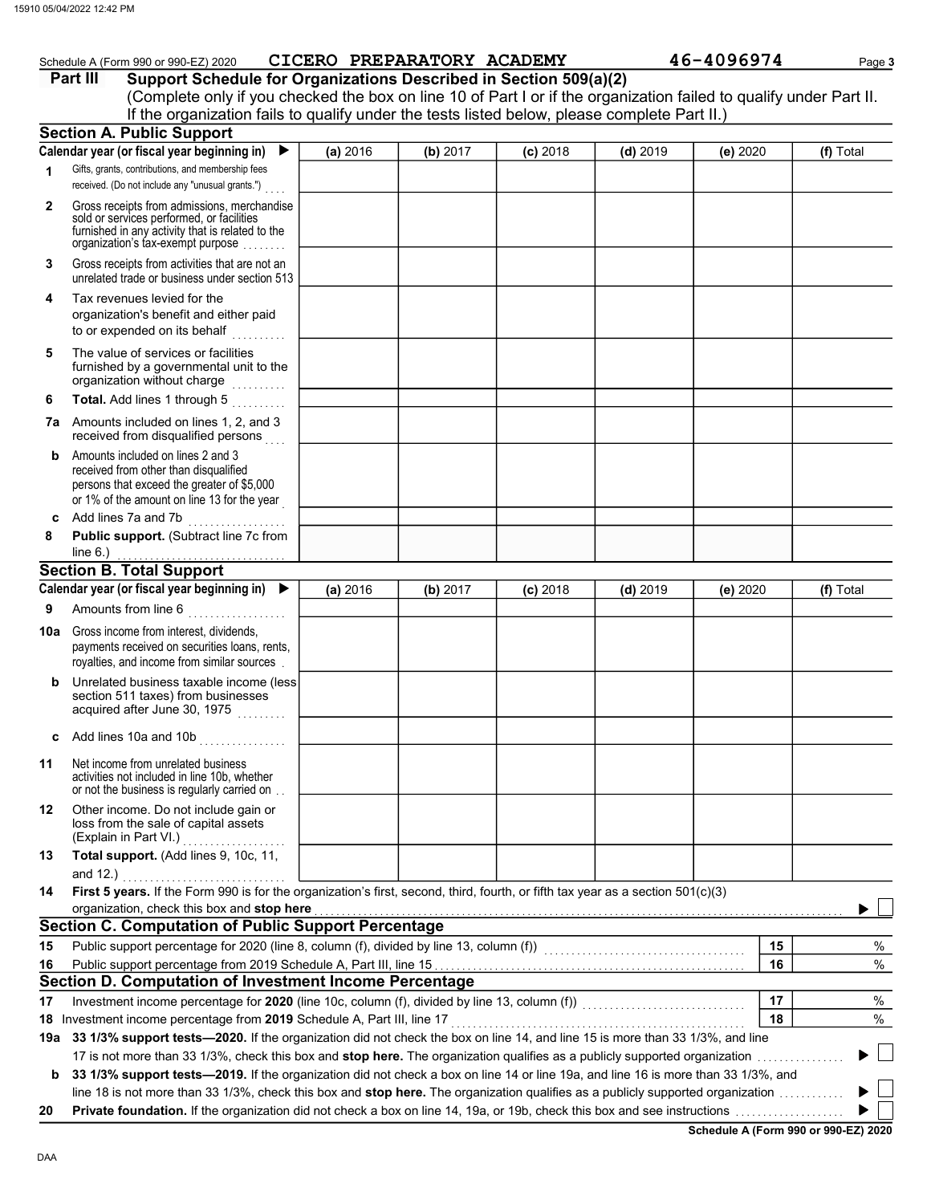Schedule A (Form 990 or 990-EZ) 2020 CICERO PREPARATORY ACADEMY 46-4096974 Page **3**

## Part III Support Schedule for Organizations Described in Section 509(a)(2)

(Complete only if you checked the box on line 10 of Part I or if the organization failed to qualify under Part II. If the organization fails to qualify under the tests listed below, please complete Part II.)

### Section A. Public Support

| Calendar year (or fiscal year beginning in) ▶ | (a) 2016 | (b) 2017 | (c) 2018 | (d) 2019 | (e) 2020 | (f) Total |
|---|---|---|---|---|---|---|
| **1** Gifts, grants, contributions, and membership fees received. (Do not include any "unusual grants.") | | | | | | |
| **2** Gross receipts from admissions, merchandise sold or services performed, or facilities furnished in any activity that is related to the organization's tax-exempt purpose | | | | | | |
| **3** Gross receipts from activities that are not an unrelated trade or business under section 513 | | | | | | |
| **4** Tax revenues levied for the organization's benefit and either paid to or expended on its behalf | | | | | | |
| **5** The value of services or facilities furnished by a governmental unit to the organization without charge | | | | | | |
| **6** **Total.** Add lines 1 through 5 | | | | | | |
| **7a** Amounts included on lines 1, 2, and 3 received from disqualified persons | | | | | | |
| **b** Amounts included on lines 2 and 3 received from other than disqualified persons that exceed the greater of $5,000 or 1% of the amount on line 13 for the year | | | | | | |
| **c** Add lines 7a and 7b | | | | | | |
| **8** **Public support.** (Subtract line 7c from line 6.) | | | | | | |

### Section B. Total Support

| Calendar year (or fiscal year beginning in) ▶ | (a) 2016 | (b) 2017 | (c) 2018 | (d) 2019 | (e) 2020 | (f) Total |
|---|---|---|---|---|---|---|
| **9** Amounts from line 6 | | | | | | |
| **10a** Gross income from interest, dividends, payments received on securities loans, rents, royalties, and income from similar sources | | | | | | |
| **b** Unrelated business taxable income (less section 511 taxes) from businesses acquired after June 30, 1975 | | | | | | |
| **c** Add lines 10a and 10b | | | | | | |
| **11** Net income from unrelated business activities not included in line 10b, whether or not the business is regularly carried on | | | | | | |
| **12** Other income. Do not include gain or loss from the sale of capital assets (Explain in Part VI.) | | | | | | |
| **13** **Total support.** (Add lines 9, 10c, 11, and 12.) | | | | | | |

**14** **First 5 years.** If the Form 990 is for the organization's first, second, third, fourth, or fifth tax year as a section 501(c)(3) organization, check this box and **stop here** ▶ ☐

### Section C. Computation of Public Support Percentage

| | | | |
|---|---|---|---|
| **15** | Public support percentage for 2020 (line 8, column (f), divided by line 13, column (f)) | **15** | % |
| **16** | Public support percentage from 2019 Schedule A, Part III, line 15 | **16** | % |

### Section D. Computation of Investment Income Percentage

| | | | |
|---|---|---|---|
| **17** | Investment income percentage for **2020** (line 10c, column (f), divided by line 13, column (f)) | **17** | % |
| **18** | Investment income percentage from **2019** Schedule A, Part III, line 17 | **18** | % |

**19a** **33 1/3% support tests—2020.** If the organization did not check the box on line 14, and line 15 is more than 33 1/3%, and line 17 is not more than 33 1/3%, check this box and **stop here.** The organization qualifies as a publicly supported organization ▶ ☐

**b** **33 1/3% support tests—2019.** If the organization did not check a box on line 14 or line 19a, and line 16 is more than 33 1/3%, and line 18 is not more than 33 1/3%, check this box and **stop here.** The organization qualifies as a publicly supported organization ▶ ☐

**20** **Private foundation.** If the organization did not check a box on line 14, 19a, or 19b, check this box and see instructions ▶ ☐

**Schedule A (Form 990 or 990-EZ) 2020**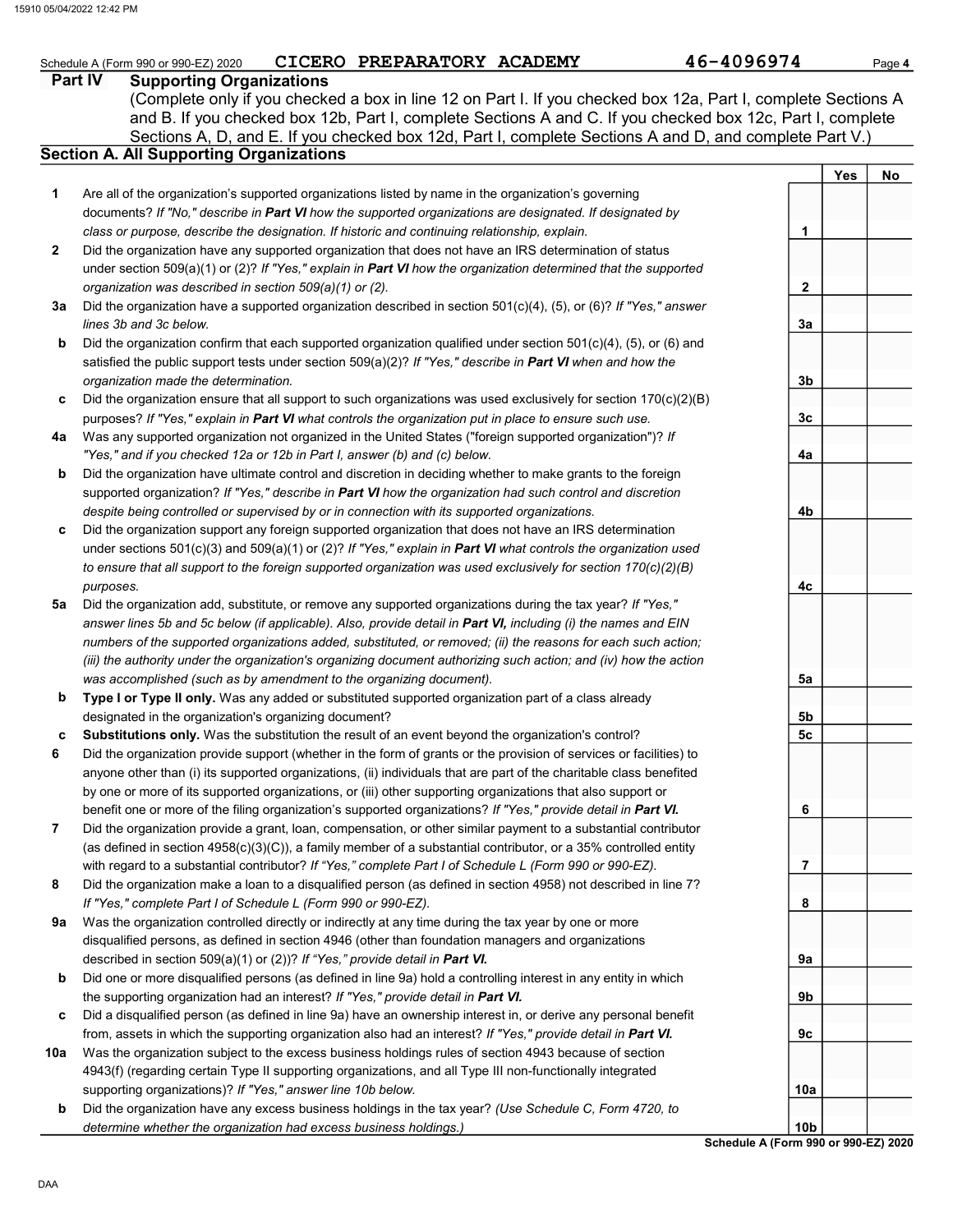Schedule A (Form 990 or 990-EZ) 2020 CICERO PREPARATORY ACADEMY 46-4096974 Page **4**

## Part IV Supporting Organizations

(Complete only if you checked a box in line 12 on Part I. If you checked box 12a, Part I, complete Sections A and B. If you checked box 12b, Part I, complete Sections A and C. If you checked box 12c, Part I, complete Sections A, D, and E. If you checked box 12d, Part I, complete Sections A and D, and complete Part V.)

### Section A. All Supporting Organizations

| | | | Yes | No |
|---|---|---|---|---|
| **1** | Are all of the organization's supported organizations listed by name in the organization's governing documents? *If "No," describe in **Part VI** how the supported organizations are designated. If designated by class or purpose, describe the designation. If historic and continuing relationship, explain.* | **1** | | |
| **2** | Did the organization have any supported organization that does not have an IRS determination of status under section 509(a)(1) or (2)? *If "Yes," explain in **Part VI** how the organization determined that the supported organization was described in section 509(a)(1) or (2).* | **2** | | |
| **3a** | Did the organization have a supported organization described in section 501(c)(4), (5), or (6)? *If "Yes," answer lines 3b and 3c below.* | **3a** | | |
| **b** | Did the organization confirm that each supported organization qualified under section 501(c)(4), (5), or (6) and satisfied the public support tests under section 509(a)(2)? *If "Yes," describe in **Part VI** when and how the organization made the determination.* | **3b** | | |
| **c** | Did the organization ensure that all support to such organizations was used exclusively for section 170(c)(2)(B) purposes? *If "Yes," explain in **Part VI** what controls the organization put in place to ensure such use.* | **3c** | | |
| **4a** | Was any supported organization not organized in the United States ("foreign supported organization")? *If "Yes," and if you checked 12a or 12b in Part I, answer (b) and (c) below.* | **4a** | | |
| **b** | Did the organization have ultimate control and discretion in deciding whether to make grants to the foreign supported organization? *If "Yes," describe in **Part VI** how the organization had such control and discretion despite being controlled or supervised by or in connection with its supported organizations.* | **4b** | | |
| **c** | Did the organization support any foreign supported organization that does not have an IRS determination under sections 501(c)(3) and 509(a)(1) or (2)? *If "Yes," explain in **Part VI** what controls the organization used to ensure that all support to the foreign supported organization was used exclusively for section 170(c)(2)(B) purposes.* | **4c** | | |
| **5a** | Did the organization add, substitute, or remove any supported organizations during the tax year? *If "Yes," answer lines 5b and 5c below (if applicable). Also, provide detail in **Part VI,** including (i) the names and EIN numbers of the supported organizations added, substituted, or removed; (ii) the reasons for each such action; (iii) the authority under the organization's organizing document authorizing such action; and (iv) how the action was accomplished (such as by amendment to the organizing document).* | **5a** | | |
| **b** | **Type I or Type II only.** Was any added or substituted supported organization part of a class already designated in the organization's organizing document? | **5b** | | |
| **c** | **Substitutions only.** Was the substitution the result of an event beyond the organization's control? | **5c** | | |
| **6** | Did the organization provide support (whether in the form of grants or the provision of services or facilities) to anyone other than (i) its supported organizations, (ii) individuals that are part of the charitable class benefited by one or more of its supported organizations, or (iii) other supporting organizations that also support or benefit one or more of the filing organization's supported organizations? *If "Yes," provide detail in **Part VI.*** | **6** | | |
| **7** | Did the organization provide a grant, loan, compensation, or other similar payment to a substantial contributor (as defined in section 4958(c)(3)(C)), a family member of a substantial contributor, or a 35% controlled entity with regard to a substantial contributor? *If "Yes," complete Part I of Schedule L (Form 990 or 990-EZ).* | **7** | | |
| **8** | Did the organization make a loan to a disqualified person (as defined in section 4958) not described in line 7? *If "Yes," complete Part I of Schedule L (Form 990 or 990-EZ).* | **8** | | |
| **9a** | Was the organization controlled directly or indirectly at any time during the tax year by one or more disqualified persons, as defined in section 4946 (other than foundation managers and organizations described in section 509(a)(1) or (2))? *If "Yes," provide detail in **Part VI.*** | **9a** | | |
| **b** | Did one or more disqualified persons (as defined in line 9a) hold a controlling interest in any entity in which the supporting organization had an interest? *If "Yes," provide detail in **Part VI.*** | **9b** | | |
| **c** | Did a disqualified person (as defined in line 9a) have an ownership interest in, or derive any personal benefit from, assets in which the supporting organization also had an interest? *If "Yes," provide detail in **Part VI.*** | **9c** | | |
| **10a** | Was the organization subject to the excess business holdings rules of section 4943 because of section 4943(f) (regarding certain Type II supporting organizations, and all Type III non-functionally integrated supporting organizations)? *If "Yes," answer line 10b below.* | **10a** | | |
| **b** | Did the organization have any excess business holdings in the tax year? *(Use Schedule C, Form 4720, to determine whether the organization had excess business holdings.)* | **10b** | | |

**Schedule A (Form 990 or 990-EZ) 2020**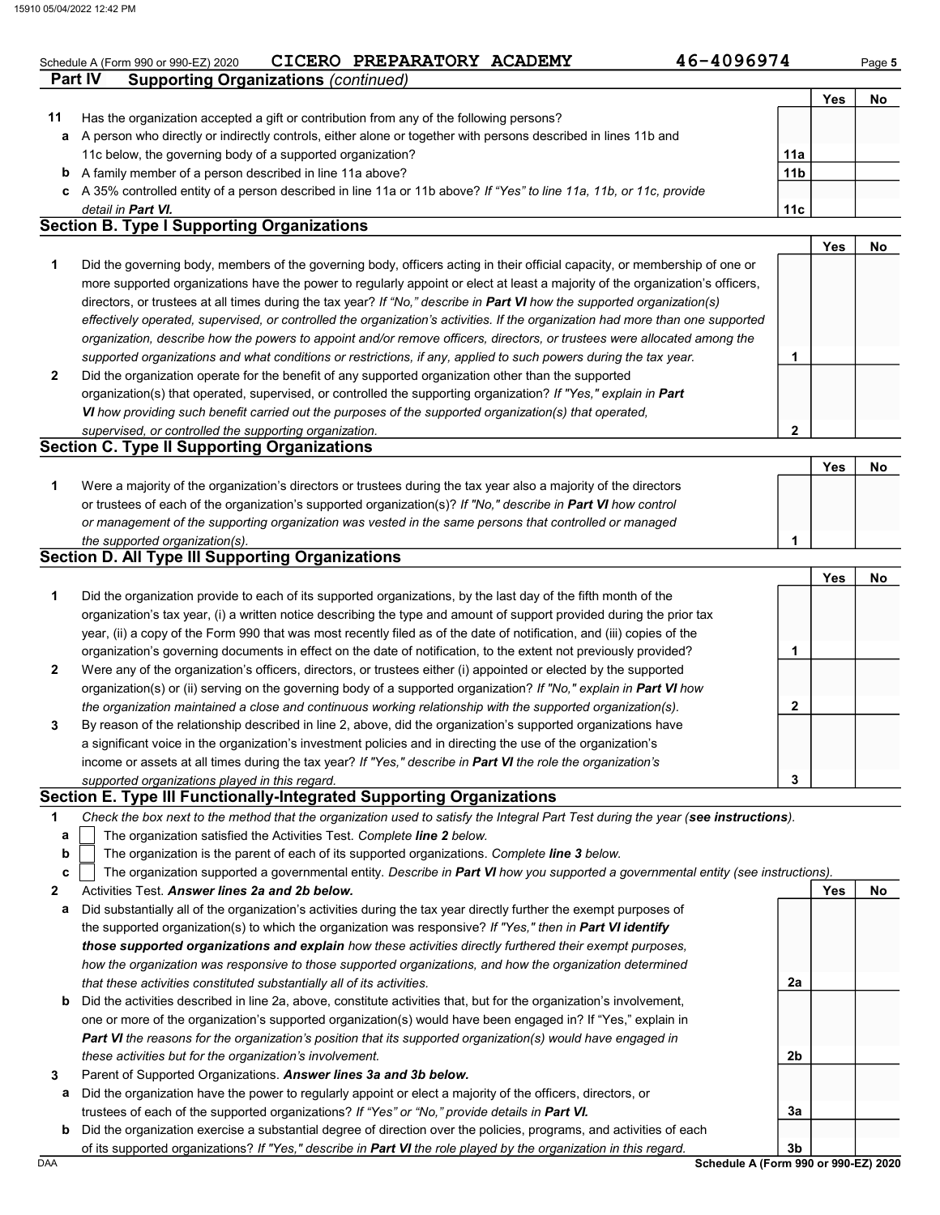Schedule A (Form 990 or 990-EZ) 2020 CICERO PREPARATORY ACADEMY 46-4096974

## Part IV Supporting Organizations *(continued)*

| | | | Yes | No |
|---|---|---|---|---|
| **11** | Has the organization accepted a gift or contribution from any of the following persons? | | | |
| **a** | A person who directly or indirectly controls, either alone or together with persons described in lines 11b and 11c below, the governing body of a supported organization? | **11a** | | |
| **b** | A family member of a person described in line 11a above? | **11b** | | |
| **c** | A 35% controlled entity of a person described in line 11a or 11b above? *If "Yes" to line 11a, 11b, or 11c, provide detail in **Part VI.*** | **11c** | | |

### Section B. Type I Supporting Organizations

| | | | Yes | No |
|---|---|---|---|---|
| **1** | Did the governing body, members of the governing body, officers acting in their official capacity, or membership of one or more supported organizations have the power to regularly appoint or elect at least a majority of the organization's officers, directors, or trustees at all times during the tax year? *If "No," describe in **Part VI** how the supported organization(s) effectively operated, supervised, or controlled the organization's activities. If the organization had more than one supported organization, describe how the powers to appoint and/or remove officers, directors, or trustees were allocated among the supported organizations and what conditions or restrictions, if any, applied to such powers during the tax year.* | **1** | | |
| **2** | Did the organization operate for the benefit of any supported organization other than the supported organization(s) that operated, supervised, or controlled the supporting organization? *If "Yes," explain in **Part VI** how providing such benefit carried out the purposes of the supported organization(s) that operated, supervised, or controlled the supporting organization.* | **2** | | |

### Section C. Type II Supporting Organizations

| | | | Yes | No |
|---|---|---|---|---|
| **1** | Were a majority of the organization's directors or trustees during the tax year also a majority of the directors or trustees of each of the organization's supported organization(s)? *If "No," describe in **Part VI** how control or management of the supporting organization was vested in the same persons that controlled or managed the supported organization(s).* | **1** | | |

### Section D. All Type III Supporting Organizations

| | | | Yes | No |
|---|---|---|---|---|
| **1** | Did the organization provide to each of its supported organizations, by the last day of the fifth month of the organization's tax year, (i) a written notice describing the type and amount of support provided during the prior tax year, (ii) a copy of the Form 990 that was most recently filed as of the date of notification, and (iii) copies of the organization's governing documents in effect on the date of notification, to the extent not previously provided? | **1** | | |
| **2** | Were any of the organization's officers, directors, or trustees either (i) appointed or elected by the supported organization(s) or (ii) serving on the governing body of a supported organization? *If "No," explain in **Part VI** how the organization maintained a close and continuous working relationship with the supported organization(s).* | **2** | | |
| **3** | By reason of the relationship described in line 2, above, did the organization's supported organizations have a significant voice in the organization's investment policies and in directing the use of the organization's income or assets at all times during the tax year? *If "Yes," describe in **Part VI** the role the organization's supported organizations played in this regard.* | **3** | | |

### Section E. Type III Functionally-Integrated Supporting Organizations

**1** *Check the box next to the method that the organization used to satisfy the Integral Part Test during the year (**see instructions**).*

- **a** ☐ The organization satisfied the Activities Test. *Complete **line 2** below.*
- **b** ☐ The organization is the parent of each of its supported organizations. *Complete **line 3** below.*
- **c** ☐ The organization supported a governmental entity. *Describe in **Part VI** how you supported a governmental entity (see instructions).*

| | | | Yes | No |
|---|---|---|---|---|
| **2** | Activities Test. ***Answer lines 2a and 2b below.*** | | | |
| **a** | Did substantially all of the organization's activities during the tax year directly further the exempt purposes of the supported organization(s) to which the organization was responsive? *If "Yes," then in **Part VI identify those supported organizations and explain** how these activities directly furthered their exempt purposes, how the organization was responsive to those supported organizations, and how the organization determined that these activities constituted substantially all of its activities.* | **2a** | | |
| **b** | Did the activities described in line 2a, above, constitute activities that, but for the organization's involvement, one or more of the organization's supported organization(s) would have been engaged in? If "Yes," explain in ***Part VI** the reasons for the organization's position that its supported organization(s) would have engaged in these activities but for the organization's involvement.* | **2b** | | |
| **3** | Parent of Supported Organizations. ***Answer lines 3a and 3b below.*** | | | |
| **a** | Did the organization have the power to regularly appoint or elect a majority of the officers, directors, or trustees of each of the supported organizations? *If "Yes" or "No," provide details in **Part VI.*** | **3a** | | |
| **b** | Did the organization exercise a substantial degree of direction over the policies, programs, and activities of each of its supported organizations? *If "Yes," describe in **Part VI** the role played by the organization in this regard.* | **3b** | | |

Schedule A (Form 990 or 990-EZ) 2020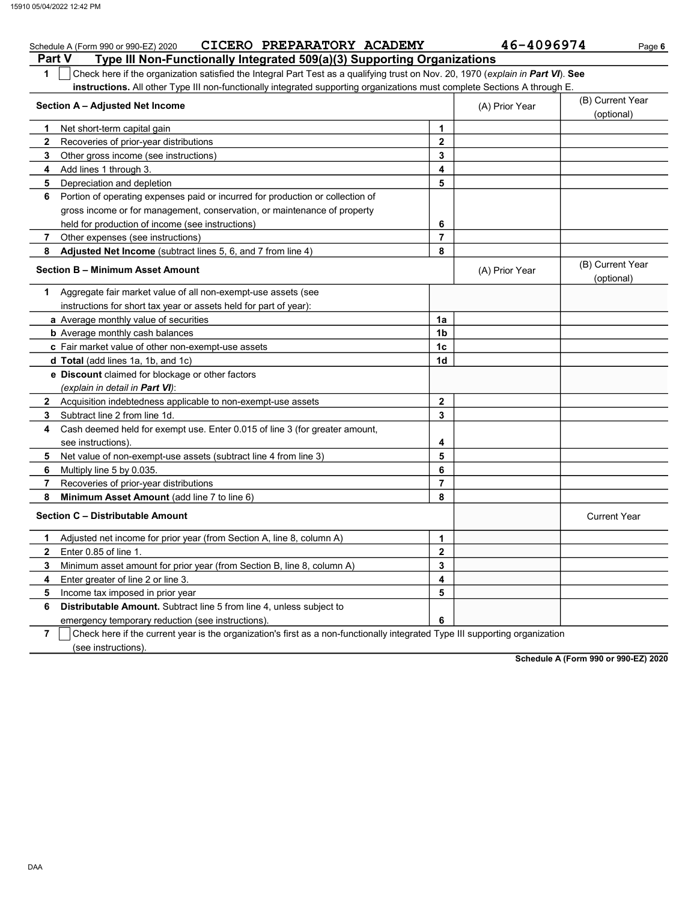Schedule A (Form 990 or 990-EZ) 2020 CICERO PREPARATORY ACADEMY 46-4096974

## Part V Type III Non-Functionally Integrated 509(a)(3) Supporting Organizations

**1** ☐ Check here if the organization satisfied the Integral Part Test as a qualifying trust on Nov. 20, 1970 (*explain in* ***Part VI***). **See instructions.** All other Type III non-functionally integrated supporting organizations must complete Sections A through E.

| Section A – Adjusted Net Income | | (A) Prior Year | (B) Current Year (optional) |
|---|---|---|---|
| **1** Net short-term capital gain | 1 | | |
| **2** Recoveries of prior-year distributions | 2 | | |
| **3** Other gross income (see instructions) | 3 | | |
| **4** Add lines 1 through 3. | 4 | | |
| **5** Depreciation and depletion | 5 | | |
| **6** Portion of operating expenses paid or incurred for production or collection of gross income or for management, conservation, or maintenance of property held for production of income (see instructions) | 6 | | |
| **7** Other expenses (see instructions) | 7 | | |
| **8** **Adjusted Net Income** (subtract lines 5, 6, and 7 from line 4) | 8 | | |

| Section B – Minimum Asset Amount | | (A) Prior Year | (B) Current Year (optional) |
|---|---|---|---|
| **1** Aggregate fair market value of all non-exempt-use assets (see instructions for short tax year or assets held for part of year): | | | |
| **a** Average monthly value of securities | 1a | | |
| **b** Average monthly cash balances | 1b | | |
| **c** Fair market value of other non-exempt-use assets | 1c | | |
| **d** **Total** (add lines 1a, 1b, and 1c) | 1d | | |
| **e** **Discount** claimed for blockage or other factors (*explain in detail in* ***Part VI***): | | | |
| **2** Acquisition indebtedness applicable to non-exempt-use assets | 2 | | |
| **3** Subtract line 2 from line 1d. | 3 | | |
| **4** Cash deemed held for exempt use. Enter 0.015 of line 3 (for greater amount, see instructions). | 4 | | |
| **5** Net value of non-exempt-use assets (subtract line 4 from line 3) | 5 | | |
| **6** Multiply line 5 by 0.035. | 6 | | |
| **7** Recoveries of prior-year distributions | 7 | | |
| **8** **Minimum Asset Amount** (add line 7 to line 6) | 8 | | |

| Section C – Distributable Amount | | | Current Year |
|---|---|---|---|
| **1** Adjusted net income for prior year (from Section A, line 8, column A) | 1 | | |
| **2** Enter 0.85 of line 1. | 2 | | |
| **3** Minimum asset amount for prior year (from Section B, line 8, column A) | 3 | | |
| **4** Enter greater of line 2 or line 3. | 4 | | |
| **5** Income tax imposed in prior year | 5 | | |
| **6** **Distributable Amount.** Subtract line 5 from line 4, unless subject to emergency temporary reduction (see instructions). | 6 | | |

**7** ☐ Check here if the current year is the organization's first as a non-functionally integrated Type III supporting organization (see instructions).

**Schedule A (Form 990 or 990-EZ) 2020**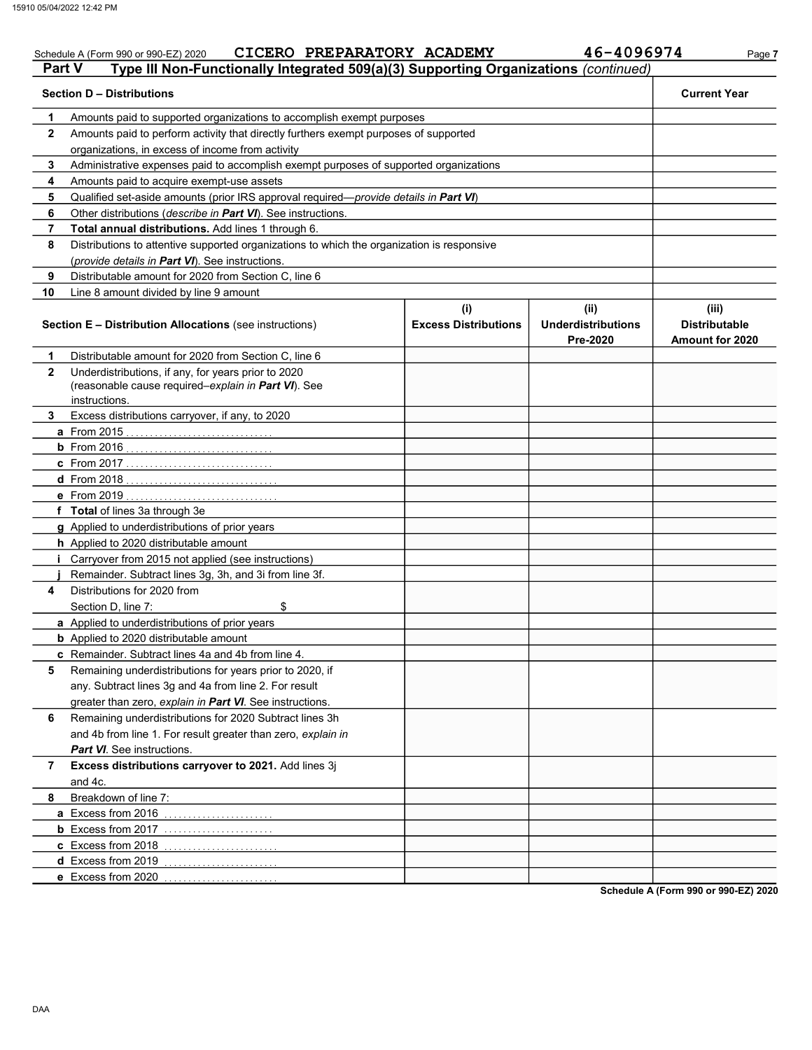Schedule A (Form 990 or 990-EZ) 2020 CICERO PREPARATORY ACADEMY 46-4096974

## Part V Type III Non-Functionally Integrated 509(a)(3) Supporting Organizations *(continued)*

| | Section D – Distributions | Current Year |
|---|---|---|
| 1 | Amounts paid to supported organizations to accomplish exempt purposes | |
| 2 | Amounts paid to perform activity that directly furthers exempt purposes of supported organizations, in excess of income from activity | |
| 3 | Administrative expenses paid to accomplish exempt purposes of supported organizations | |
| 4 | Amounts paid to acquire exempt-use assets | |
| 5 | Qualified set-aside amounts (prior IRS approval required—*provide details in **Part VI***) | |
| 6 | Other distributions (*describe in **Part VI***). See instructions. | |
| 7 | **Total annual distributions.** Add lines 1 through 6. | |
| 8 | Distributions to attentive supported organizations to which the organization is responsive (*provide details in **Part VI***). See instructions. | |
| 9 | Distributable amount for 2020 from Section C, line 6 | |
| 10 | Line 8 amount divided by line 9 amount | |

| | Section E – Distribution Allocations (see instructions) | (i) Excess Distributions | (ii) Underdistributions Pre-2020 | (iii) Distributable Amount for 2020 |
|---|---|---|---|---|
| 1 | Distributable amount for 2020 from Section C, line 6 | | | |
| 2 | Underdistributions, if any, for years prior to 2020 (reasonable cause required–*explain in **Part VI***). See instructions. | | | |
| 3 | Excess distributions carryover, if any, to 2020 | | | |
| a | From 2015 | | | |
| b | From 2016 | | | |
| c | From 2017 | | | |
| d | From 2018 | | | |
| e | From 2019 | | | |
| f | **Total** of lines 3a through 3e | | | |
| g | Applied to underdistributions of prior years | | | |
| h | Applied to 2020 distributable amount | | | |
| i | Carryover from 2015 not applied (see instructions) | | | |
| j | Remainder. Subtract lines 3g, 3h, and 3i from line 3f. | | | |
| 4 | Distributions for 2020 from Section D, line 7: $ | | | |
| a | Applied to underdistributions of prior years | | | |
| b | Applied to 2020 distributable amount | | | |
| c | Remainder. Subtract lines 4a and 4b from line 4. | | | |
| 5 | Remaining underdistributions for years prior to 2020, if any. Subtract lines 3g and 4a from line 2. For result greater than zero, *explain in **Part VI***. See instructions. | | | |
| 6 | Remaining underdistributions for 2020 Subtract lines 3h and 4b from line 1. For result greater than zero, *explain in **Part VI***. See instructions. | | | |
| 7 | **Excess distributions carryover to 2021.** Add lines 3j and 4c. | | | |
| 8 | Breakdown of line 7: | | | |
| a | Excess from 2016 | | | |
| b | Excess from 2017 | | | |
| c | Excess from 2018 | | | |
| d | Excess from 2019 | | | |
| e | Excess from 2020 | | | |

Schedule A (Form 990 or 990-EZ) 2020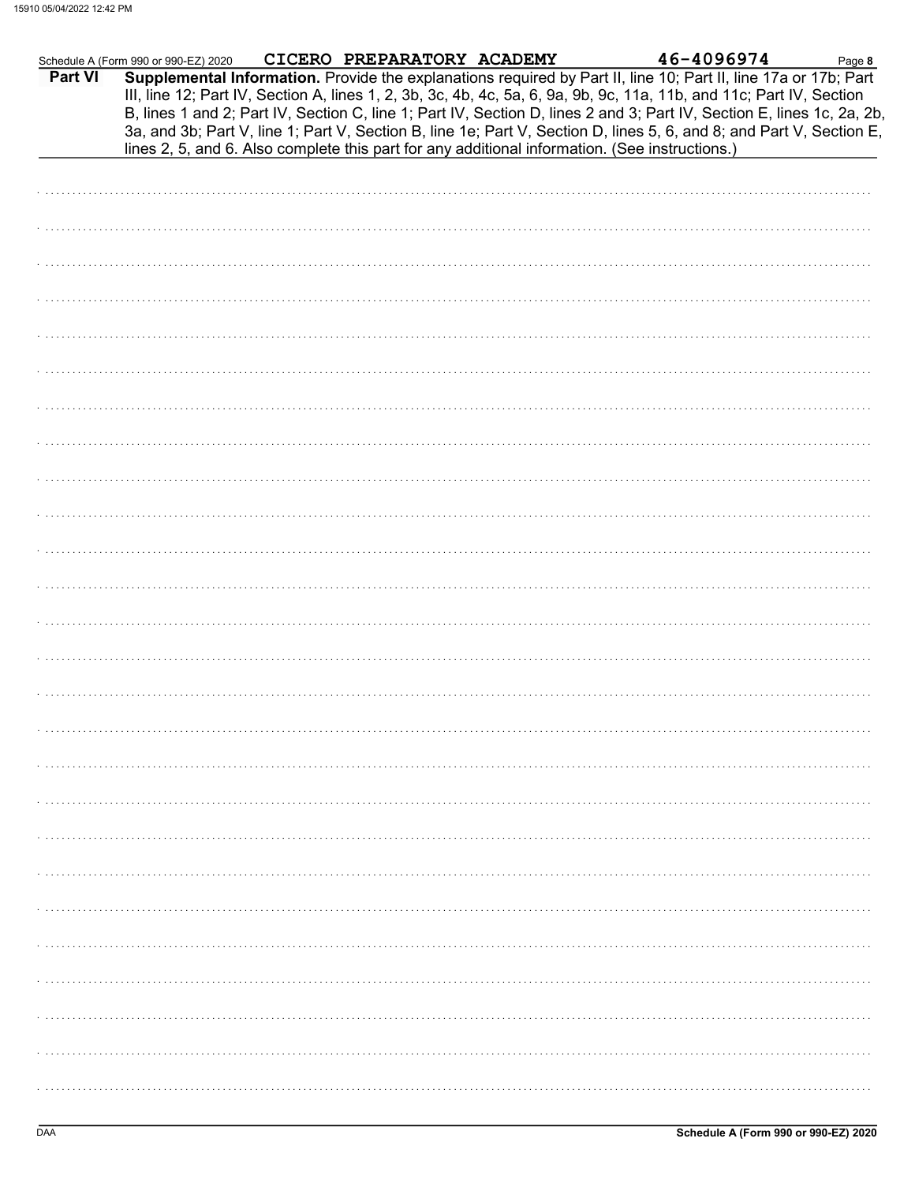Schedule A (Form 990 or 990-EZ) 2020 CICERO PREPARATORY ACADEMY 46-4096974

**Part VI** **Supplemental Information.** Provide the explanations required by Part II, line 10; Part II, line 17a or 17b; Part III, line 12; Part IV, Section A, lines 1, 2, 3b, 3c, 4b, 4c, 5a, 6, 9a, 9b, 9c, 11a, 11b, and 11c; Part IV, Section B, lines 1 and 2; Part IV, Section C, line 1; Part IV, Section D, lines 2 and 3; Part IV, Section E, lines 1c, 2a, 2b, 3a, and 3b; Part V, line 1; Part V, Section B, line 1e; Part V, Section D, lines 5, 6, and 8; and Part V, Section E, lines 2, 5, and 6. Also complete this part for any additional information. (See instructions.)

DAA

**Schedule A (Form 990 or 990-EZ) 2020**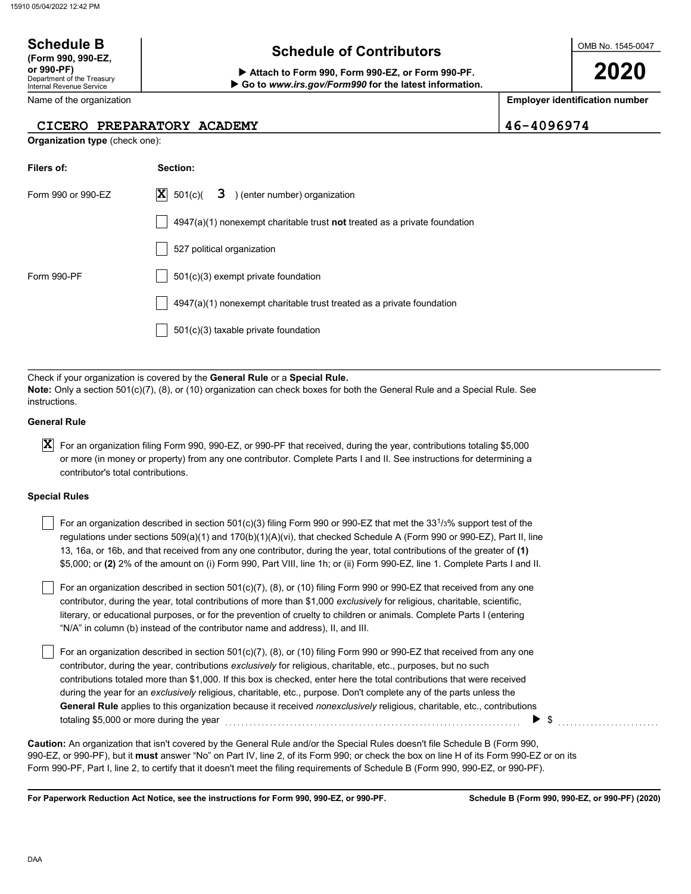**Schedule B**
**(Form 990, 990-EZ, or 990-PF)**
Department of the Treasury
Internal Revenue Service

# Schedule of Contributors

▶ **Attach to Form 990, Form 990-EZ, or Form 990-PF.**
▶ **Go to *www.irs.gov/Form990* for the latest information.**

OMB No. 1545-0047

**2020**

| Name of the organization | Employer identification number |
|---|---|
| CICERO PREPARATORY ACADEMY | 46-4096974 |

**Organization type** (check one):

| Filers of: | Section: |
|---|---|
| Form 990 or 990-EZ | [X] 501(c)( 3 ) (enter number) organization |
| | [ ] 4947(a)(1) nonexempt charitable trust **not** treated as a private foundation |
| | [ ] 527 political organization |
| Form 990-PF | [ ] 501(c)(3) exempt private foundation |
| | [ ] 4947(a)(1) nonexempt charitable trust treated as a private foundation |
| | [ ] 501(c)(3) taxable private foundation |

Check if your organization is covered by the **General Rule** or a **Special Rule.**
**Note:** Only a section 501(c)(7), (8), or (10) organization can check boxes for both the General Rule and a Special Rule. See instructions.

**General Rule**

[X] For an organization filing Form 990, 990-EZ, or 990-PF that received, during the year, contributions totaling $5,000 or more (in money or property) from any one contributor. Complete Parts I and II. See instructions for determining a contributor's total contributions.

**Special Rules**

[ ] For an organization described in section 501(c)(3) filing Form 990 or 990-EZ that met the 33 1/3% support test of the regulations under sections 509(a)(1) and 170(b)(1)(A)(vi), that checked Schedule A (Form 990 or 990-EZ), Part II, line 13, 16a, or 16b, and that received from any one contributor, during the year, total contributions of the greater of **(1)** $5,000; or **(2)** 2% of the amount on (i) Form 990, Part VIII, line 1h; or (ii) Form 990-EZ, line 1. Complete Parts I and II.

[ ] For an organization described in section 501(c)(7), (8), or (10) filing Form 990 or 990-EZ that received from any one contributor, during the year, total contributions of more than $1,000 *exclusively* for religious, charitable, scientific, literary, or educational purposes, or for the prevention of cruelty to children or animals. Complete Parts I (entering "N/A" in column (b) instead of the contributor name and address), II, and III.

[ ] For an organization described in section 501(c)(7), (8), or (10) filing Form 990 or 990-EZ that received from any one contributor, during the year, contributions *exclusively* for religious, charitable, etc., purposes, but no such contributions totaled more than $1,000. If this box is checked, enter here the total contributions that were received during the year for an *exclusively* religious, charitable, etc., purpose. Don't complete any of the parts unless the **General Rule** applies to this organization because it received *nonexclusively* religious, charitable, etc., contributions totaling $5,000 or more during the year ▶ $ ..........

**Caution:** An organization that isn't covered by the General Rule and/or the Special Rules doesn't file Schedule B (Form 990, 990-EZ, or 990-PF), but it **must** answer "No" on Part IV, line 2, of its Form 990; or check the box on line H of its Form 990-EZ or on its Form 990-PF, Part I, line 2, to certify that it doesn't meet the filing requirements of Schedule B (Form 990, 990-EZ, or 990-PF).

**For Paperwork Reduction Act Notice, see the instructions for Form 990, 990-EZ, or 990-PF.** **Schedule B (Form 990, 990-EZ, or 990-PF) (2020)**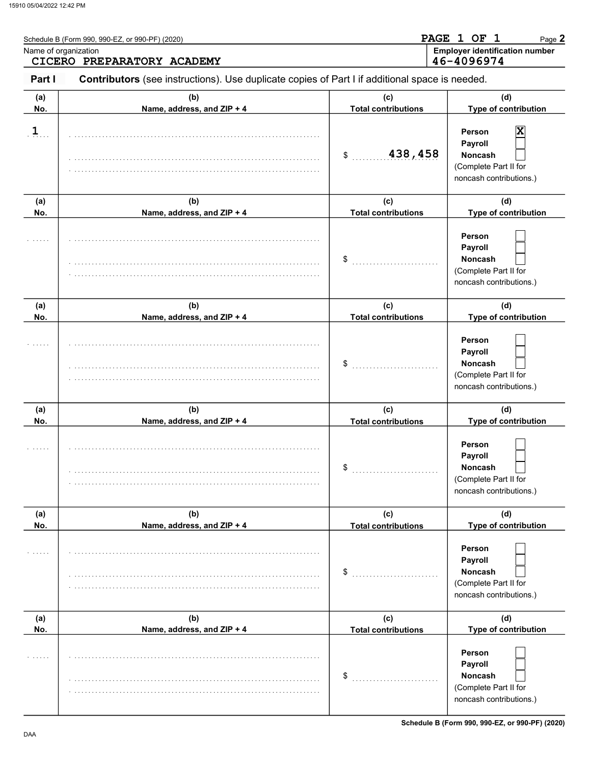Schedule B (Form 990, 990-EZ, or 990-PF) (2020) Page **2**

Name of organization: CICERO PREPARATORY ACADEMY

**Employer identification number**: 46-4096974

**Part I** **Contributors** (see instructions). Use duplicate copies of Part I if additional space is needed.

| (a) No. | (b) Name, address, and ZIP + 4 | (c) Total contributions | (d) Type of contribution |
|---|---|---|---|
| 1 | | $ 438,458 | Person [X] Payroll [ ] Noncash [ ] (Complete Part II for noncash contributions.) |
| | | $ | Person [ ] Payroll [ ] Noncash [ ] (Complete Part II for noncash contributions.) |
| | | $ | Person [ ] Payroll [ ] Noncash [ ] (Complete Part II for noncash contributions.) |
| | | $ | Person [ ] Payroll [ ] Noncash [ ] (Complete Part II for noncash contributions.) |
| | | $ | Person [ ] Payroll [ ] Noncash [ ] (Complete Part II for noncash contributions.) |
| | | $ | Person [ ] Payroll [ ] Noncash [ ] (Complete Part II for noncash contributions.) |

Schedule B (Form 990, 990-EZ, or 990-PF) (2020)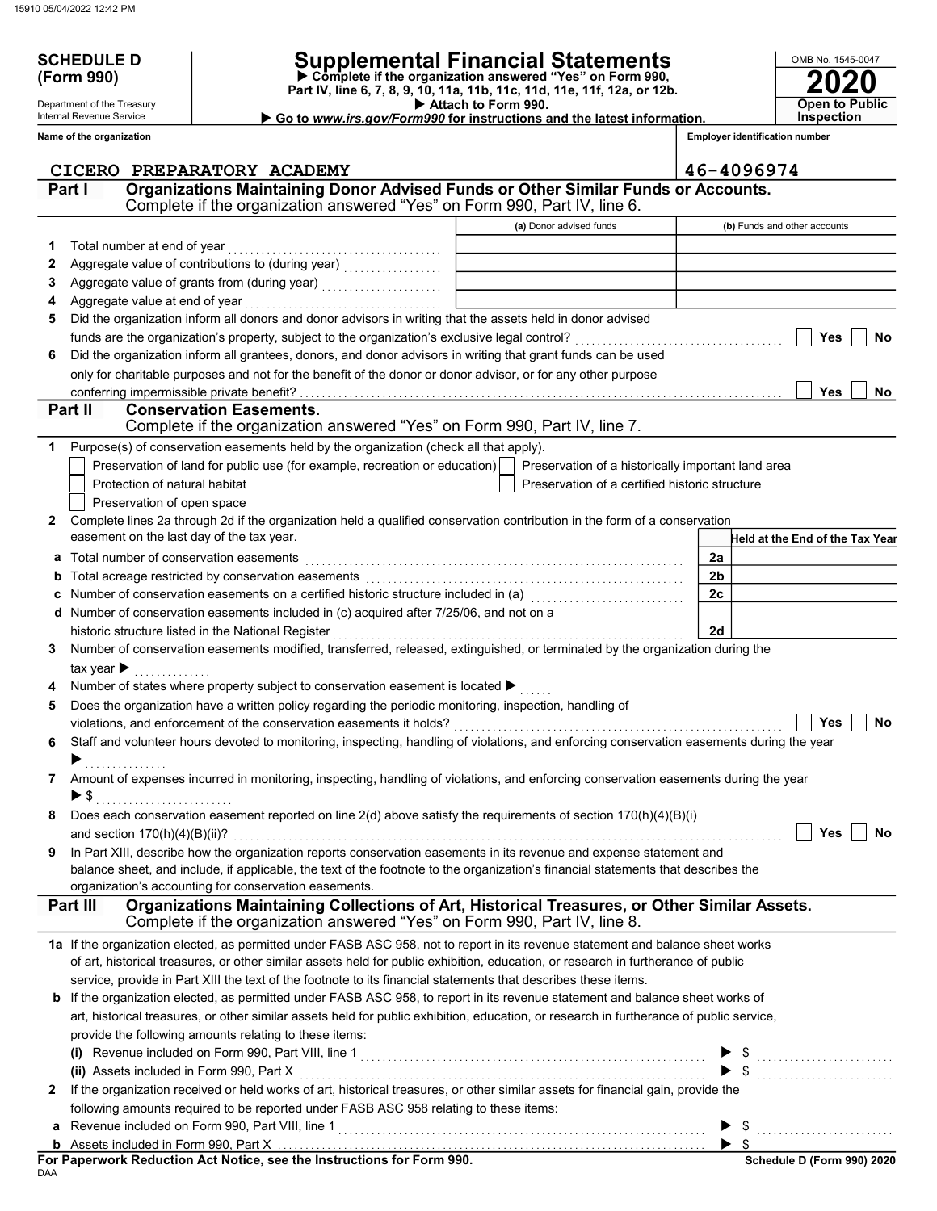**SCHEDULE D (Form 990)**

Department of the Treasury
Internal Revenue Service

# Supplemental Financial Statements

▶ Complete if the organization answered "Yes" on Form 990, Part IV, line 6, 7, 8, 9, 10, 11a, 11b, 11c, 11d, 11e, 11f, 12a, or 12b.
▶ Attach to Form 990.
▶ Go to *www.irs.gov/Form990* for instructions and the latest information.

OMB No. 1545-0047
**2020**
**Open to Public Inspection**

**Name of the organization**: CICERO PREPARATORY ACADEMY
**Employer identification number**: 46-4096974

## Part I Organizations Maintaining Donor Advised Funds or Other Similar Funds or Accounts.

Complete if the organization answered "Yes" on Form 990, Part IV, line 6.

| | | (a) Donor advised funds | (b) Funds and other accounts |
|---|---|---|---|
| 1 | Total number at end of year | | |
| 2 | Aggregate value of contributions to (during year) | | |
| 3 | Aggregate value of grants from (during year) | | |
| 4 | Aggregate value at end of year | | |

5 Did the organization inform all donors and donor advisors in writing that the assets held in donor advised funds are the organization's property, subject to the organization's exclusive legal control? ☐ Yes ☐ No

6 Did the organization inform all grantees, donors, and donor advisors in writing that grant funds can be used only for charitable purposes and not for the benefit of the donor or donor advisor, or for any other purpose conferring impermissible private benefit? ☐ Yes ☐ No

## Part II Conservation Easements.

Complete if the organization answered "Yes" on Form 990, Part IV, line 7.

1 Purpose(s) of conservation easements held by the organization (check all that apply).

- ☐ Preservation of land for public use (for example, recreation or education)
- ☐ Preservation of a historically important land area
- ☐ Protection of natural habitat
- ☐ Preservation of a certified historic structure
- ☐ Preservation of open space

2 Complete lines 2a through 2d if the organization held a qualified conservation contribution in the form of a conservation easement on the last day of the tax year.

| | | | Held at the End of the Tax Year |
|---|---|---|---|
| a | Total number of conservation easements | 2a | |
| b | Total acreage restricted by conservation easements | 2b | |
| c | Number of conservation easements on a certified historic structure included in (a) | 2c | |
| d | Number of conservation easements included in (c) acquired after 7/25/06, and not on a historic structure listed in the National Register | 2d | |

3 Number of conservation easements modified, transferred, released, extinguished, or terminated by the organization during the tax year ▶

4 Number of states where property subject to conservation easement is located ▶

5 Does the organization have a written policy regarding the periodic monitoring, inspection, handling of violations, and enforcement of the conservation easements it holds? ☐ Yes ☐ No

6 Staff and volunteer hours devoted to monitoring, inspecting, handling of violations, and enforcing conservation easements during the year ▶

7 Amount of expenses incurred in monitoring, inspecting, handling of violations, and enforcing conservation easements during the year ▶ $

8 Does each conservation easement reported on line 2(d) above satisfy the requirements of section 170(h)(4)(B)(i) and section 170(h)(4)(B)(ii)? ☐ Yes ☐ No

9 In Part XIII, describe how the organization reports conservation easements in its revenue and expense statement and balance sheet, and include, if applicable, the text of the footnote to the organization's financial statements that describes the organization's accounting for conservation easements.

## Part III Organizations Maintaining Collections of Art, Historical Treasures, or Other Similar Assets.

Complete if the organization answered "Yes" on Form 990, Part IV, line 8.

1a If the organization elected, as permitted under FASB ASC 958, not to report in its revenue statement and balance sheet works of art, historical treasures, or other similar assets held for public exhibition, education, or research in furtherance of public service, provide in Part XIII the text of the footnote to its financial statements that describes these items.

b If the organization elected, as permitted under FASB ASC 958, to report in its revenue statement and balance sheet works of art, historical treasures, or other similar assets held for public exhibition, education, or research in furtherance of public service, provide the following amounts relating to these items:

(i) Revenue included on Form 990, Part VIII, line 1 ▶ $

(ii) Assets included in Form 990, Part X ▶ $

2 If the organization received or held works of art, historical treasures, or other similar assets for financial gain, provide the following amounts required to be reported under FASB ASC 958 relating to these items:

a Revenue included on Form 990, Part VIII, line 1 ▶ $

b Assets included in Form 990, Part X ▶ $

**For Paperwork Reduction Act Notice, see the Instructions for Form 990.**
Schedule D (Form 990) 2020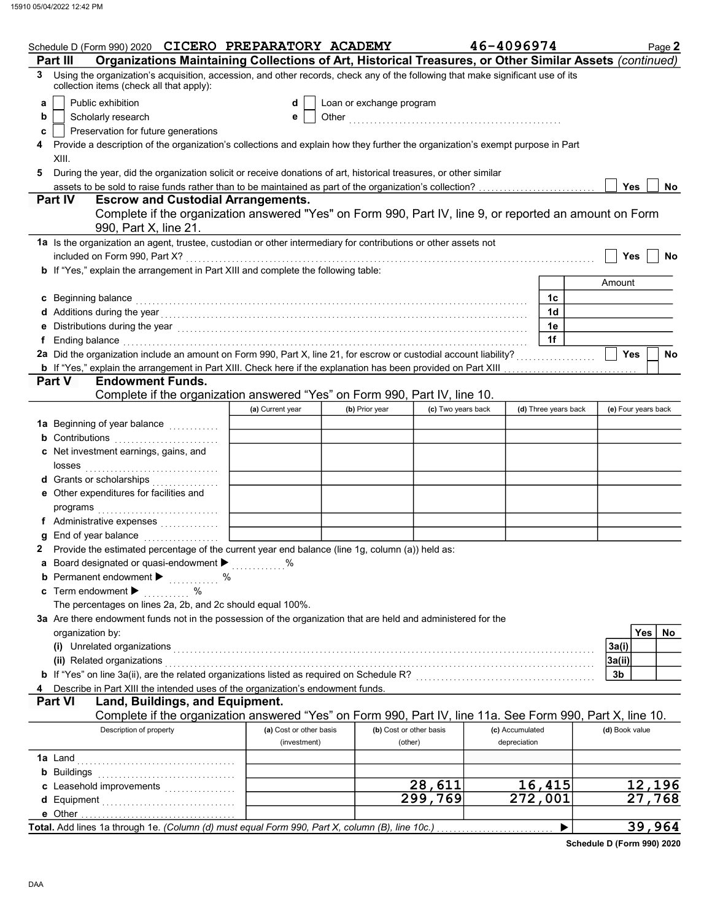Schedule D (Form 990) 2020 CICERO PREPARATORY ACADEMY 46-4096974 Page 2

**Part III Organizations Maintaining Collections of Art, Historical Treasures, or Other Similar Assets** *(continued)*

3 Using the organization's acquisition, accession, and other records, check any of the following that make significant use of its collection items (check all that apply):

- a ☐ Public exhibition
- b ☐ Scholarly research
- c ☐ Preservation for future generations
- d ☐ Loan or exchange program
- e ☐ Other

4 Provide a description of the organization's collections and explain how they further the organization's exempt purpose in Part XIII.

5 During the year, did the organization solicit or receive donations of art, historical treasures, or other similar assets to be sold to raise funds rather than to be maintained as part of the organization's collection? ☐ Yes ☐ No

**Part IV Escrow and Custodial Arrangements.**

Complete if the organization answered "Yes" on Form 990, Part IV, line 9, or reported an amount on Form 990, Part X, line 21.

1a Is the organization an agent, trustee, custodian or other intermediary for contributions or other assets not included on Form 990, Part X? ☐ Yes ☐ No

b If "Yes," explain the arrangement in Part XIII and complete the following table:

| | | Amount |
|---|---|---|
| c Beginning balance | 1c | |
| d Additions during the year | 1d | |
| e Distributions during the year | 1e | |
| f Ending balance | 1f | |

2a Did the organization include an amount on Form 990, Part X, line 21, for escrow or custodial account liability? ☐ Yes ☐ No

b If "Yes," explain the arrangement in Part XIII. Check here if the explanation has been provided on Part XIII ☐

**Part V Endowment Funds.**

Complete if the organization answered "Yes" on Form 990, Part IV, line 10.

| | (a) Current year | (b) Prior year | (c) Two years back | (d) Three years back | (e) Four years back |
|---|---|---|---|---|---|
| 1a Beginning of year balance | | | | | |
| b Contributions | | | | | |
| c Net investment earnings, gains, and losses | | | | | |
| d Grants or scholarships | | | | | |
| e Other expenditures for facilities and programs | | | | | |
| f Administrative expenses | | | | | |
| g End of year balance | | | | | |

2 Provide the estimated percentage of the current year end balance (line 1g, column (a)) held as:

a Board designated or quasi-endowment ▶ %

b Permanent endowment ▶ %

c Term endowment ▶ %

The percentages on lines 2a, 2b, and 2c should equal 100%.

3a Are there endowment funds not in the possession of the organization that are held and administered for the organization by:

| | | Yes | No |
|---|---|---|---|
| (i) Unrelated organizations | 3a(i) | | |
| (ii) Related organizations | 3a(ii) | | |
| b If "Yes" on line 3a(ii), are the related organizations listed as required on Schedule R? | 3b | | |

4 Describe in Part XIII the intended uses of the organization's endowment funds.

**Part VI Land, Buildings, and Equipment.**

Complete if the organization answered "Yes" on Form 990, Part IV, line 11a. See Form 990, Part X, line 10.

| Description of property | (a) Cost or other basis (investment) | (b) Cost or other basis (other) | (c) Accumulated depreciation | (d) Book value |
|---|---|---|---|---|
| 1a Land | | | | |
| b Buildings | | | | |
| c Leasehold improvements | | 28,611 | 16,415 | 12,196 |
| d Equipment | | 299,769 | 272,001 | 27,768 |
| e Other | | | | |
| **Total.** Add lines 1a through 1e. *(Column (d) must equal Form 990, Part X, column (B), line 10c.)* ▶ | | | | 39,964 |

Schedule D (Form 990) 2020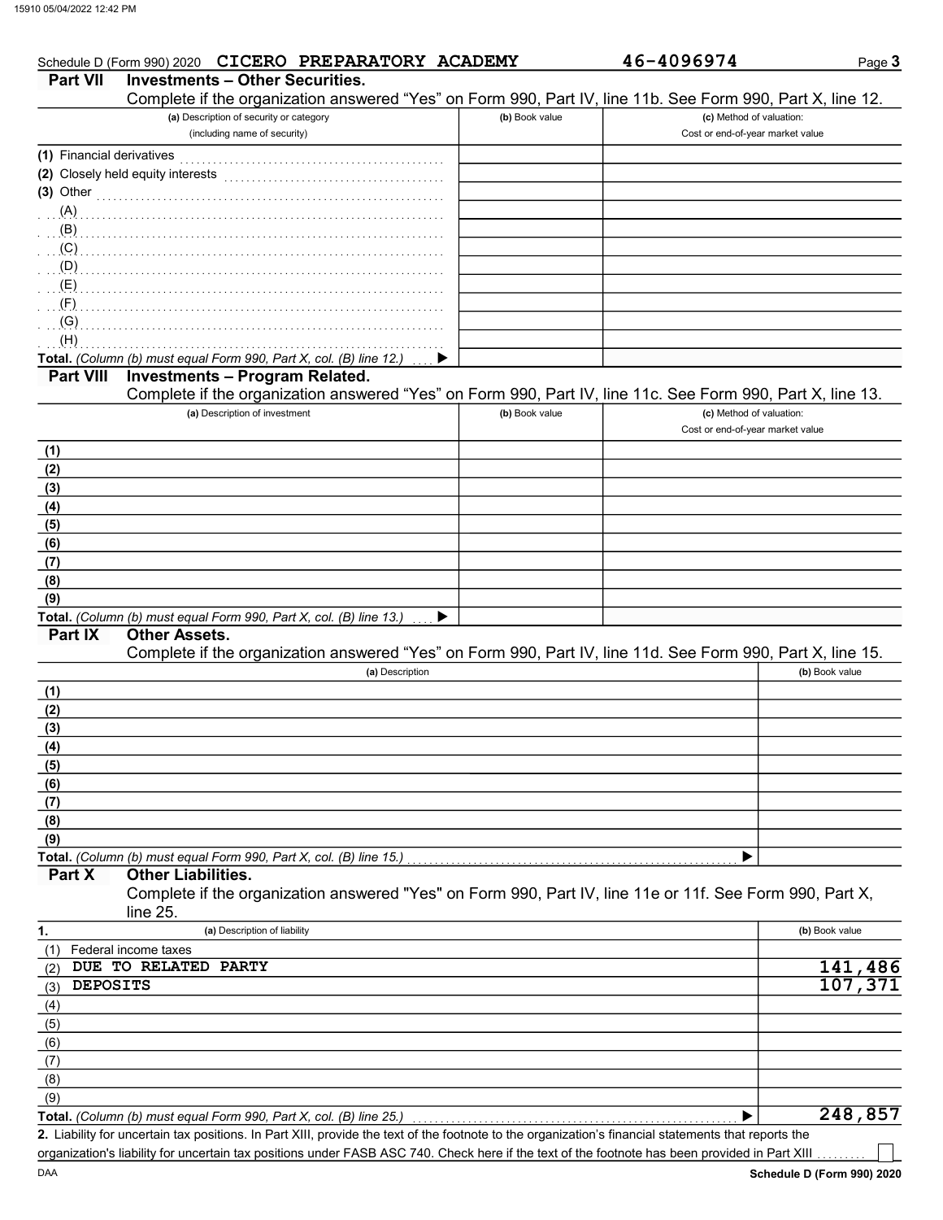Schedule D (Form 990) 2020 CICERO PREPARATORY ACADEMY 46-4096974 Page 3

## Part VII Investments – Other Securities.

Complete if the organization answered "Yes" on Form 990, Part IV, line 11b. See Form 990, Part X, line 12.

| (a) Description of security or category (including name of security) | (b) Book value | (c) Method of valuation: Cost or end-of-year market value |
|---|---|---|
| (1) Financial derivatives | | |
| (2) Closely held equity interests | | |
| (3) Other | | |
| (A) | | |
| (B) | | |
| (C) | | |
| (D) | | |
| (E) | | |
| (F) | | |
| (G) | | |
| (H) | | |
| **Total.** *(Column (b) must equal Form 990, Part X, col. (B) line 12.)* ▶ | | |

## Part VIII Investments – Program Related.

Complete if the organization answered "Yes" on Form 990, Part IV, line 11c. See Form 990, Part X, line 13.

| (a) Description of investment | (b) Book value | (c) Method of valuation: Cost or end-of-year market value |
|---|---|---|
| (1) | | |
| (2) | | |
| (3) | | |
| (4) | | |
| (5) | | |
| (6) | | |
| (7) | | |
| (8) | | |
| (9) | | |
| **Total.** *(Column (b) must equal Form 990, Part X, col. (B) line 13.)* ▶ | | |

## Part IX Other Assets.

Complete if the organization answered "Yes" on Form 990, Part IV, line 11d. See Form 990, Part X, line 15.

| (a) Description | (b) Book value |
|---|---|
| (1) | |
| (2) | |
| (3) | |
| (4) | |
| (5) | |
| (6) | |
| (7) | |
| (8) | |
| (9) | |
| **Total.** *(Column (b) must equal Form 990, Part X, col. (B) line 15.)* ▶ | |

## Part X Other Liabilities.

Complete if the organization answered "Yes" on Form 990, Part IV, line 11e or 11f. See Form 990, Part X, line 25.

| 1. (a) Description of liability | (b) Book value |
|---|---|
| (1) Federal income taxes | |
| (2) DUE TO RELATED PARTY | 141,486 |
| (3) DEPOSITS | 107,371 |
| (4) | |
| (5) | |
| (6) | |
| (7) | |
| (8) | |
| (9) | |
| **Total.** *(Column (b) must equal Form 990, Part X, col. (B) line 25.)* ▶ | 248,857 |

**2.** Liability for uncertain tax positions. In Part XIII, provide the text of the footnote to the organization's financial statements that reports the organization's liability for uncertain tax positions under FASB ASC 740. Check here if the text of the footnote has been provided in Part XIII ☐

DAA **Schedule D (Form 990) 2020**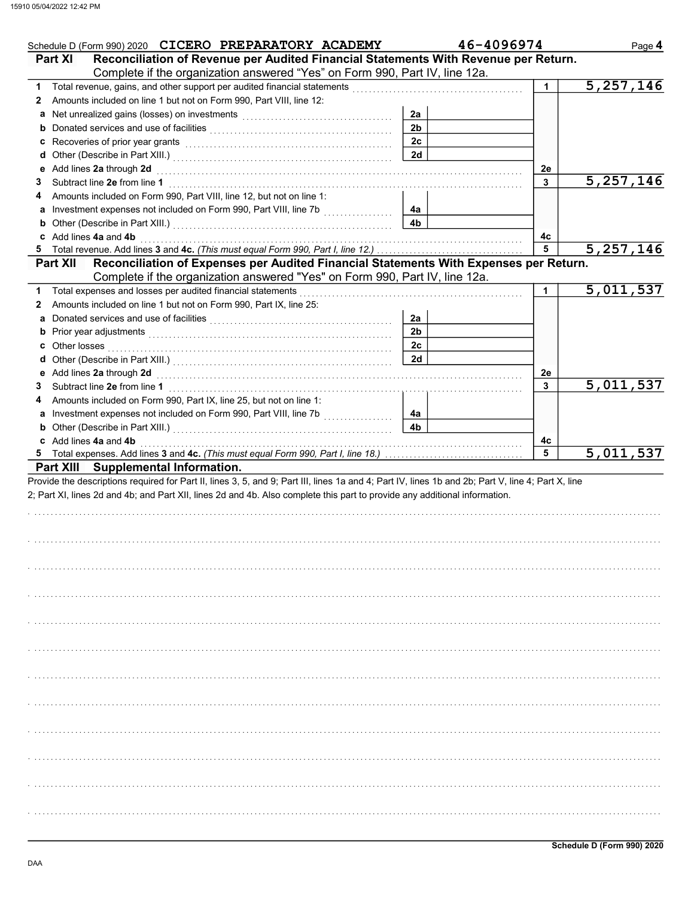Schedule D (Form 990) 2020 CICERO PREPARATORY ACADEMY 46-4096974 Page **4**

## Part XI Reconciliation of Revenue per Audited Financial Statements With Revenue per Return.

Complete if the organization answered "Yes" on Form 990, Part IV, line 12a.

| | | | | | |
|---|---|---|---|---|---|
| **1** | Total revenue, gains, and other support per audited financial statements | | | 1 | 5,257,146 |
| **2** | Amounts included on line 1 but not on Form 990, Part VIII, line 12: | | | | |
| **a** | Net unrealized gains (losses) on investments | 2a | | | |
| **b** | Donated services and use of facilities | 2b | | | |
| **c** | Recoveries of prior year grants | 2c | | | |
| **d** | Other (Describe in Part XIII.) | 2d | | | |
| **e** | Add lines **2a** through **2d** | | | 2e | |
| **3** | Subtract line **2e** from line **1** | | | 3 | 5,257,146 |
| **4** | Amounts included on Form 990, Part VIII, line 12, but not on line 1: | | | | |
| **a** | Investment expenses not included on Form 990, Part VIII, line 7b | 4a | | | |
| **b** | Other (Describe in Part XIII.) | 4b | | | |
| **c** | Add lines **4a** and **4b** | | | 4c | |
| **5** | Total revenue. Add lines **3** and **4c.** *(This must equal Form 990, Part I, line 12.)* | | | 5 | 5,257,146 |

## Part XII Reconciliation of Expenses per Audited Financial Statements With Expenses per Return.

Complete if the organization answered "Yes" on Form 990, Part IV, line 12a.

| | | | | | |
|---|---|---|---|---|---|
| **1** | Total expenses and losses per audited financial statements | | | 1 | 5,011,537 |
| **2** | Amounts included on line 1 but not on Form 990, Part IX, line 25: | | | | |
| **a** | Donated services and use of facilities | 2a | | | |
| **b** | Prior year adjustments | 2b | | | |
| **c** | Other losses | 2c | | | |
| **d** | Other (Describe in Part XIII.) | 2d | | | |
| **e** | Add lines **2a** through **2d** | | | 2e | |
| **3** | Subtract line **2e** from line **1** | | | 3 | 5,011,537 |
| **4** | Amounts included on Form 990, Part IX, line 25, but not on line 1: | | | | |
| **a** | Investment expenses not included on Form 990, Part VIII, line 7b | 4a | | | |
| **b** | Other (Describe in Part XIII.) | 4b | | | |
| **c** | Add lines **4a** and **4b** | | | 4c | |
| **5** | Total expenses. Add lines **3** and **4c.** *(This must equal Form 990, Part I, line 18.)* | | | 5 | 5,011,537 |

## Part XIII Supplemental Information.

Provide the descriptions required for Part II, lines 3, 5, and 9; Part III, lines 1a and 4; Part IV, lines 1b and 2b; Part V, line 4; Part X, line 2; Part XI, lines 2d and 4b; and Part XII, lines 2d and 4b. Also complete this part to provide any additional information.

**Schedule D (Form 990) 2020**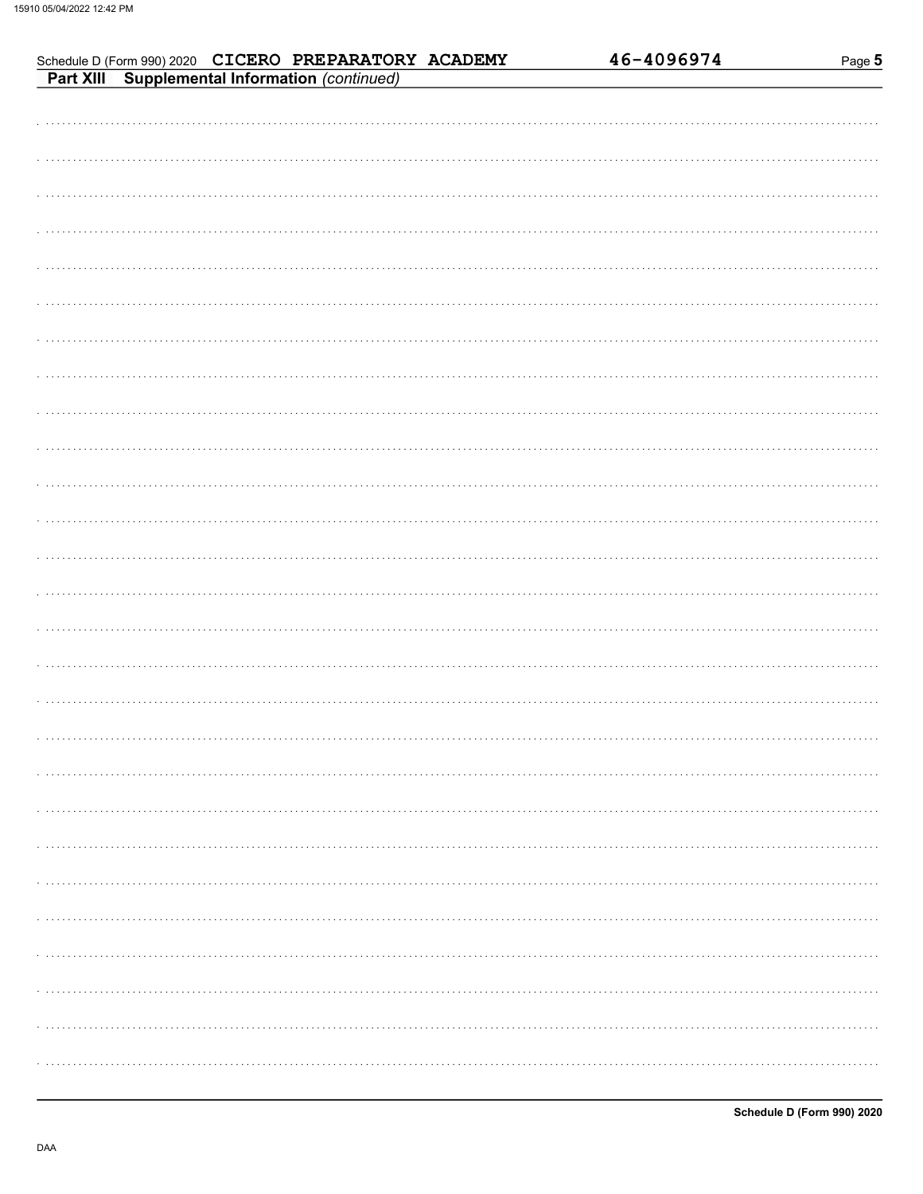Schedule D (Form 990) 2020 CICERO PREPARATORY ACADEMY 46-4096974 Page 5

**Part XIII Supplemental Information** *(continued)*

**Schedule D (Form 990) 2020**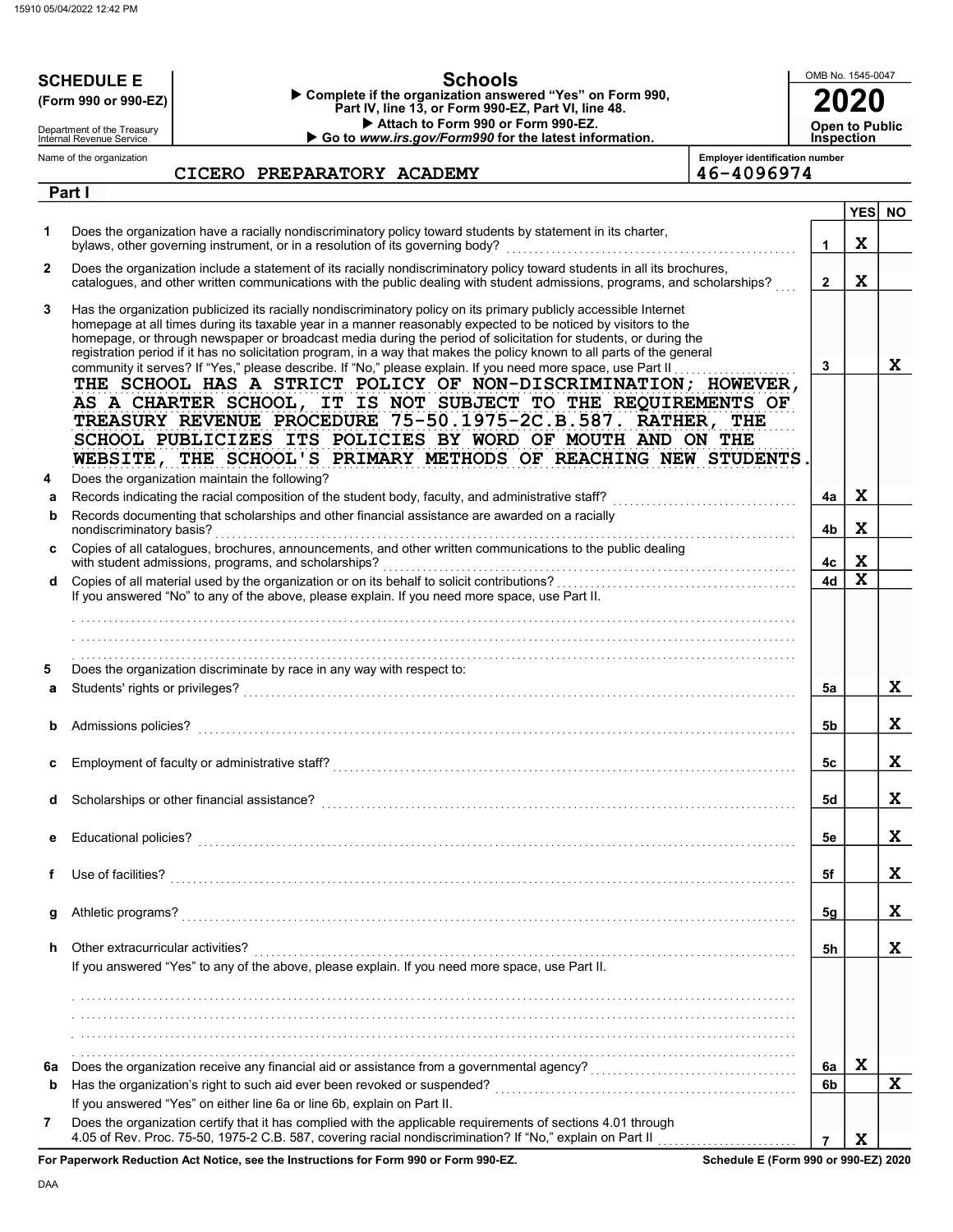**SCHEDULE E (Form 990 or 990-EZ)**

Department of the Treasury
Internal Revenue Service

# Schools

▶ Complete if the organization answered "Yes" on Form 990, Part IV, line 13, or Form 990-EZ, Part VI, line 48.
▶ Attach to Form 990 or Form 990-EZ.
▶ Go to *www.irs.gov/Form990* for the latest information.

OMB No. 1545-0047

**2020**

**Open to Public Inspection**

Name of the organization: CICERO PREPARATORY ACADEMY

Employer identification number: 46-4096974

## Part I

| | | | YES | NO |
|---|---|---|---|---|
| 1 | Does the organization have a racially nondiscriminatory policy toward students by statement in its charter, bylaws, other governing instrument, or in a resolution of its governing body? | 1 | X | |
| 2 | Does the organization include a statement of its racially nondiscriminatory policy toward students in all its brochures, catalogues, and other written communications with the public dealing with student admissions, programs, and scholarships? | 2 | X | |
| 3 | Has the organization publicized its racially nondiscriminatory policy on its primary publicly accessible Internet homepage at all times during its taxable year in a manner reasonably expected to be noticed by visitors to the homepage, or through newspaper or broadcast media during the period of solicitation for students, or during the registration period if it has no solicitation program, in a way that makes the policy known to all parts of the general community it serves? If "Yes," please describe. If "No," please explain. If you need more space, use Part II | 3 | | X |

THE SCHOOL HAS A STRICT POLICY OF NON-DISCRIMINATION; HOWEVER, AS A CHARTER SCHOOL, IT IS NOT SUBJECT TO THE REQUIREMENTS OF TREASURY REVENUE PROCEDURE 75-50.1975-2C.B.587. RATHER, THE SCHOOL PUBLICIZES ITS POLICIES BY WORD OF MOUTH AND ON THE WEBSITE, THE SCHOOL'S PRIMARY METHODS OF REACHING NEW STUDENTS.

| | | | YES | NO |
|---|---|---|---|---|
| 4 | Does the organization maintain the following? | | | |
| a | Records indicating the racial composition of the student body, faculty, and administrative staff? | 4a | X | |
| b | Records documenting that scholarships and other financial assistance are awarded on a racially nondiscriminatory basis? | 4b | X | |
| c | Copies of all catalogues, brochures, announcements, and other written communications to the public dealing with student admissions, programs, and scholarships? | 4c | X | |
| d | Copies of all material used by the organization or on its behalf to solicit contributions? | 4d | X | |
| | If you answered "No" to any of the above, please explain. If you need more space, use Part II. | | | |
| 5 | Does the organization discriminate by race in any way with respect to: | | | |
| a | Students' rights or privileges? | 5a | | X |
| b | Admissions policies? | 5b | | X |
| c | Employment of faculty or administrative staff? | 5c | | X |
| d | Scholarships or other financial assistance? | 5d | | X |
| e | Educational policies? | 5e | | X |
| f | Use of facilities? | 5f | | X |
| g | Athletic programs? | 5g | | X |
| h | Other extracurricular activities? | 5h | | X |
| | If you answered "Yes" to any of the above, please explain. If you need more space, use Part II. | | | |
| 6a | Does the organization receive any financial aid or assistance from a governmental agency? | 6a | X | |
| b | Has the organization's right to such aid ever been revoked or suspended? | 6b | | X |
| | If you answered "Yes" on either line 6a or line 6b, explain on Part II. | | | |
| 7 | Does the organization certify that it has complied with the applicable requirements of sections 4.01 through 4.05 of Rev. Proc. 75-50, 1975-2 C.B. 587, covering racial nondiscrimination? If "No," explain on Part II | 7 | X | |

**For Paperwork Reduction Act Notice, see the Instructions for Form 990 or Form 990-EZ.**

Schedule E (Form 990 or 990-EZ) 2020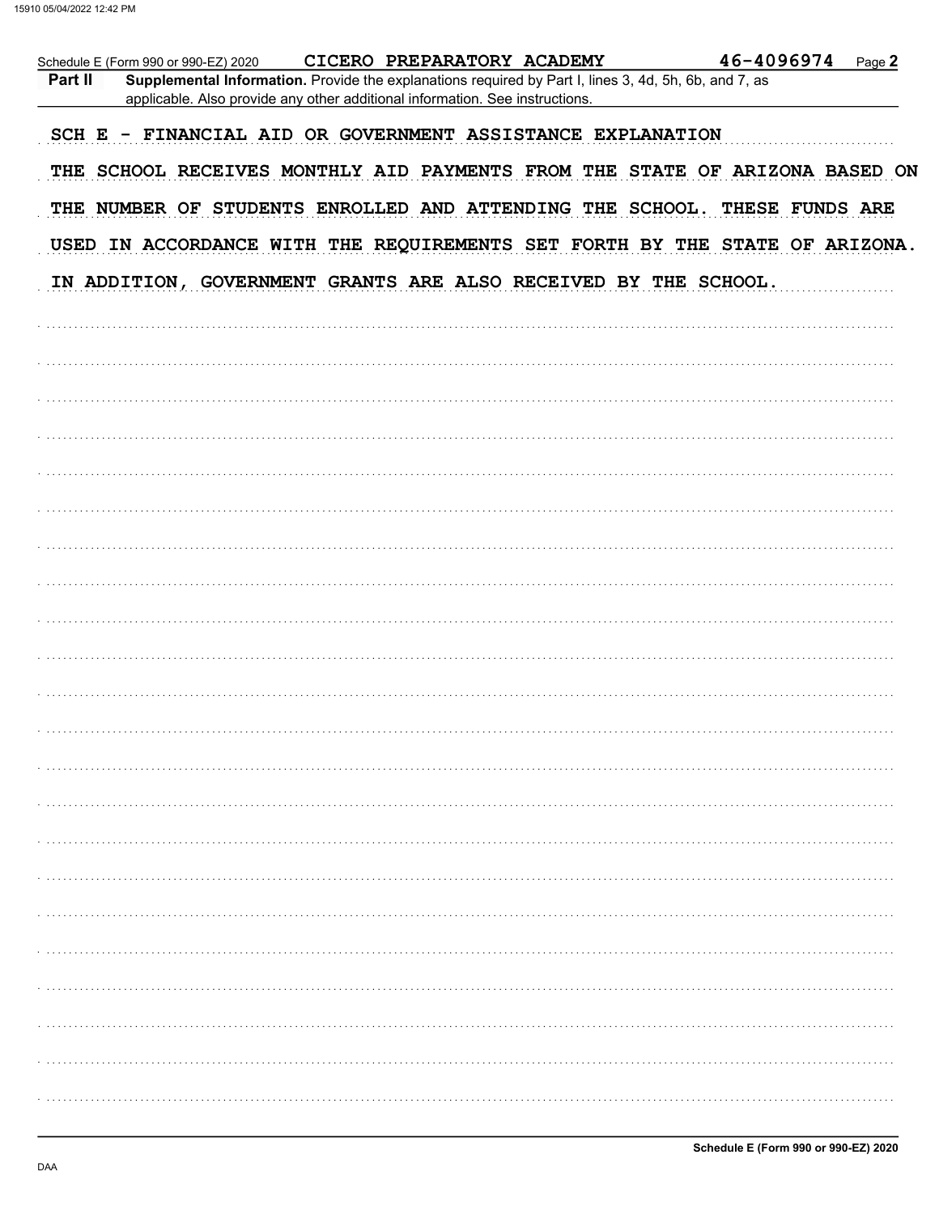Schedule E (Form 990 or 990-EZ) 2020 CICERO PREPARATORY ACADEMY 46-4096974

**Part II** **Supplemental Information.** Provide the explanations required by Part I, lines 3, 4d, 5h, 6b, and 7, as applicable. Also provide any other additional information. See instructions.

SCH E - FINANCIAL AID OR GOVERNMENT ASSISTANCE EXPLANATION

THE SCHOOL RECEIVES MONTHLY AID PAYMENTS FROM THE STATE OF ARIZONA BASED ON THE NUMBER OF STUDENTS ENROLLED AND ATTENDING THE SCHOOL. THESE FUNDS ARE USED IN ACCORDANCE WITH THE REQUIREMENTS SET FORTH BY THE STATE OF ARIZONA. IN ADDITION, GOVERNMENT GRANTS ARE ALSO RECEIVED BY THE SCHOOL.

Schedule E (Form 990 or 990-EZ) 2020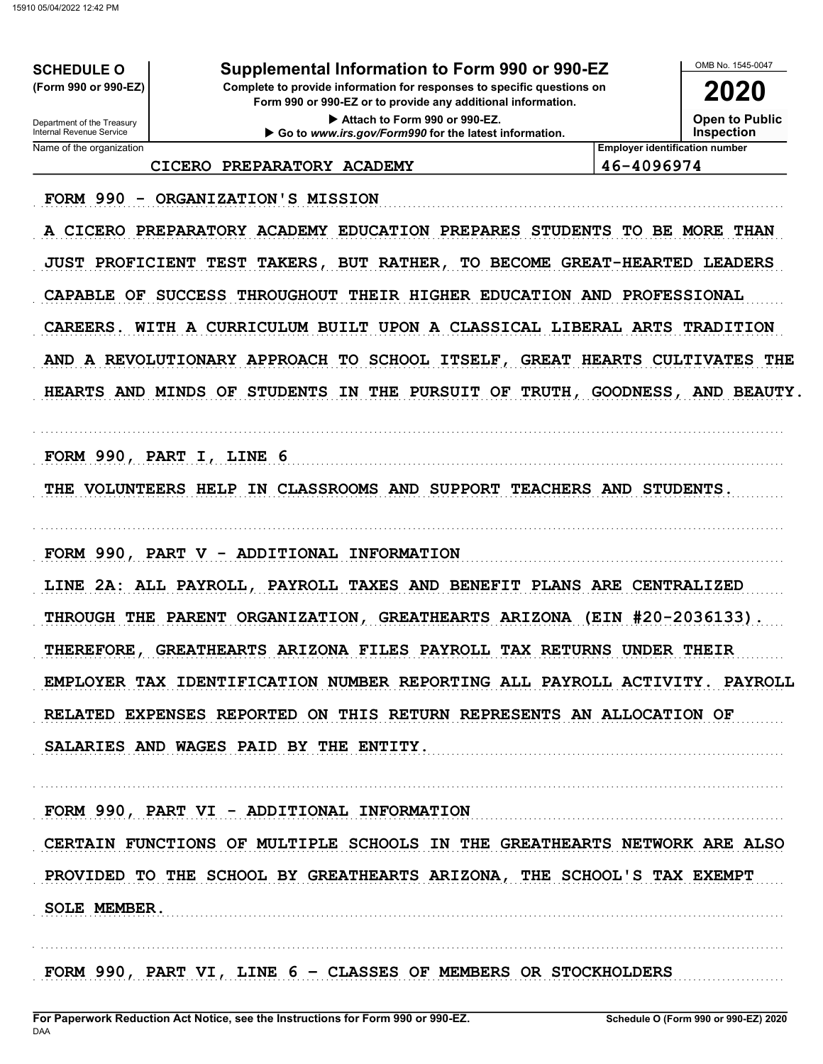**SCHEDULE O**
**(Form 990 or 990-EZ)**

Department of the Treasury
Internal Revenue Service

# Supplemental Information to Form 990 or 990-EZ

**Complete to provide information for responses to specific questions on Form 990 or 990-EZ or to provide any additional information.**

▶ Attach to Form 990 or 990-EZ.

▶ Go to *www.irs.gov/Form990* for the latest information.

OMB No. 1545-0047

**2020**

**Open to Public Inspection**

| Name of the organization | Employer identification number |
| --- | --- |
| CICERO PREPARATORY ACADEMY | 46-4096974 |

FORM 990 - ORGANIZATION'S MISSION

A CICERO PREPARATORY ACADEMY EDUCATION PREPARES STUDENTS TO BE MORE THAN JUST PROFICIENT TEST TAKERS, BUT RATHER, TO BECOME GREAT-HEARTED LEADERS CAPABLE OF SUCCESS THROUGHOUT THEIR HIGHER EDUCATION AND PROFESSIONAL CAREERS. WITH A CURRICULUM BUILT UPON A CLASSICAL LIBERAL ARTS TRADITION AND A REVOLUTIONARY APPROACH TO SCHOOL ITSELF, GREAT HEARTS CULTIVATES THE HEARTS AND MINDS OF STUDENTS IN THE PURSUIT OF TRUTH, GOODNESS, AND BEAUTY.

FORM 990, PART I, LINE 6

THE VOLUNTEERS HELP IN CLASSROOMS AND SUPPORT TEACHERS AND STUDENTS.

FORM 990, PART V - ADDITIONAL INFORMATION

LINE 2A: ALL PAYROLL, PAYROLL TAXES AND BENEFIT PLANS ARE CENTRALIZED THROUGH THE PARENT ORGANIZATION, GREATHEARTS ARIZONA (EIN #20-2036133). THEREFORE, GREATHEARTS ARIZONA FILES PAYROLL TAX RETURNS UNDER THEIR EMPLOYER TAX IDENTIFICATION NUMBER REPORTING ALL PAYROLL ACTIVITY. PAYROLL RELATED EXPENSES REPORTED ON THIS RETURN REPRESENTS AN ALLOCATION OF SALARIES AND WAGES PAID BY THE ENTITY.

FORM 990, PART VI - ADDITIONAL INFORMATION

CERTAIN FUNCTIONS OF MULTIPLE SCHOOLS IN THE GREATHEARTS NETWORK ARE ALSO PROVIDED TO THE SCHOOL BY GREATHEARTS ARIZONA, THE SCHOOL'S TAX EXEMPT SOLE MEMBER.

FORM 990, PART VI, LINE 6 - CLASSES OF MEMBERS OR STOCKHOLDERS

**For Paperwork Reduction Act Notice, see the Instructions for Form 990 or 990-EZ.** **Schedule O (Form 990 or 990-EZ) 2020**
DAA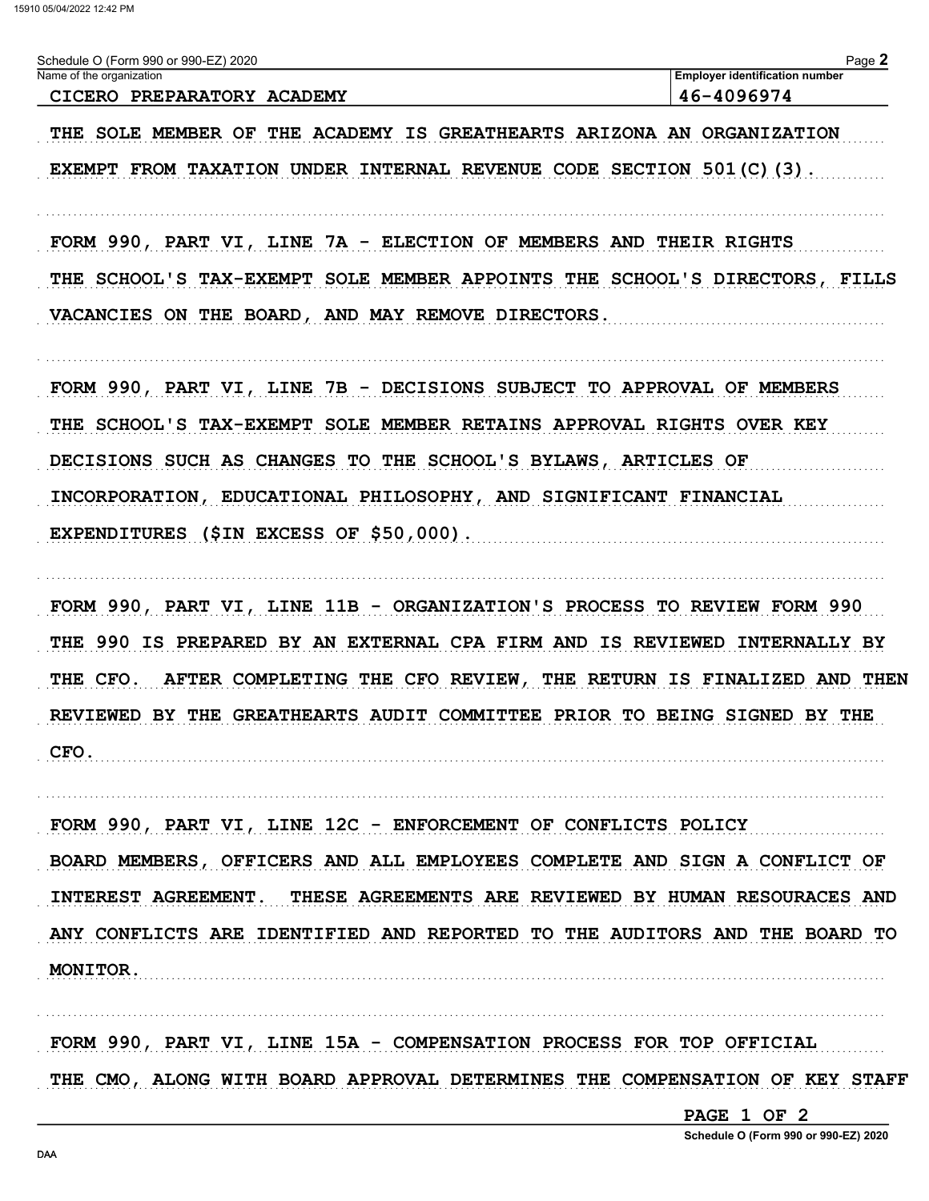Schedule O (Form 990 or 990-EZ) 2020

| Name of the organization | Employer identification number |
|---|---|
| CICERO PREPARATORY ACADEMY | 46-4096974 |

THE SOLE MEMBER OF THE ACADEMY IS GREATHEARTS ARIZONA AN ORGANIZATION EXEMPT FROM TAXATION UNDER INTERNAL REVENUE CODE SECTION 501(C)(3).

FORM 990, PART VI, LINE 7A - ELECTION OF MEMBERS AND THEIR RIGHTS

THE SCHOOL'S TAX-EXEMPT SOLE MEMBER APPOINTS THE SCHOOL'S DIRECTORS, FILLS VACANCIES ON THE BOARD, AND MAY REMOVE DIRECTORS.

FORM 990, PART VI, LINE 7B - DECISIONS SUBJECT TO APPROVAL OF MEMBERS

THE SCHOOL'S TAX-EXEMPT SOLE MEMBER RETAINS APPROVAL RIGHTS OVER KEY DECISIONS SUCH AS CHANGES TO THE SCHOOL'S BYLAWS, ARTICLES OF INCORPORATION, EDUCATIONAL PHILOSOPHY, AND SIGNIFICANT FINANCIAL EXPENDITURES ($IN EXCESS OF $50,000).

FORM 990, PART VI, LINE 11B - ORGANIZATION'S PROCESS TO REVIEW FORM 990

THE 990 IS PREPARED BY AN EXTERNAL CPA FIRM AND IS REVIEWED INTERNALLY BY THE CFO. AFTER COMPLETING THE CFO REVIEW, THE RETURN IS FINALIZED AND THEN REVIEWED BY THE GREATHEARTS AUDIT COMMITTEE PRIOR TO BEING SIGNED BY THE CFO.

FORM 990, PART VI, LINE 12C - ENFORCEMENT OF CONFLICTS POLICY

BOARD MEMBERS, OFFICERS AND ALL EMPLOYEES COMPLETE AND SIGN A CONFLICT OF INTEREST AGREEMENT. THESE AGREEMENTS ARE REVIEWED BY HUMAN RESOURACES AND ANY CONFLICTS ARE IDENTIFIED AND REPORTED TO THE AUDITORS AND THE BOARD TO MONITOR.

FORM 990, PART VI, LINE 15A - COMPENSATION PROCESS FOR TOP OFFICIAL

THE CMO, ALONG WITH BOARD APPROVAL DETERMINES THE COMPENSATION OF KEY STAFF

PAGE 1 OF 2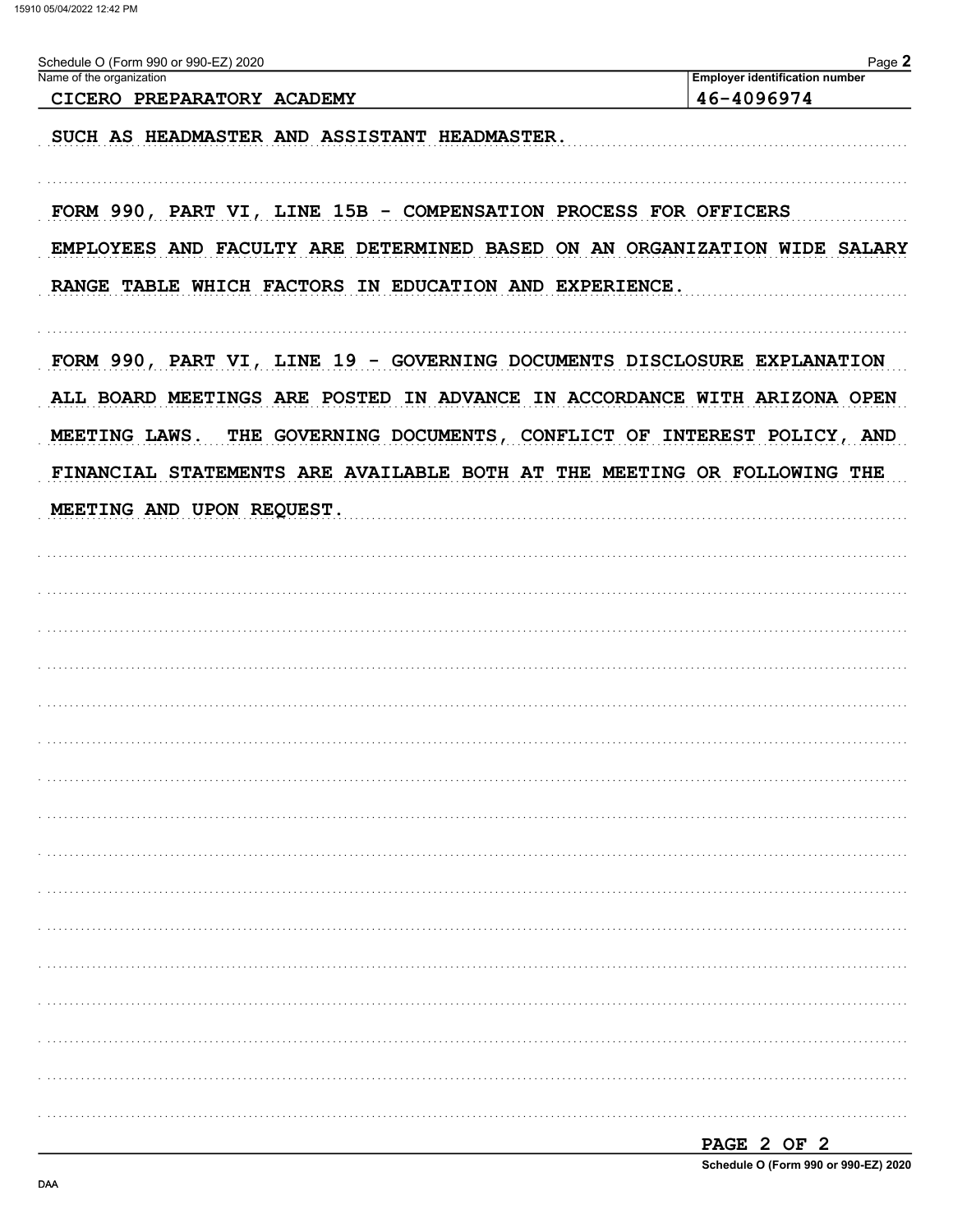Schedule O (Form 990 or 990-EZ) 2020

| Name of the organization | Employer identification number |
|---|---|
| CICERO PREPARATORY ACADEMY | 46-4096974 |

SUCH AS HEADMASTER AND ASSISTANT HEADMASTER.

FORM 990, PART VI, LINE 15B - COMPENSATION PROCESS FOR OFFICERS
EMPLOYEES AND FACULTY ARE DETERMINED BASED ON AN ORGANIZATION WIDE SALARY RANGE TABLE WHICH FACTORS IN EDUCATION AND EXPERIENCE.

FORM 990, PART VI, LINE 19 - GOVERNING DOCUMENTS DISCLOSURE EXPLANATION
ALL BOARD MEETINGS ARE POSTED IN ADVANCE IN ACCORDANCE WITH ARIZONA OPEN MEETING LAWS. THE GOVERNING DOCUMENTS, CONFLICT OF INTEREST POLICY, AND FINANCIAL STATEMENTS ARE AVAILABLE BOTH AT THE MEETING OR FOLLOWING THE MEETING AND UPON REQUEST.

PAGE 2 OF 2

Schedule O (Form 990 or 990-EZ) 2020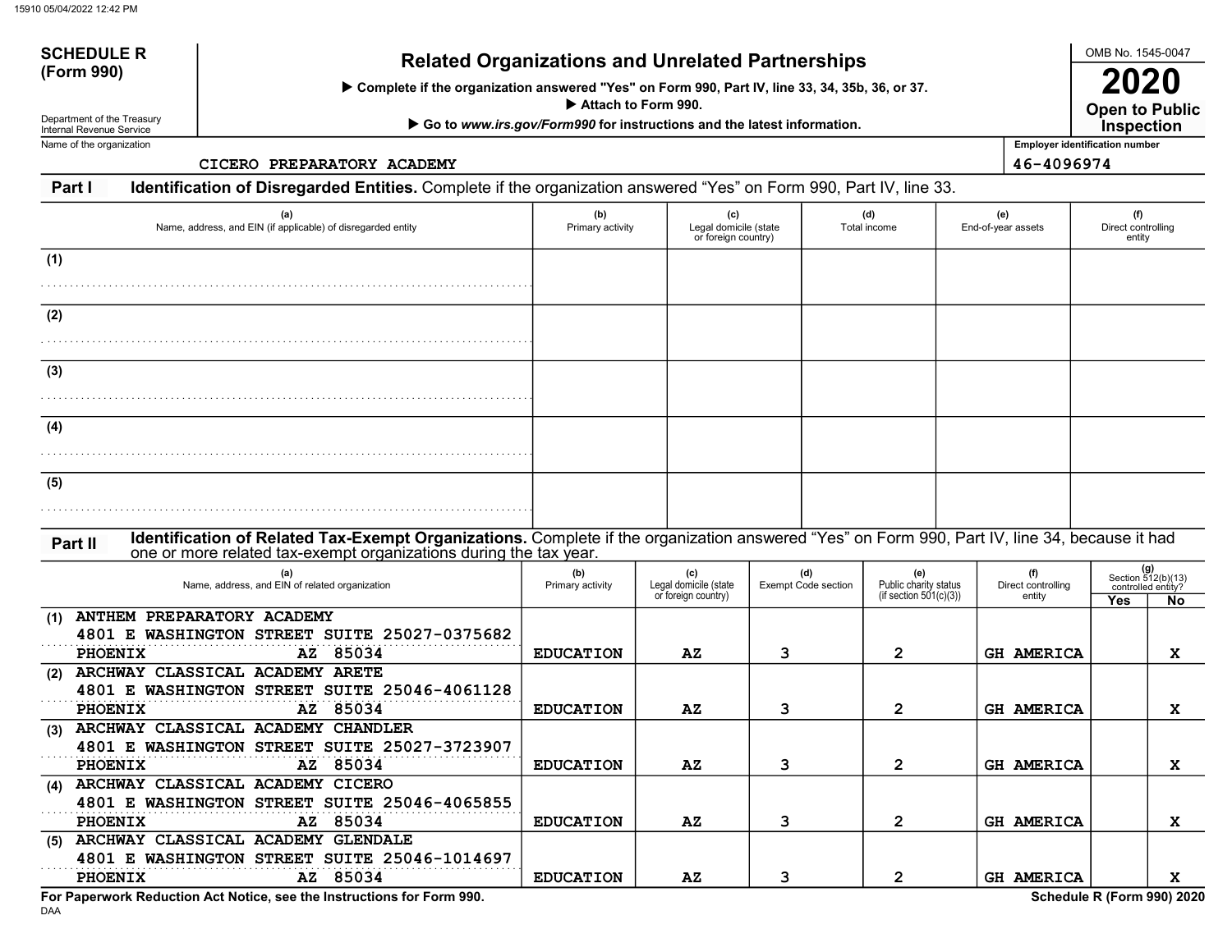15910 05/04/2022 12:42 PM

**SCHEDULE R (Form 990)**

Department of the Treasury
Internal Revenue Service

# Related Organizations and Unrelated Partnerships

▶ Complete if the organization answered "Yes" on Form 990, Part IV, line 33, 34, 35b, 36, or 37.
▶ Attach to Form 990.
▶ Go to *www.irs.gov/Form990* for instructions and the latest information.

OMB No. 1545-0047
**2020**
**Open to Public Inspection**

Name of the organization: CICERO PREPARATORY ACADEMY
Employer identification number: 46-4096974

## Part I Identification of Disregarded Entities.

Complete if the organization answered "Yes" on Form 990, Part IV, line 33.

| (a) Name, address, and EIN (if applicable) of disregarded entity | (b) Primary activity | (c) Legal domicile (state or foreign country) | (d) Total income | (e) End-of-year assets | (f) Direct controlling entity |
|---|---|---|---|---|---|
| (1) | | | | | |
| (2) | | | | | |
| (3) | | | | | |
| (4) | | | | | |
| (5) | | | | | |

## Part II Identification of Related Tax-Exempt Organizations.

Complete if the organization answered "Yes" on Form 990, Part IV, line 34, because it had one or more related tax-exempt organizations during the tax year.

| (a) Name, address, and EIN of related organization | (b) Primary activity | (c) Legal domicile (state or foreign country) | (d) Exempt Code section | (e) Public charity status (if section 501(c)(3)) | (f) Direct controlling entity | (g) Section 512(b)(13) controlled entity? Yes | No |
|---|---|---|---|---|---|---|---|
| (1) ANTHEM PREPARATORY ACADEMY 4801 E WASHINGTON STREET SUITE 25027-0375682 PHOENIX AZ 85034 | EDUCATION | AZ | 3 | 2 | GH AMERICA | | X |
| (2) ARCHWAY CLASSICAL ACADEMY ARETE 4801 E WASHINGTON STREET SUITE 25046-4061128 PHOENIX AZ 85034 | EDUCATION | AZ | 3 | 2 | GH AMERICA | | X |
| (3) ARCHWAY CLASSICAL ACADEMY CHANDLER 4801 E WASHINGTON STREET SUITE 25027-3723907 PHOENIX AZ 85034 | EDUCATION | AZ | 3 | 2 | GH AMERICA | | X |
| (4) ARCHWAY CLASSICAL ACADEMY CICERO 4801 E WASHINGTON STREET SUITE 25046-4065855 PHOENIX AZ 85034 | EDUCATION | AZ | 3 | 2 | GH AMERICA | | X |
| (5) ARCHWAY CLASSICAL ACADEMY GLENDALE 4801 E WASHINGTON STREET SUITE 25046-1014697 PHOENIX AZ 85034 | EDUCATION | AZ | 3 | 2 | GH AMERICA | | X |

**For Paperwork Reduction Act Notice, see the Instructions for Form 990.**
DAA
**Schedule R (Form 990) 2020**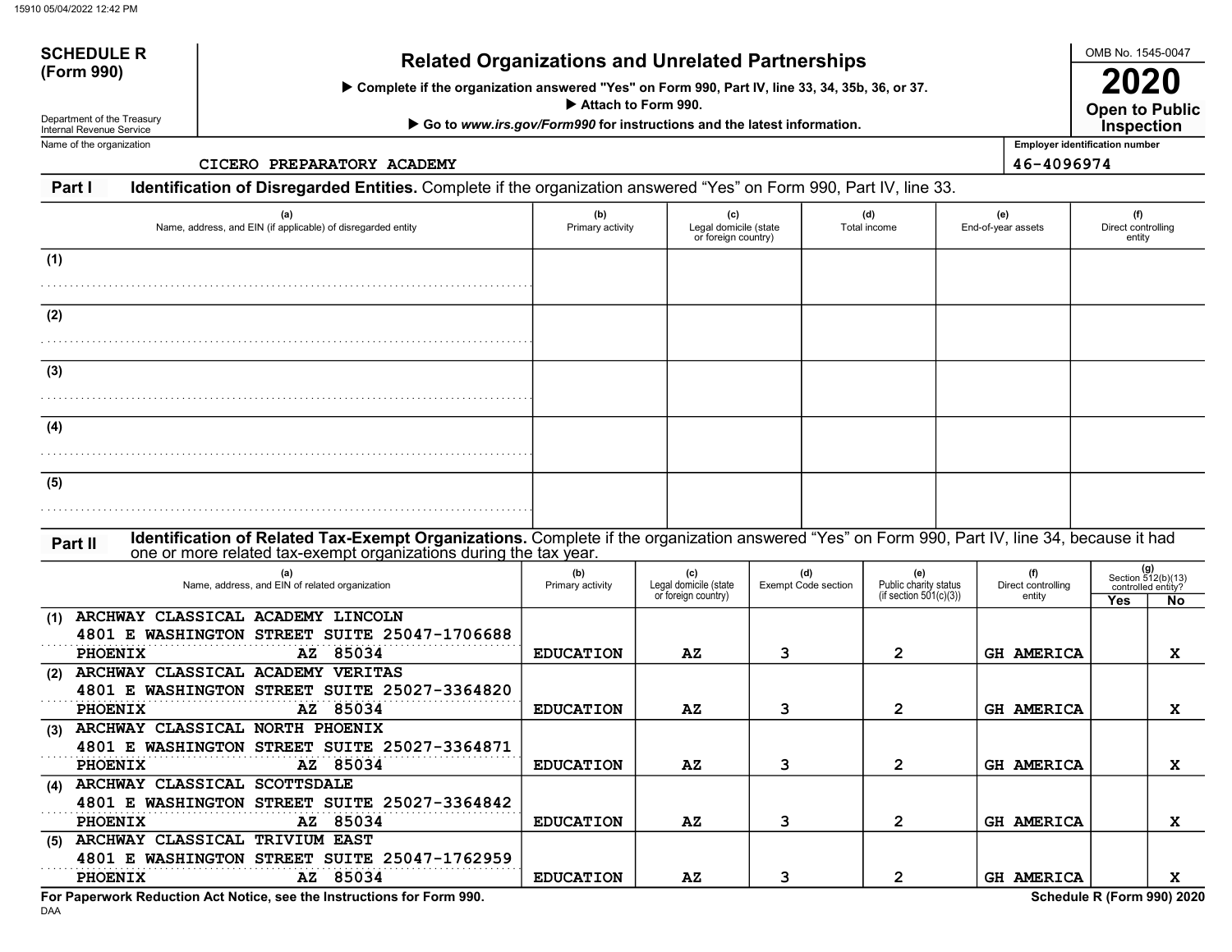SCHEDULE R (Form 990)

Department of the Treasury
Internal Revenue Service

# Related Organizations and Unrelated Partnerships

▶ Complete if the organization answered "Yes" on Form 990, Part IV, line 33, 34, 35b, 36, or 37.
▶ Attach to Form 990.
▶ Go to *www.irs.gov/Form990* for instructions and the latest information.

OMB No. 1545-0047

**2020**

**Open to Public Inspection**

Name of the organization: CICERO PREPARATORY ACADEMY

Employer identification number: 46-4096974

## Part I Identification of Disregarded Entities. 

Complete if the organization answered "Yes" on Form 990, Part IV, line 33.

| | (a) Name, address, and EIN (if applicable) of disregarded entity | (b) Primary activity | (c) Legal domicile (state or foreign country) | (d) Total income | (e) End-of-year assets | (f) Direct controlling entity |
|---|---|---|---|---|---|---|
| (1) | | | | | | |
| (2) | | | | | | |
| (3) | | | | | | |
| (4) | | | | | | |
| (5) | | | | | | |

## Part II Identification of Related Tax-Exempt Organizations. 

Complete if the organization answered "Yes" on Form 990, Part IV, line 34, because it had one or more related tax-exempt organizations during the tax year.

| | (a) Name, address, and EIN of related organization | (b) Primary activity | (c) Legal domicile (state or foreign country) | (d) Exempt Code section | (e) Public charity status (if section 501(c)(3)) | (f) Direct controlling entity | (g) Section 512(b)(13) controlled entity? Yes | No |
|---|---|---|---|---|---|---|---|---|
| (1) | ARCHWAY CLASSICAL ACADEMY LINCOLN 4801 E WASHINGTON STREET SUITE 25047-1706688 PHOENIX AZ 85034 | EDUCATION | AZ | 3 | 2 | GH AMERICA | | X |
| (2) | ARCHWAY CLASSICAL ACADEMY VERITAS 4801 E WASHINGTON STREET SUITE 25027-3364820 PHOENIX AZ 85034 | EDUCATION | AZ | 3 | 2 | GH AMERICA | | X |
| (3) | ARCHWAY CLASSICAL NORTH PHOENIX 4801 E WASHINGTON STREET SUITE 25027-3364871 PHOENIX AZ 85034 | EDUCATION | AZ | 3 | 2 | GH AMERICA | | X |
| (4) | ARCHWAY CLASSICAL SCOTTSDALE 4801 E WASHINGTON STREET SUITE 25027-3364842 PHOENIX AZ 85034 | EDUCATION | AZ | 3 | 2 | GH AMERICA | | X |
| (5) | ARCHWAY CLASSICAL TRIVIUM EAST 4801 E WASHINGTON STREET SUITE 25047-1762959 PHOENIX AZ 85034 | EDUCATION | AZ | 3 | 2 | GH AMERICA | | X |

**For Paperwork Reduction Act Notice, see the Instructions for Form 990.**

DAA

**Schedule R (Form 990) 2020**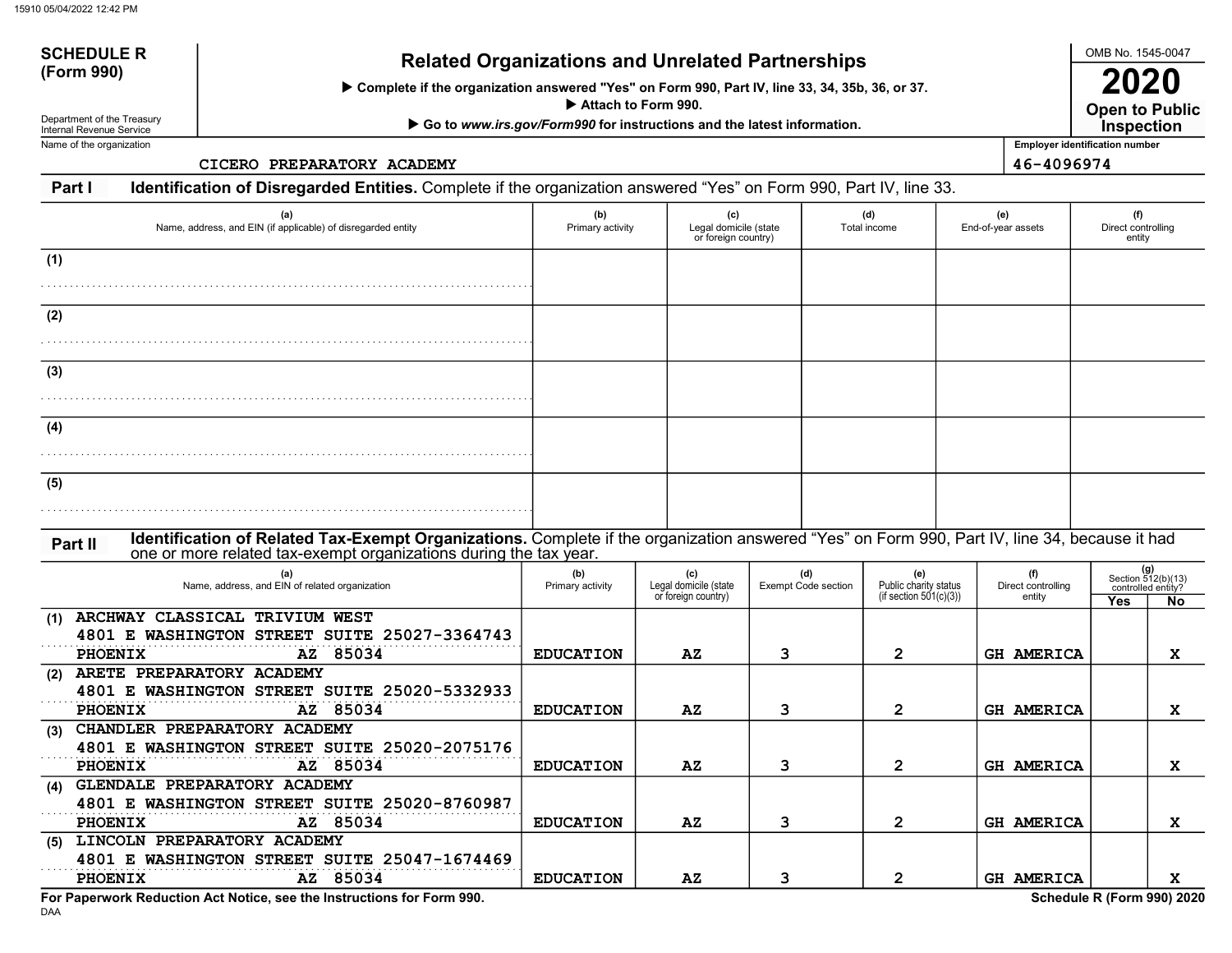**SCHEDULE R (Form 990)**

Department of the Treasury
Internal Revenue Service

# Related Organizations and Unrelated Partnerships

▶ Complete if the organization answered "Yes" on Form 990, Part IV, line 33, 34, 35b, 36, or 37.
▶ Attach to Form 990.
▶ Go to *www.irs.gov/Form990* for instructions and the latest information.

OMB No. 1545-0047

**2020**

**Open to Public Inspection**

Name of the organization: CICERO PREPARATORY ACADEMY

Employer identification number: 46-4096974

## Part I Identification of Disregarded Entities. 

Complete if the organization answered "Yes" on Form 990, Part IV, line 33.

| | (a) Name, address, and EIN (if applicable) of disregarded entity | (b) Primary activity | (c) Legal domicile (state or foreign country) | (d) Total income | (e) End-of-year assets | (f) Direct controlling entity |
|---|---|---|---|---|---|---|
| (1) | | | | | | |
| (2) | | | | | | |
| (3) | | | | | | |
| (4) | | | | | | |
| (5) | | | | | | |

## Part II Identification of Related Tax-Exempt Organizations. 

Complete if the organization answered "Yes" on Form 990, Part IV, line 34, because it had one or more related tax-exempt organizations during the tax year.

| | (a) Name, address, and EIN of related organization | (b) Primary activity | (c) Legal domicile (state or foreign country) | (d) Exempt Code section | (e) Public charity status (if section 501(c)(3)) | (f) Direct controlling entity | (g) Section 512(b)(13) controlled entity? Yes | No |
|---|---|---|---|---|---|---|---|---|
| (1) | ARCHWAY CLASSICAL TRIVIUM WEST<br>4801 E WASHINGTON STREET SUITE 250<br>27-3364743<br>PHOENIX AZ 85034 | EDUCATION | AZ | 3 | 2 | GH AMERICA | | X |
| (2) | ARETE PREPARATORY ACADEMY<br>4801 E WASHINGTON STREET SUITE 250<br>20-5332933<br>PHOENIX AZ 85034 | EDUCATION | AZ | 3 | 2 | GH AMERICA | | X |
| (3) | CHANDLER PREPARATORY ACADEMY<br>4801 E WASHINGTON STREET SUITE 250<br>20-2075176<br>PHOENIX AZ 85034 | EDUCATION | AZ | 3 | 2 | GH AMERICA | | X |
| (4) | GLENDALE PREPARATORY ACADEMY<br>4801 E WASHINGTON STREET SUITE 250<br>20-8760987<br>PHOENIX AZ 85034 | EDUCATION | AZ | 3 | 2 | GH AMERICA | | X |
| (5) | LINCOLN PREPARATORY ACADEMY<br>4801 E WASHINGTON STREET SUITE 250<br>47-1674469<br>PHOENIX AZ 85034 | EDUCATION | AZ | 3 | 2 | GH AMERICA | | X |

**For Paperwork Reduction Act Notice, see the Instructions for Form 990.**

DAA

**Schedule R (Form 990) 2020**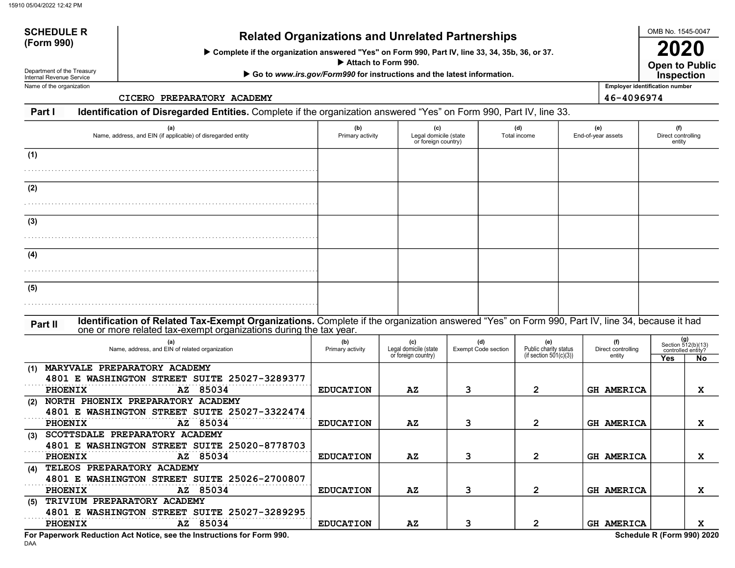**SCHEDULE R (Form 990)**

Department of the Treasury
Internal Revenue Service

# Related Organizations and Unrelated Partnerships

▶ Complete if the organization answered "Yes" on Form 990, Part IV, line 33, 34, 35b, 36, or 37.
▶ Attach to Form 990.
▶ Go to *www.irs.gov/Form990* for instructions and the latest information.

OMB No. 1545-0047

**2020**

**Open to Public Inspection**

Name of the organization: CICERO PREPARATORY ACADEMY

Employer identification number: 46-4096974

**Part I — Identification of Disregarded Entities.** Complete if the organization answered "Yes" on Form 990, Part IV, line 33.

| | (a) Name, address, and EIN (if applicable) of disregarded entity | (b) Primary activity | (c) Legal domicile (state or foreign country) | (d) Total income | (e) End-of-year assets | (f) Direct controlling entity |
|---|---|---|---|---|---|---|
| (1) | | | | | | |
| (2) | | | | | | |
| (3) | | | | | | |
| (4) | | | | | | |
| (5) | | | | | | |

**Part II — Identification of Related Tax-Exempt Organizations.** Complete if the organization answered "Yes" on Form 990, Part IV, line 34, because it had one or more related tax-exempt organizations during the tax year.

| | (a) Name, address, and EIN of related organization | (b) Primary activity | (c) Legal domicile (state or foreign country) | (d) Exempt Code section | (e) Public charity status (if section 501(c)(3)) | (f) Direct controlling entity | (g) Section 512(b)(13) controlled entity? Yes | No |
|---|---|---|---|---|---|---|---|---|
| (1) | MARYVALE PREPARATORY ACADEMY<br>4801 E WASHINGTON STREET SUITE 25027-3289377<br>PHOENIX AZ 85034 | EDUCATION | AZ | 3 | 2 | GH AMERICA | | X |
| (2) | NORTH PHOENIX PREPARATORY ACADEMY<br>4801 E WASHINGTON STREET SUITE 25027-3322474<br>PHOENIX AZ 85034 | EDUCATION | AZ | 3 | 2 | GH AMERICA | | X |
| (3) | SCOTTSDALE PREPARATORY ACADEMY<br>4801 E WASHINGTON STREET SUITE 25020-8778703<br>PHOENIX AZ 85034 | EDUCATION | AZ | 3 | 2 | GH AMERICA | | X |
| (4) | TELEOS PREPARATORY ACADEMY<br>4801 E WASHINGTON STREET SUITE 25026-2700807<br>PHOENIX AZ 85034 | EDUCATION | AZ | 3 | 2 | GH AMERICA | | X |
| (5) | TRIVIUM PREPARATORY ACADEMY<br>4801 E WASHINGTON STREET SUITE 25027-3289295<br>PHOENIX AZ 85034 | EDUCATION | AZ | 3 | 2 | GH AMERICA | | X |

**For Paperwork Reduction Act Notice, see the Instructions for Form 990.**
DAA

**Schedule R (Form 990) 2020**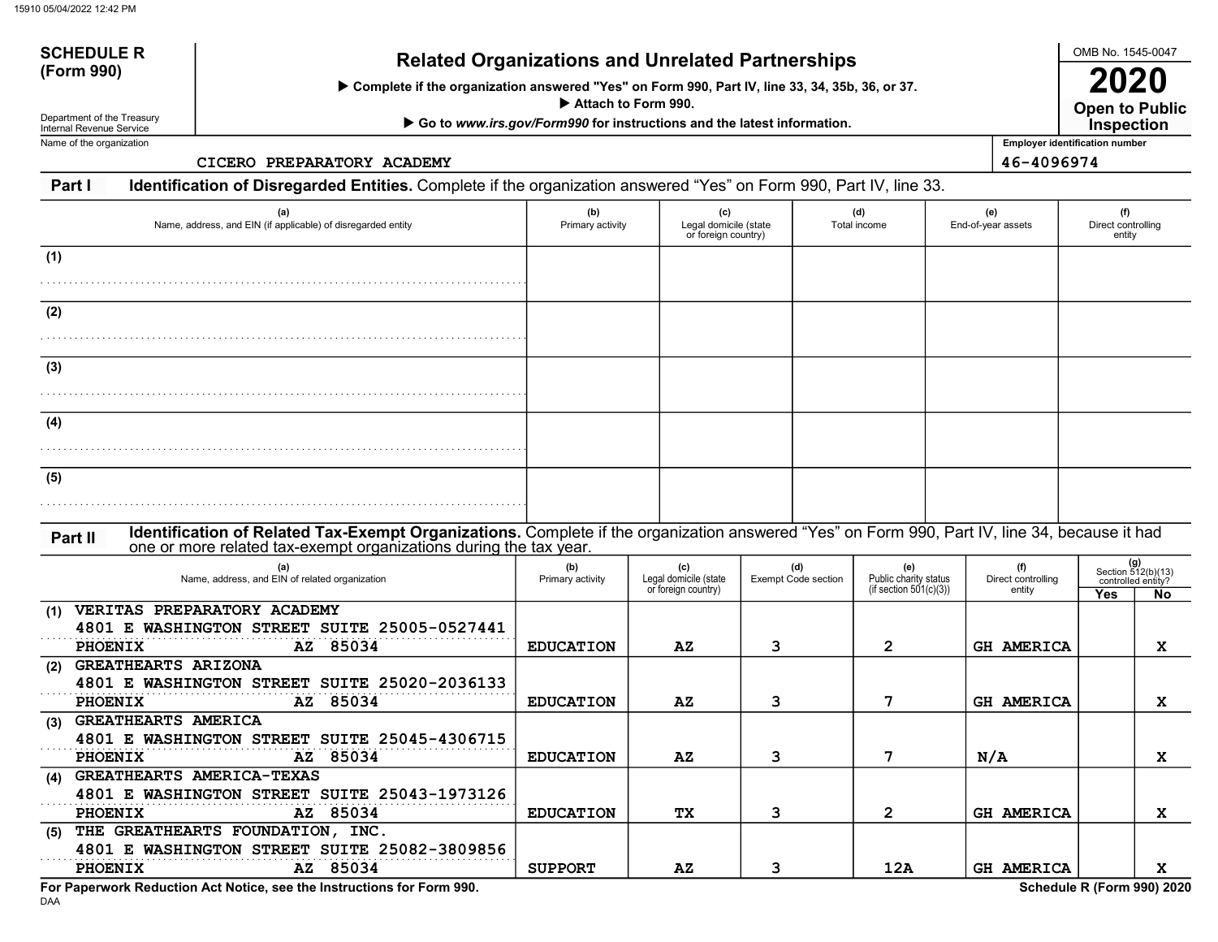**SCHEDULE R (Form 990)**

Department of the Treasury
Internal Revenue Service

# Related Organizations and Unrelated Partnerships

▶ Complete if the organization answered "Yes" on Form 990, Part IV, line 33, 34, 35b, 36, or 37.

▶ Attach to Form 990.

▶ Go to *www.irs.gov/Form990* for instructions and the latest information.

OMB No. 1545-0047

**2020**

**Open to Public Inspection**

Name of the organization: CICERO PREPARATORY ACADEMY

Employer identification number: 46-4096974

## Part I Identification of Disregarded Entities. 
Complete if the organization answered "Yes" on Form 990, Part IV, line 33.

| | (a) Name, address, and EIN (if applicable) of disregarded entity | (b) Primary activity | (c) Legal domicile (state or foreign country) | (d) Total income | (e) End-of-year assets | (f) Direct controlling entity |
|---|---|---|---|---|---|---|
| (1) | | | | | | |
| (2) | | | | | | |
| (3) | | | | | | |
| (4) | | | | | | |
| (5) | | | | | | |

## Part II Identification of Related Tax-Exempt Organizations. 
Complete if the organization answered "Yes" on Form 990, Part IV, line 34, because it had one or more related tax-exempt organizations during the tax year.

| | (a) Name, address, and EIN of related organization | (b) Primary activity | (c) Legal domicile (state or foreign country) | (d) Exempt Code section | (e) Public charity status (if section 501(c)(3)) | (f) Direct controlling entity | (g) Section 512(b)(13) controlled entity? Yes | No |
|---|---|---|---|---|---|---|---|---|
| (1) | VERITAS PREPARATORY ACADEMY<br>4801 E WASHINGTON STREET SUITE 25005-0527441<br>PHOENIX AZ 85034 | EDUCATION | AZ | 3 | 2 | GH AMERICA | | X |
| (2) | GREATHEARTS ARIZONA<br>4801 E WASHINGTON STREET SUITE 25020-2036133<br>PHOENIX AZ 85034 | EDUCATION | AZ | 3 | 7 | GH AMERICA | | X |
| (3) | GREATHEARTS AMERICA<br>4801 E WASHINGTON STREET SUITE 25045-4306715<br>PHOENIX AZ 85034 | EDUCATION | AZ | 3 | 7 | N/A | | X |
| (4) | GREATHEARTS AMERICA-TEXAS<br>4801 E WASHINGTON STREET SUITE 25043-1973126<br>PHOENIX AZ 85034 | EDUCATION | TX | 3 | 2 | GH AMERICA | | X |
| (5) | THE GREATHEARTS FOUNDATION, INC.<br>4801 E WASHINGTON STREET SUITE 25082-3809856<br>PHOENIX AZ 85034 | SUPPORT | AZ | 3 | 12A | GH AMERICA | | X |

**For Paperwork Reduction Act Notice, see the Instructions for Form 990.**

DAA

**Schedule R (Form 990) 2020**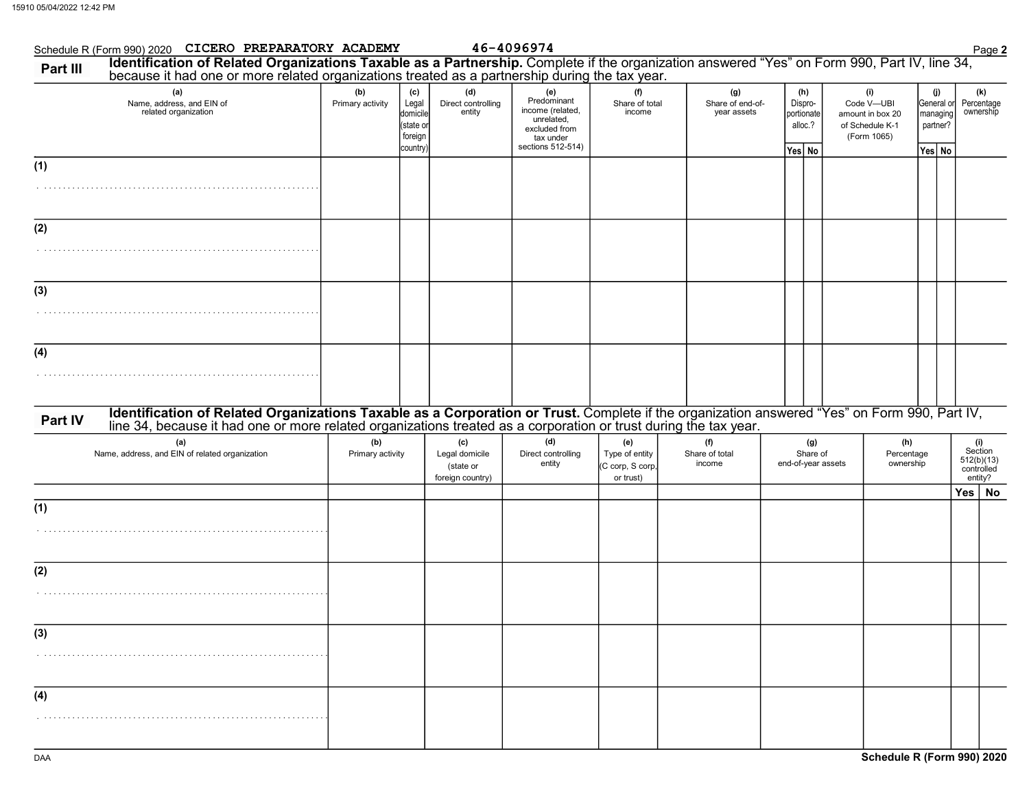Schedule R (Form 990) 2020 CICERO PREPARATORY ACADEMY 46-4096974 Page **2**

## Part III Identification of Related Organizations Taxable as a Partnership.

Complete if the organization answered "Yes" on Form 990, Part IV, line 34, because it had one or more related organizations treated as a partnership during the tax year.

| (a) Name, address, and EIN of related organization | (b) Primary activity | (c) Legal domicile (state or foreign country) | (d) Direct controlling entity | (e) Predominant income (related, unrelated, excluded from tax under sections 512-514) | (f) Share of total income | (g) Share of end-of-year assets | (h) Dispro-portionate alloc.? Yes | (h) No | (i) Code V—UBI amount in box 20 of Schedule K-1 (Form 1065) | (j) General or managing partner? Yes | (j) No | (k) Percentage ownership |
|---|---|---|---|---|---|---|---|---|---|---|---|---|
| (1) | | | | | | | | | | | | |
| (2) | | | | | | | | | | | | |
| (3) | | | | | | | | | | | | |
| (4) | | | | | | | | | | | | |

## Part IV Identification of Related Organizations Taxable as a Corporation or Trust.

Complete if the organization answered "Yes" on Form 990, Part IV, line 34, because it had one or more related organizations treated as a corporation or trust during the tax year.

| (a) Name, address, and EIN of related organization | (b) Primary activity | (c) Legal domicile (state or foreign country) | (d) Direct controlling entity | (e) Type of entity (C corp, S corp, or trust) | (f) Share of total income | (g) Share of end-of-year assets | (h) Percentage ownership | (i) Section 512(b)(13) controlled entity? Yes | (i) No |
|---|---|---|---|---|---|---|---|---|---|
| (1) | | | | | | | | | |
| (2) | | | | | | | | | |
| (3) | | | | | | | | | |
| (4) | | | | | | | | | |

DAA **Schedule R (Form 990) 2020**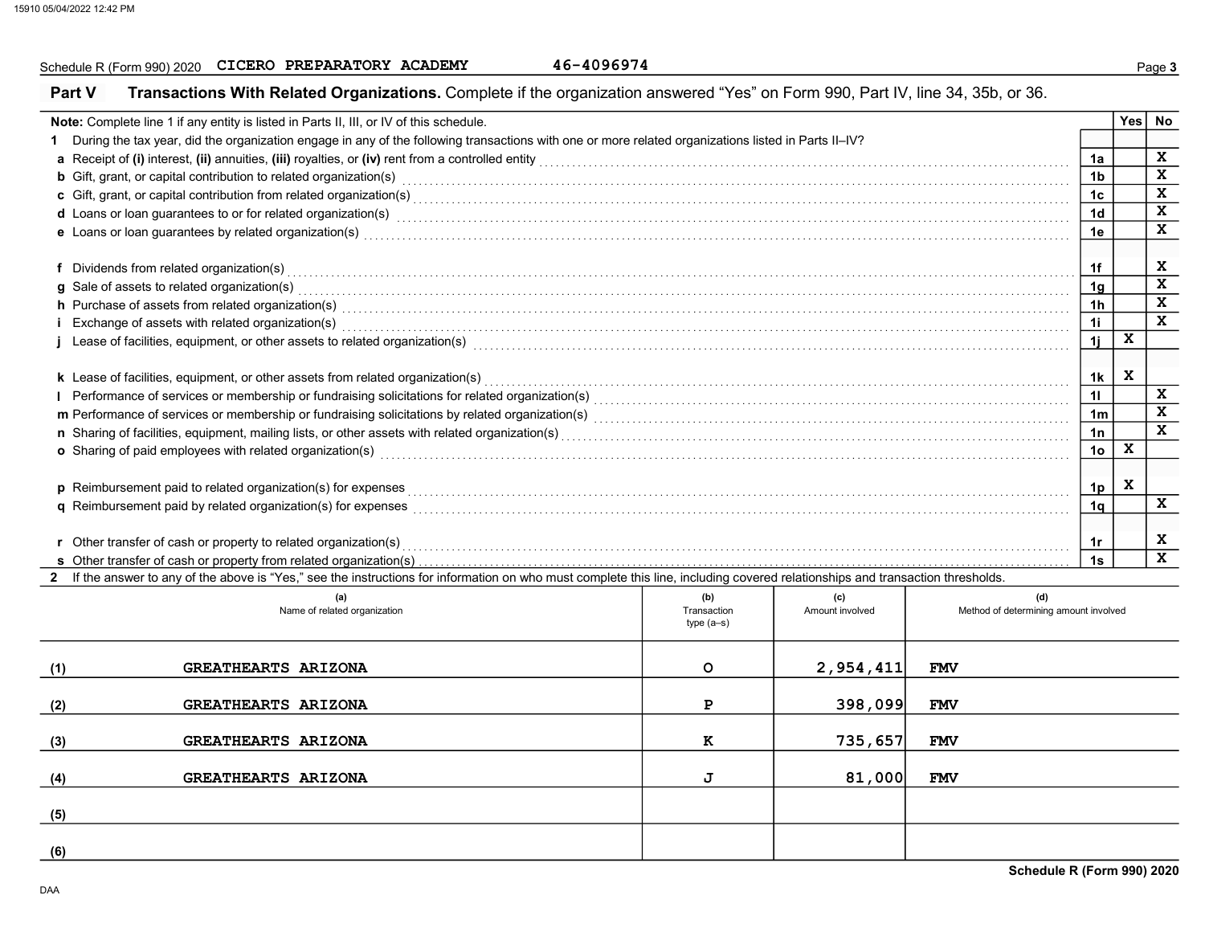Schedule R (Form 990) 2020 CICERO PREPARATORY ACADEMY 46-4096974

## Part V Transactions With Related Organizations. 

Complete if the organization answered "Yes" on Form 990, Part IV, line 34, 35b, or 36.

| Note: Complete line 1 if any entity is listed in Parts II, III, or IV of this schedule. | | Yes | No |
|---|---|---|---|
| **1** During the tax year, did the organization engage in any of the following transactions with one or more related organizations listed in Parts II–IV? | | | |
| **a** Receipt of **(i)** interest, **(ii)** annuities, **(iii)** royalties, or **(iv)** rent from a controlled entity | 1a | | X |
| **b** Gift, grant, or capital contribution to related organization(s) | 1b | | X |
| **c** Gift, grant, or capital contribution from related organization(s) | 1c | | X |
| **d** Loans or loan guarantees to or for related organization(s) | 1d | | X |
| **e** Loans or loan guarantees by related organization(s) | 1e | | X |
| **f** Dividends from related organization(s) | 1f | | X |
| **g** Sale of assets to related organization(s) | 1g | | X |
| **h** Purchase of assets from related organization(s) | 1h | | X |
| **i** Exchange of assets with related organization(s) | 1i | | X |
| **j** Lease of facilities, equipment, or other assets to related organization(s) | 1j | X | |
| **k** Lease of facilities, equipment, or other assets from related organization(s) | 1k | X | |
| **l** Performance of services or membership or fundraising solicitations for related organization(s) | 1l | | X |
| **m** Performance of services or membership or fundraising solicitations by related organization(s) | 1m | | X |
| **n** Sharing of facilities, equipment, mailing lists, or other assets with related organization(s) | 1n | | X |
| **o** Sharing of paid employees with related organization(s) | 1o | X | |
| **p** Reimbursement paid to related organization(s) for expenses | 1p | X | |
| **q** Reimbursement paid by related organization(s) for expenses | 1q | | X |
| **r** Other transfer of cash or property to related organization(s) | 1r | | X |
| **s** Other transfer of cash or property from related organization(s) | 1s | | X |

**2** If the answer to any of the above is "Yes," see the instructions for information on who must complete this line, including covered relationships and transaction thresholds.

| | (a) Name of related organization | (b) Transaction type (a–s) | (c) Amount involved | (d) Method of determining amount involved |
|---|---|---|---|---|
| (1) | GREATHEARTS ARIZONA | O | 2,954,411 | FMV |
| (2) | GREATHEARTS ARIZONA | P | 398,099 | FMV |
| (3) | GREATHEARTS ARIZONA | K | 735,657 | FMV |
| (4) | GREATHEARTS ARIZONA | J | 81,000 | FMV |
| (5) | | | | |
| (6) | | | | |

Schedule R (Form 990) 2020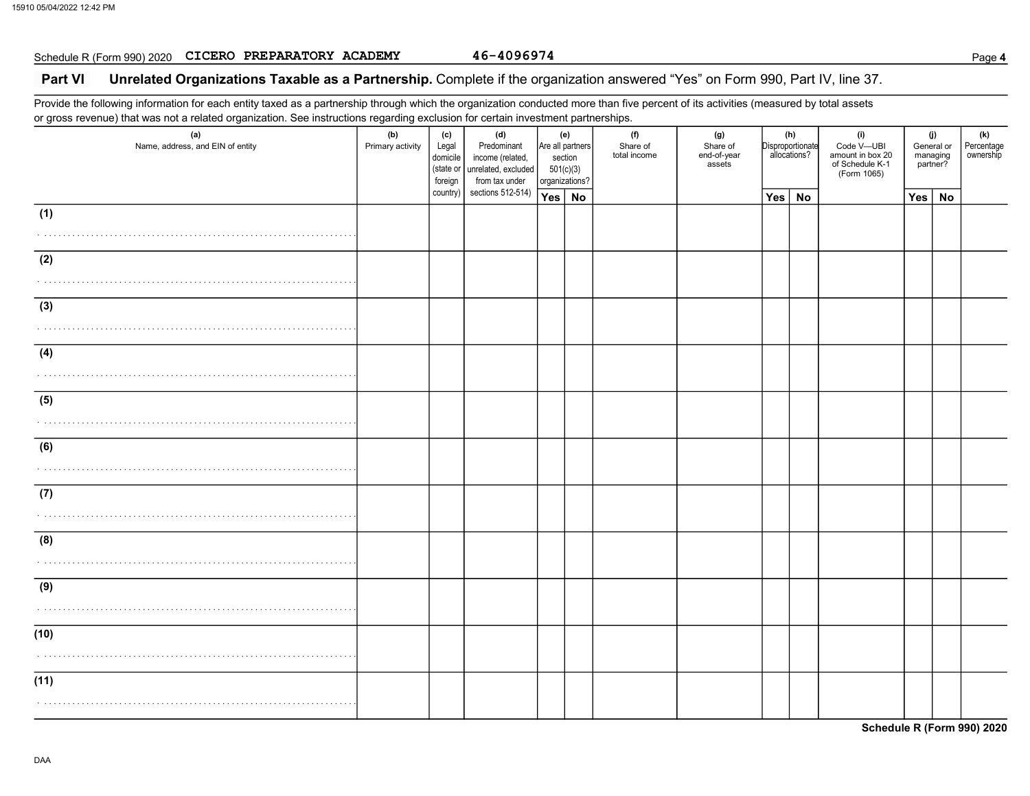Schedule R (Form 990) 2020 CICERO PREPARATORY ACADEMY 46-4096974

## Part VI Unrelated Organizations Taxable as a Partnership. Complete if the organization answered "Yes" on Form 990, Part IV, line 37.

Provide the following information for each entity taxed as a partnership through which the organization conducted more than five percent of its activities (measured by total assets or gross revenue) that was not a related organization. See instructions regarding exclusion for certain investment partnerships.

| (a) Name, address, and EIN of entity | (b) Primary activity | (c) Legal domicile (state or foreign country) | (d) Predominant income (related, unrelated, excluded from tax under sections 512-514) | (e) Are all partners section 501(c)(3) organizations? | | (f) Share of total income | (g) Share of end-of-year assets | (h) Disproportionate allocations? | | (i) Code V—UBI amount in box 20 of Schedule K-1 (Form 1065) | (j) General or managing partner? | | (k) Percentage ownership |
|---|---|---|---|---|---|---|---|---|---|---|---|---|---|
| | | | | Yes | No | | | Yes | No | | Yes | No | |
| (1) | | | | | | | | | | | | | |
| (2) | | | | | | | | | | | | | |
| (3) | | | | | | | | | | | | | |
| (4) | | | | | | | | | | | | | |
| (5) | | | | | | | | | | | | | |
| (6) | | | | | | | | | | | | | |
| (7) | | | | | | | | | | | | | |
| (8) | | | | | | | | | | | | | |
| (9) | | | | | | | | | | | | | |
| (10) | | | | | | | | | | | | | |
| (11) | | | | | | | | | | | | | |

Schedule R (Form 990) 2020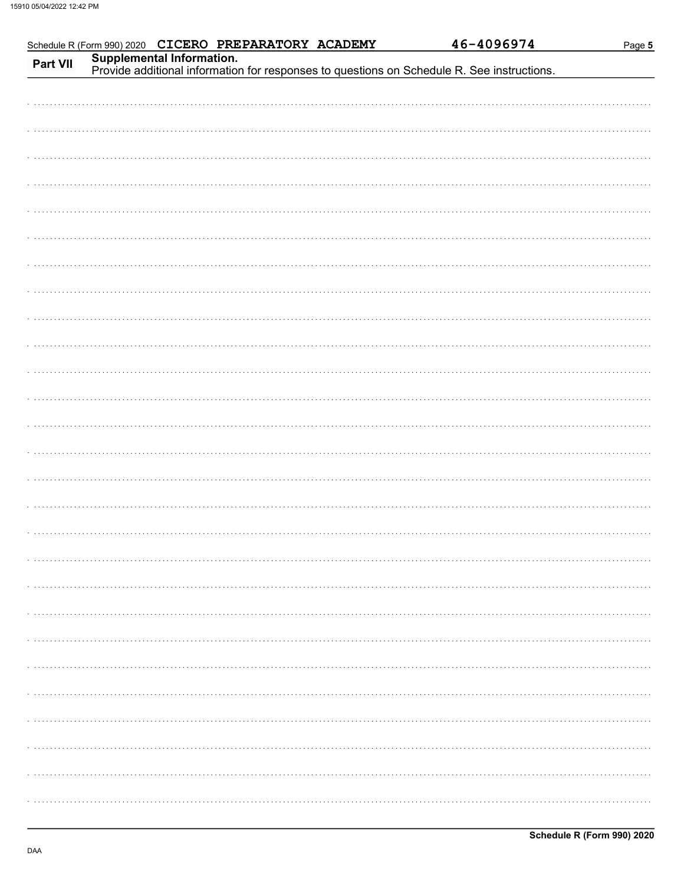Schedule R (Form 990) 2020 CICERO PREPARATORY ACADEMY 46-4096974 Page 5

**Part VII** **Supplemental Information.**

Provide additional information for responses to questions on Schedule R. See instructions.

**Schedule R (Form 990) 2020**

DAA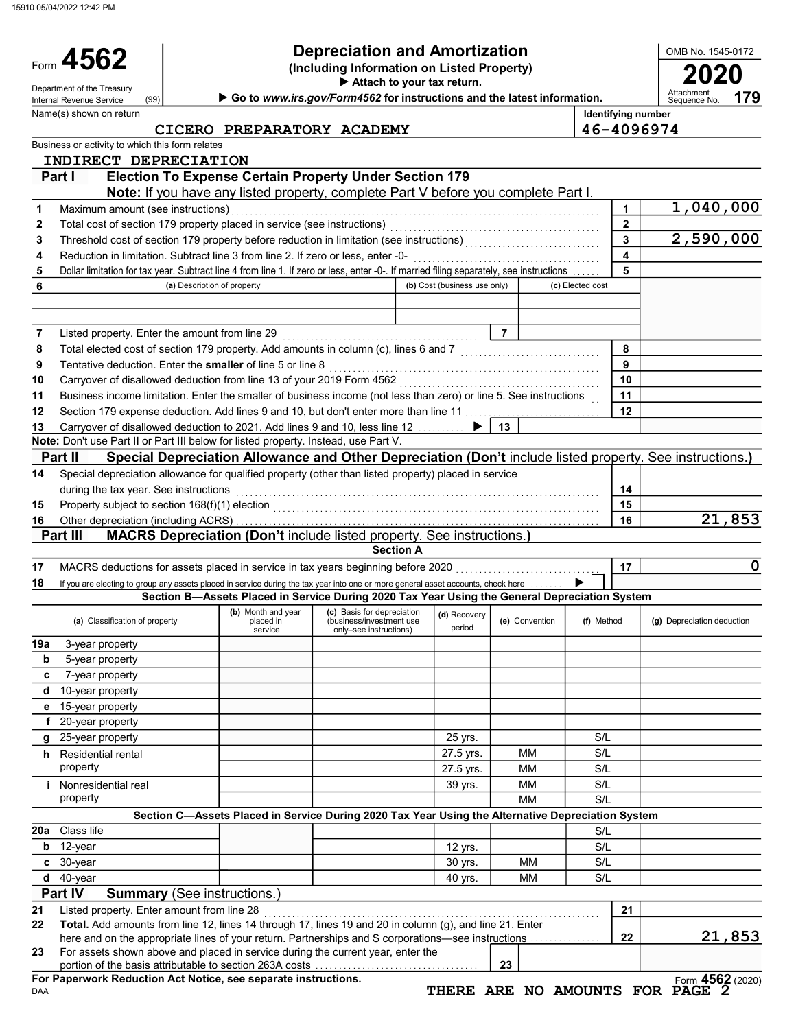# Form 4562

## Depreciation and Amortization
**(Including Information on Listed Property)**
▶ Attach to your tax return.
▶ Go to *www.irs.gov/Form4562* for instructions and the latest information.

Department of the Treasury
Internal Revenue Service (99)

OMB No. 1545-0172
**2020**
Attachment Sequence No. **179**

Name(s) shown on return: CICERO PREPARATORY ACADEMY
Identifying number: 46-4096974

Business or activity to which this form relates: INDIRECT DEPRECIATION

### Part I — Election To Expense Certain Property Under Section 179

**Note:** If you have any listed property, complete Part V before you complete Part I.

| Line | Description | | Amount |
|---|---|---|---|
| 1 | Maximum amount (see instructions) | 1 | 1,040,000 |
| 2 | Total cost of section 179 property placed in service (see instructions) | 2 | |
| 3 | Threshold cost of section 179 property before reduction in limitation (see instructions) | 3 | 2,590,000 |
| 4 | Reduction in limitation. Subtract line 3 from line 2. If zero or less, enter -0- | 4 | |
| 5 | Dollar limitation for tax year. Subtract line 4 from line 1. If zero or less, enter -0-. If married filing separately, see instructions | 5 | |

| 6 | (a) Description of property | (b) Cost (business use only) | (c) Elected cost |
|---|---|---|---|
| | | | |
| | | | |

| Line | Description | | Amount |
|---|---|---|---|
| 7 | Listed property. Enter the amount from line 29 | 7 | |
| 8 | Total elected cost of section 179 property. Add amounts in column (c), lines 6 and 7 | 8 | |
| 9 | Tentative deduction. Enter the **smaller** of line 5 or line 8 | 9 | |
| 10 | Carryover of disallowed deduction from line 13 of your 2019 Form 4562 | 10 | |
| 11 | Business income limitation. Enter the smaller of business income (not less than zero) or line 5. See instructions | 11 | |
| 12 | Section 179 expense deduction. Add lines 9 and 10, but don't enter more than line 11 | 12 | |
| 13 | Carryover of disallowed deduction to 2021. Add lines 9 and 10, less line 12 ▶ | 13 | |

**Note:** Don't use Part II or Part III below for listed property. Instead, use Part V.

### Part II — Special Depreciation Allowance and Other Depreciation (Don't include listed property. See instructions.)

| Line | Description | | Amount |
|---|---|---|---|
| 14 | Special depreciation allowance for qualified property (other than listed property) placed in service during the tax year. See instructions | 14 | |
| 15 | Property subject to section 168(f)(1) election | 15 | |
| 16 | Other depreciation (including ACRS) | 16 | 21,853 |

### Part III — MACRS Depreciation (Don't include listed property. See instructions.)

**Section A**

| Line | Description | | Amount |
|---|---|---|---|
| 17 | MACRS deductions for assets placed in service in tax years beginning before 2020 | 17 | 0 |
| 18 | If you are electing to group any assets placed in service during the tax year into one or more general asset accounts, check here ▶ ☐ | | |

**Section B—Assets Placed in Service During 2020 Tax Year Using the General Depreciation System**

| | (a) Classification of property | (b) Month and year placed in service | (c) Basis for depreciation (business/investment use only–see instructions) | (d) Recovery period | (e) Convention | (f) Method | (g) Depreciation deduction |
|---|---|---|---|---|---|---|---|
| 19a | 3-year property | | | | | | |
| b | 5-year property | | | | | | |
| c | 7-year property | | | | | | |
| d | 10-year property | | | | | | |
| e | 15-year property | | | | | | |
| f | 20-year property | | | | | | |
| g | 25-year property | | | 25 yrs. | | S/L | |
| h | Residential rental property | | | 27.5 yrs. | MM | S/L | |
| | | | | 27.5 yrs. | MM | S/L | |
| i | Nonresidential real property | | | 39 yrs. | MM | S/L | |
| | | | | | MM | S/L | |

**Section C—Assets Placed in Service During 2020 Tax Year Using the Alternative Depreciation System**

| | (a) Classification of property | (b) Month and year placed in service | (c) Basis for depreciation | (d) Recovery period | (e) Convention | (f) Method | (g) Depreciation deduction |
|---|---|---|---|---|---|---|---|
| 20a | Class life | | | | | S/L | |
| b | 12-year | | | 12 yrs. | | S/L | |
| c | 30-year | | | 30 yrs. | MM | S/L | |
| d | 40-year | | | 40 yrs. | MM | S/L | |

### Part IV — Summary (See instructions.)

| Line | Description | | Amount |
|---|---|---|---|
| 21 | Listed property. Enter amount from line 28 | 21 | |
| 22 | **Total.** Add amounts from line 12, lines 14 through 17, lines 19 and 20 in column (g), and line 21. Enter here and on the appropriate lines of your return. Partnerships and S corporations—see instructions | 22 | 21,853 |
| 23 | For assets shown above and placed in service during the current year, enter the portion of the basis attributable to section 263A costs | 23 | |

**For Paperwork Reduction Act Notice, see separate instructions.**

Form **4562** (2020)

THERE ARE NO AMOUNTS FOR PAGE 2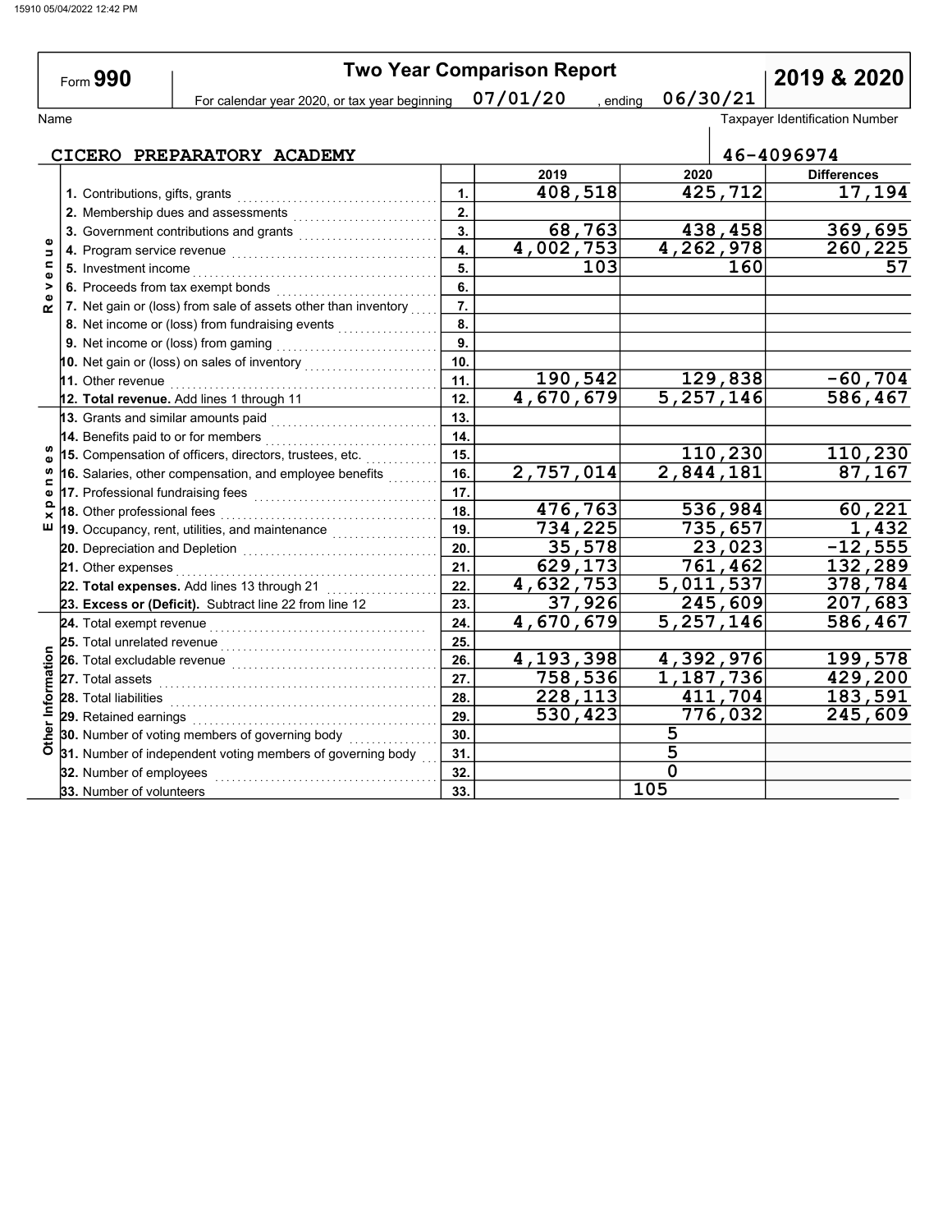Form **990**

# Two Year Comparison Report

**2019 & 2020**

For calendar year 2020, or tax year beginning 07/01/20 , ending 06/30/21

Name: CICERO PREPARATORY ACADEMY

Taxpayer Identification Number: 46-4096974

| Section | Line item | Line | 2019 | 2020 | Differences |
|---|---|---|---|---|---|
| Revenue | 1. Contributions, gifts, grants | 1. | 408,518 | 425,712 | 17,194 |
| | 2. Membership dues and assessments | 2. | | | |
| | 3. Government contributions and grants | 3. | 68,763 | 438,458 | 369,695 |
| | 4. Program service revenue | 4. | 4,002,753 | 4,262,978 | 260,225 |
| | 5. Investment income | 5. | 103 | 160 | 57 |
| | 6. Proceeds from tax exempt bonds | 6. | | | |
| | 7. Net gain or (loss) from sale of assets other than inventory | 7. | | | |
| | 8. Net income or (loss) from fundraising events | 8. | | | |
| | 9. Net income or (loss) from gaming | 9. | | | |
| | 10. Net gain or (loss) on sales of inventory | 10. | | | |
| | 11. Other revenue | 11. | 190,542 | 129,838 | -60,704 |
| | **12. Total revenue.** Add lines 1 through 11 | 12. | 4,670,679 | 5,257,146 | 586,467 |
| Expenses | 13. Grants and similar amounts paid | 13. | | | |
| | 14. Benefits paid to or for members | 14. | | | |
| | 15. Compensation of officers, directors, trustees, etc. | 15. | | 110,230 | 110,230 |
| | 16. Salaries, other compensation, and employee benefits | 16. | 2,757,014 | 2,844,181 | 87,167 |
| | 17. Professional fundraising fees | 17. | | | |
| | 18. Other professional fees | 18. | 476,763 | 536,984 | 60,221 |
| | 19. Occupancy, rent, utilities, and maintenance | 19. | 734,225 | 735,657 | 1,432 |
| | 20. Depreciation and Depletion | 20. | 35,578 | 23,023 | -12,555 |
| | 21. Other expenses | 21. | 629,173 | 761,462 | 132,289 |
| | **22. Total expenses.** Add lines 13 through 21 | 22. | 4,632,753 | 5,011,537 | 378,784 |
| | **23. Excess or (Deficit).** Subtract line 22 from line 12 | 23. | 37,926 | 245,609 | 207,683 |
| Other Information | 24. Total exempt revenue | 24. | 4,670,679 | 5,257,146 | 586,467 |
| | 25. Total unrelated revenue | 25. | | | |
| | 26. Total excludable revenue | 26. | 4,193,398 | 4,392,976 | 199,578 |
| | 27. Total assets | 27. | 758,536 | 1,187,736 | 429,200 |
| | 28. Total liabilities | 28. | 228,113 | 411,704 | 183,591 |
| | 29. Retained earnings | 29. | 530,423 | 776,032 | 245,609 |
| | 30. Number of voting members of governing body | 30. | | 5 | |
| | 31. Number of independent voting members of governing body | 31. | | 5 | |
| | 32. Number of employees | 32. | | 0 | |
| | 33. Number of volunteers | 33. | | 105 | |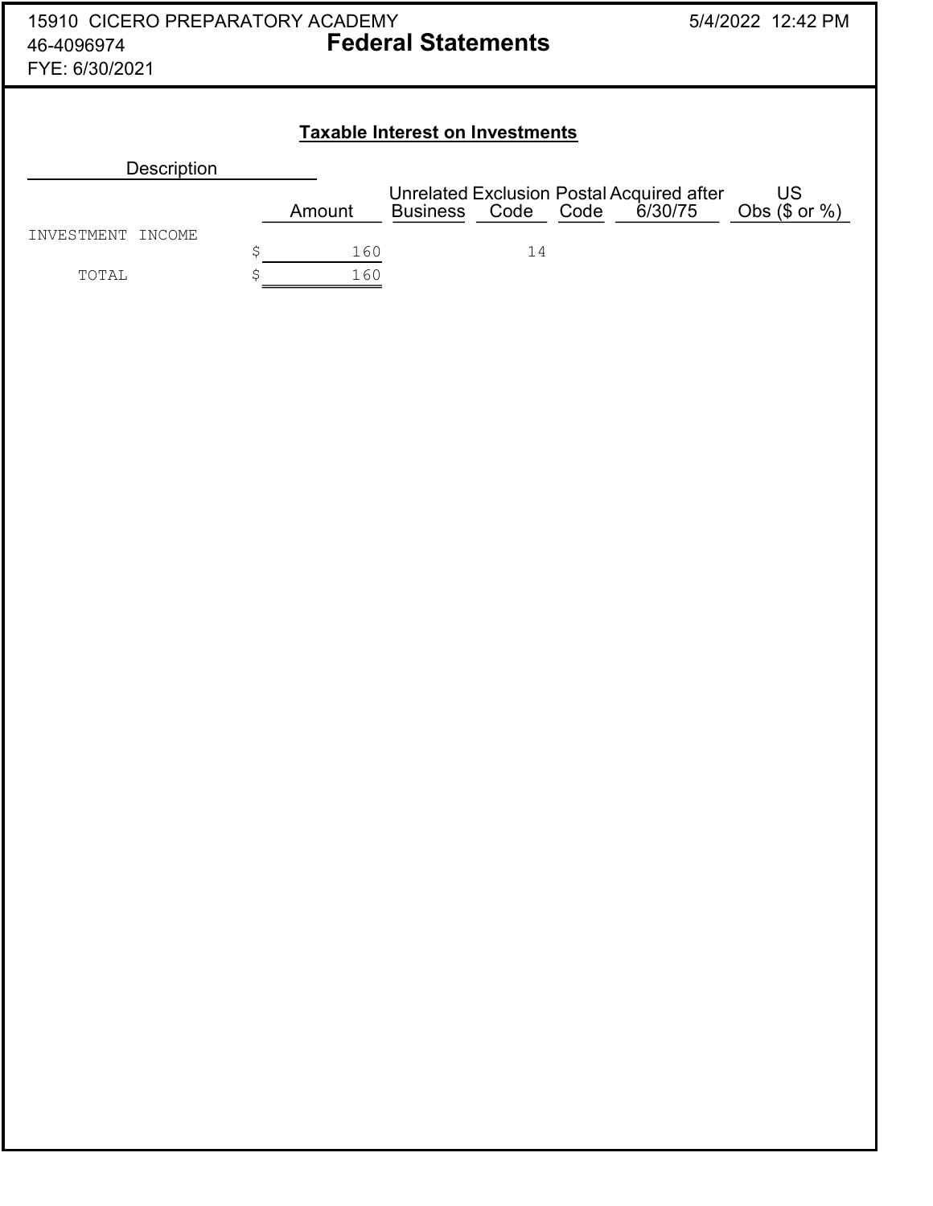15910 CICERO PREPARATORY ACADEMY
46-4096974
FYE: 6/30/2021

5/4/2022 12:42 PM

# Federal Statements

## Taxable Interest on Investments

| Description | Amount | Unrelated Business | Exclusion Code | Postal Code | Acquired after 6/30/75 | US Obs ($ or %) |
|---|---|---|---|---|---|---|
| INVESTMENT INCOME | $ 160 | | 14 | | | |
| TOTAL | $ 160 | | | | | |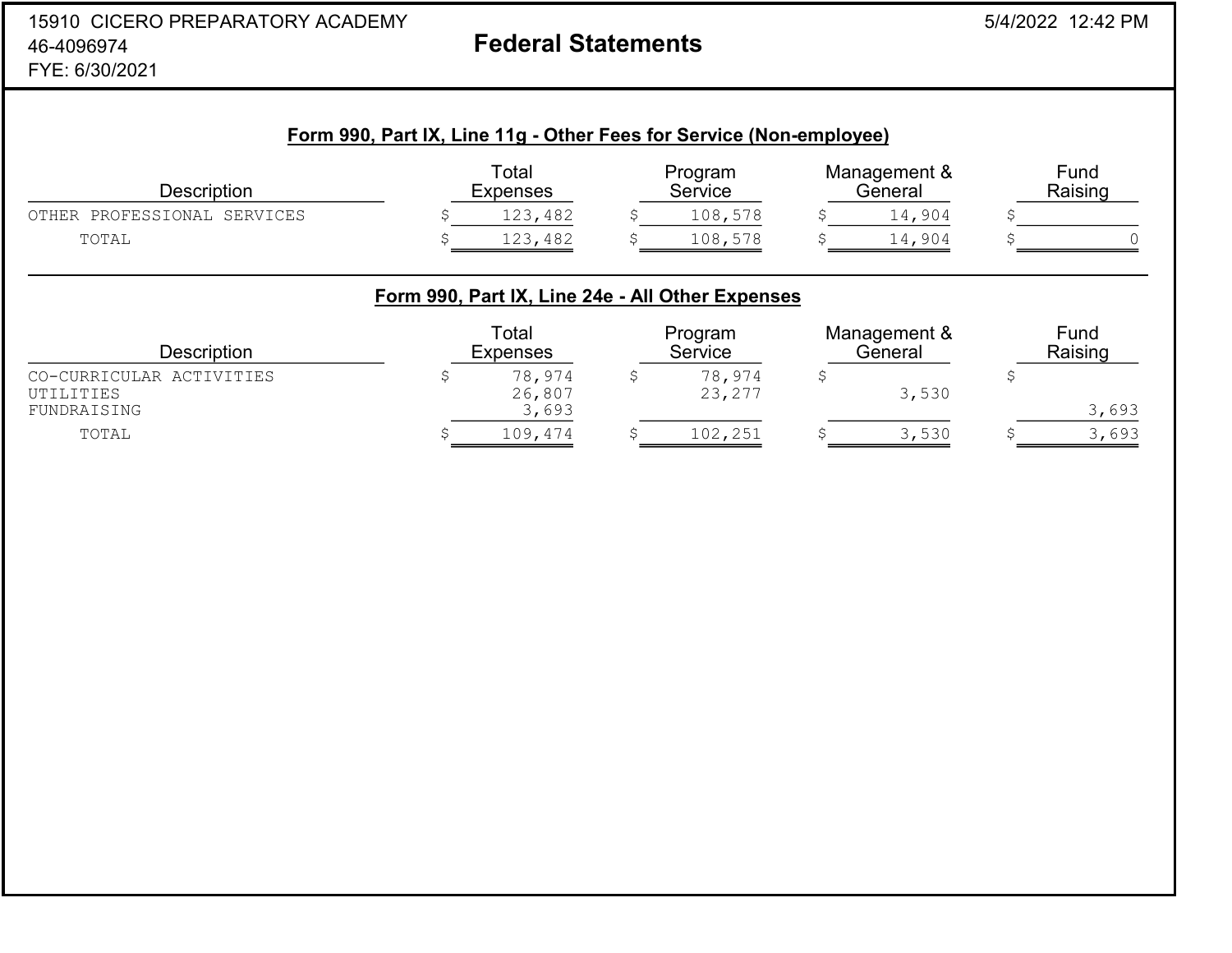15910 CICERO PREPARATORY ACADEMY
46-4096974
FYE: 6/30/2021

5/4/2022 12:42 PM

# Federal Statements

## Form 990, Part IX, Line 11g - Other Fees for Service (Non-employee)

| Description | Total Expenses | Program Service | Management & General | Fund Raising |
|---|---|---|---|---|
| OTHER PROFESSIONAL SERVICES | $ 123,482 | $ 108,578 | $ 14,904 | $ |
| TOTAL | $ 123,482 | $ 108,578 | $ 14,904 | $ 0 |

## Form 990, Part IX, Line 24e - All Other Expenses

| Description | Total Expenses | Program Service | Management & General | Fund Raising |
|---|---|---|---|---|
| CO-CURRICULAR ACTIVITIES | $ 78,974 | $ 78,974 | $ | $ |
| UTILITIES | 26,807 | 23,277 | 3,530 | |
| FUNDRAISING | 3,693 | | | 3,693 |
| TOTAL | $ 109,474 | $ 102,251 | $ 3,530 | $ 3,693 |